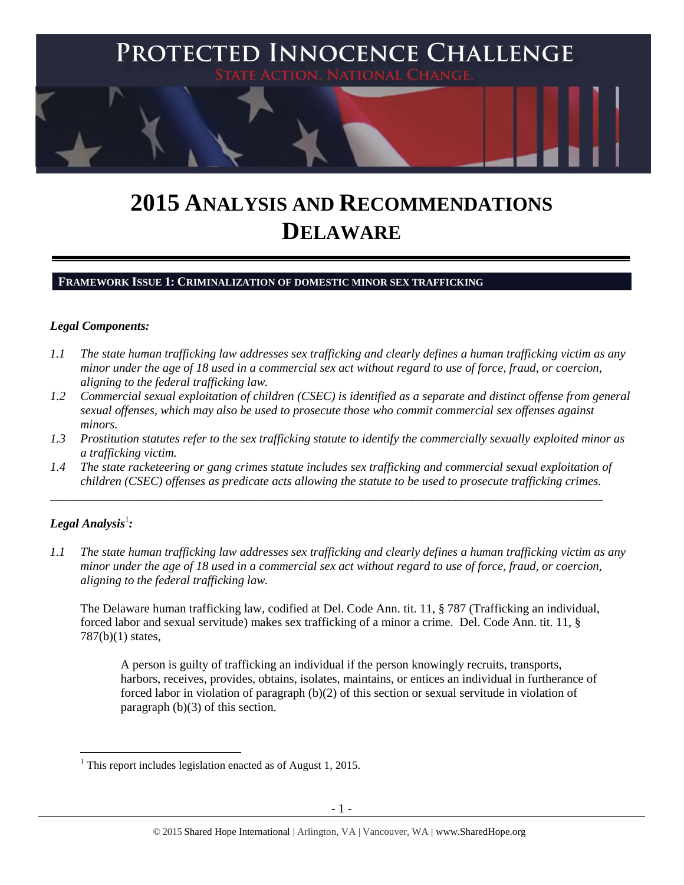# PROTECTED INNOCENCE CHALLENGE

STATE ACTION. NATIONAL CHANGE.

# 2015 ANALYSIS AND RECOMMENDATIONS DELAWARE

## FRAMEWORK ISSUE 1: CRIMINALIZATION OF DOMESTIC MINOR SEX TRAFFICKING

### *Legal Components:*

*1.1 The state human trafficking law addresses sex trafficking and clearly defines a human trafficking victim as any minor under the age of 18 used in a commercial sex act without regard to use of force, fraud, or coercion, aligning to the federal trafficking law.*

*1.2 Commercial sexual exploitation of children (CSEC) is identified as a separate and distinct offense from general sexual offenses, which may also be used to prosecute those who commit commercial sex offenses against minors.*

*1.3 Prostitution statutes refer to the sex trafficking statute to identify the commercially sexually exploited minor as a trafficking victim.*

*1.4 The state racketeering or gang crimes statute includes sex trafficking and commercial sexual exploitation of children (CSEC) offenses as predicate acts allowing the statute to be used to prosecute trafficking crimes.*

---

### *Legal Analysis*[1]*:*

*1.1 The state human trafficking law addresses sex trafficking and clearly defines a human trafficking victim as any minor under the age of 18 used in a commercial sex act without regard to use of force, fraud, or coercion, aligning to the federal trafficking law.*

The Delaware human trafficking law, codified at Del. Code Ann. tit. 11, § 787 (Trafficking an individual, forced labor and sexual servitude) makes sex trafficking of a minor a crime. Del. Code Ann. tit. 11, § 787(b)(1) states,

> A person is guilty of trafficking an individual if the person knowingly recruits, transports, harbors, receives, provides, obtains, isolates, maintains, or entices an individual in furtherance of forced labor in violation of paragraph (b)(2) of this section or sexual servitude in violation of paragraph (b)(3) of this section.

[1] This report includes legislation enacted as of August 1, 2015.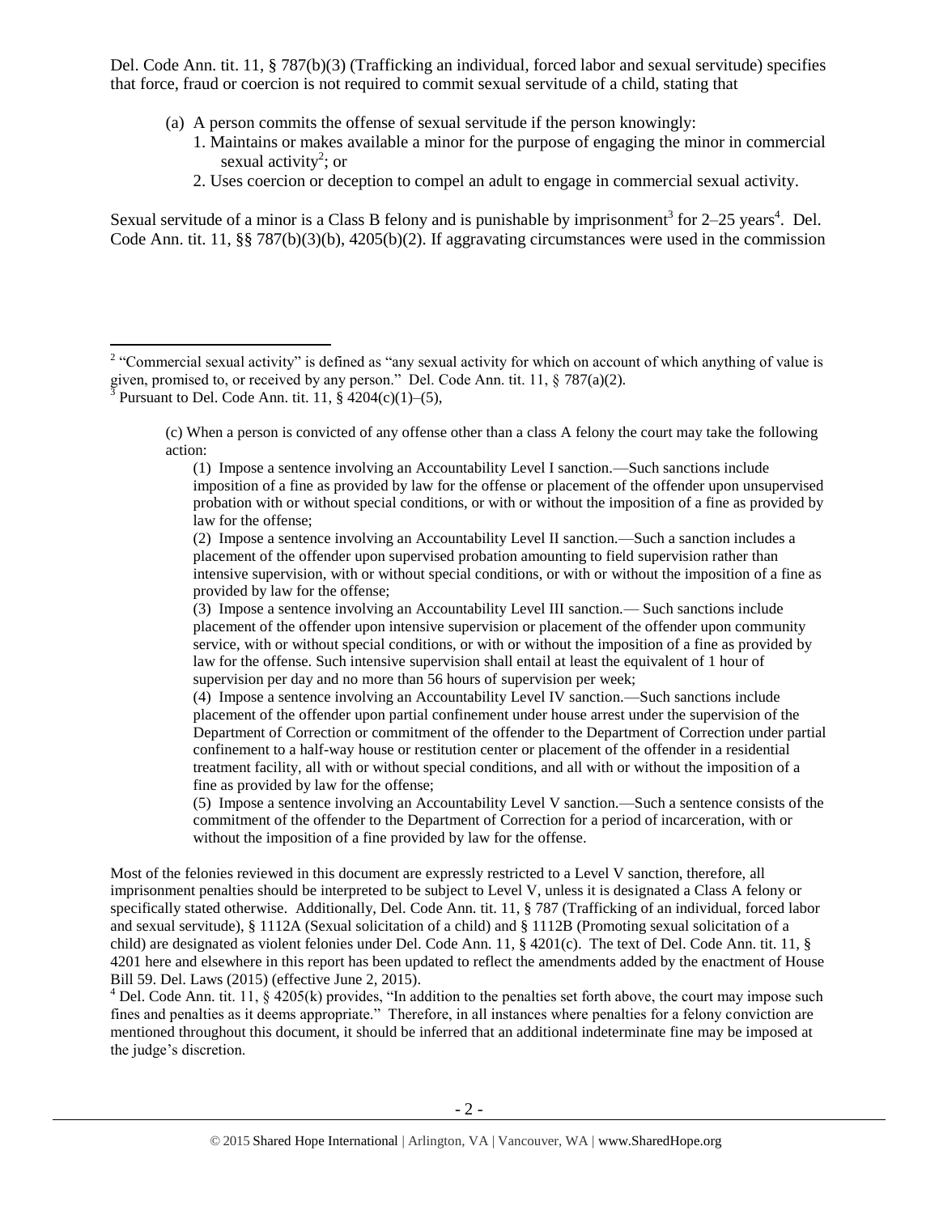Del. Code Ann. tit. 11, § 787(b)(3) (Trafficking an individual, forced labor and sexual servitude) specifies that force, fraud or coercion is not required to commit sexual servitude of a child, stating that

(a) A person commits the offense of sexual servitude if the person knowingly:
   1. Maintains or makes available a minor for the purpose of engaging the minor in commercial sexual activity[2]; or
   2. Uses coercion or deception to compel an adult to engage in commercial sexual activity.

Sexual servitude of a minor is a Class B felony and is punishable by imprisonment[3] for 2–25 years[4]. Del. Code Ann. tit. 11, §§ 787(b)(3)(b), 4205(b)(2). If aggravating circumstances were used in the commission

---

[2] "Commercial sexual activity" is defined as "any sexual activity for which on account of which anything of value is given, promised to, or received by any person." Del. Code Ann. tit. 11, § 787(a)(2).

[3] Pursuant to Del. Code Ann. tit. 11, § 4204(c)(1)–(5),

> (c) When a person is convicted of any offense other than a class A felony the court may take the following action:
>
> (1) Impose a sentence involving an Accountability Level I sanction.—Such sanctions include imposition of a fine as provided by law for the offense or placement of the offender upon unsupervised probation with or without special conditions, or with or without the imposition of a fine as provided by law for the offense;
>
> (2) Impose a sentence involving an Accountability Level II sanction.—Such a sanction includes a placement of the offender upon supervised probation amounting to field supervision rather than intensive supervision, with or without special conditions, or with or without the imposition of a fine as provided by law for the offense;
>
> (3) Impose a sentence involving an Accountability Level III sanction.— Such sanctions include placement of the offender upon intensive supervision or placement of the offender upon community service, with or without special conditions, or with or without the imposition of a fine as provided by law for the offense. Such intensive supervision shall entail at least the equivalent of 1 hour of supervision per day and no more than 56 hours of supervision per week;
>
> (4) Impose a sentence involving an Accountability Level IV sanction.—Such sanctions include placement of the offender upon partial confinement under house arrest under the supervision of the Department of Correction or commitment of the offender to the Department of Correction under partial confinement to a half-way house or restitution center or placement of the offender in a residential treatment facility, all with or without special conditions, and all with or without the imposition of a fine as provided by law for the offense;
>
> (5) Impose a sentence involving an Accountability Level V sanction.—Such a sentence consists of the commitment of the offender to the Department of Correction for a period of incarceration, with or without the imposition of a fine provided by law for the offense.

Most of the felonies reviewed in this document are expressly restricted to a Level V sanction, therefore, all imprisonment penalties should be interpreted to be subject to Level V, unless it is designated a Class A felony or specifically stated otherwise. Additionally, Del. Code Ann. tit. 11, § 787 (Trafficking of an individual, forced labor and sexual servitude), § 1112A (Sexual solicitation of a child) and § 1112B (Promoting sexual solicitation of a child) are designated as violent felonies under Del. Code Ann. 11, § 4201(c). The text of Del. Code Ann. tit. 11, § 4201 here and elsewhere in this report has been updated to reflect the amendments added by the enactment of House Bill 59. Del. Laws (2015) (effective June 2, 2015).

[4] Del. Code Ann. tit. 11, § 4205(k) provides, "In addition to the penalties set forth above, the court may impose such fines and penalties as it deems appropriate." Therefore, in all instances where penalties for a felony conviction are mentioned throughout this document, it should be inferred that an additional indeterminate fine may be imposed at the judge's discretion.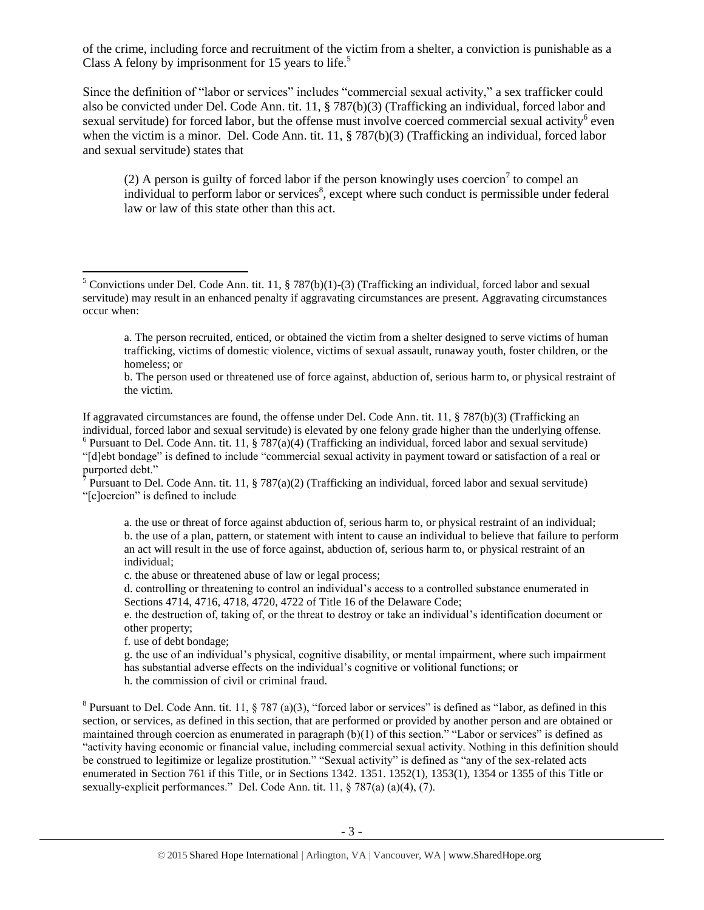of the crime, including force and recruitment of the victim from a shelter, a conviction is punishable as a Class A felony by imprisonment for 15 years to life.[5]

Since the definition of "labor or services" includes "commercial sexual activity," a sex trafficker could also be convicted under Del. Code Ann. tit. 11, § 787(b)(3) (Trafficking an individual, forced labor and sexual servitude) for forced labor, but the offense must involve coerced commercial sexual activity[6] even when the victim is a minor. Del. Code Ann. tit. 11, § 787(b)(3) (Trafficking an individual, forced labor and sexual servitude) states that

> (2) A person is guilty of forced labor if the person knowingly uses coercion[7] to compel an individual to perform labor or services[8], except where such conduct is permissible under federal law or law of this state other than this act.

---

[5] Convictions under Del. Code Ann. tit. 11, § 787(b)(1)-(3) (Trafficking an individual, forced labor and sexual servitude) may result in an enhanced penalty if aggravating circumstances are present. Aggravating circumstances occur when:

> a. The person recruited, enticed, or obtained the victim from a shelter designed to serve victims of human trafficking, victims of domestic violence, victims of sexual assault, runaway youth, foster children, or the homeless; or
>
> b. The person used or threatened use of force against, abduction of, serious harm to, or physical restraint of the victim.

If aggravated circumstances are found, the offense under Del. Code Ann. tit. 11, § 787(b)(3) (Trafficking an individual, forced labor and sexual servitude) is elevated by one felony grade higher than the underlying offense.

[6] Pursuant to Del. Code Ann. tit. 11, § 787(a)(4) (Trafficking an individual, forced labor and sexual servitude) "[d]ebt bondage" is defined to include "commercial sexual activity in payment toward or satisfaction of a real or purported debt."

[7] Pursuant to Del. Code Ann. tit. 11, § 787(a)(2) (Trafficking an individual, forced labor and sexual servitude) "[c]oercion" is defined to include

> a. the use or threat of force against abduction of, serious harm to, or physical restraint of an individual;
> b. the use of a plan, pattern, or statement with intent to cause an individual to believe that failure to perform an act will result in the use of force against, abduction of, serious harm to, or physical restraint of an individual;
> c. the abuse or threatened abuse of law or legal process;
> d. controlling or threatening to control an individual's access to a controlled substance enumerated in Sections 4714, 4716, 4718, 4720, 4722 of Title 16 of the Delaware Code;
> e. the destruction of, taking of, or the threat to destroy or take an individual's identification document or other property;
> f. use of debt bondage;
> g. the use of an individual's physical, cognitive disability, or mental impairment, where such impairment has substantial adverse effects on the individual's cognitive or volitional functions; or
> h. the commission of civil or criminal fraud.

[8] Pursuant to Del. Code Ann. tit. 11, § 787 (a)(3), "forced labor or services" is defined as "labor, as defined in this section, or services, as defined in this section, that are performed or provided by another person and are obtained or maintained through coercion as enumerated in paragraph (b)(1) of this section." "Labor or services" is defined as "activity having economic or financial value, including commercial sexual activity. Nothing in this definition should be construed to legitimize or legalize prostitution." "Sexual activity" is defined as "any of the sex-related acts enumerated in Section 761 if this Title, or in Sections 1342. 1351. 1352(1), 1353(1), 1354 or 1355 of this Title or sexually-explicit performances." Del. Code Ann. tit. 11, § 787(a) (a)(4), (7).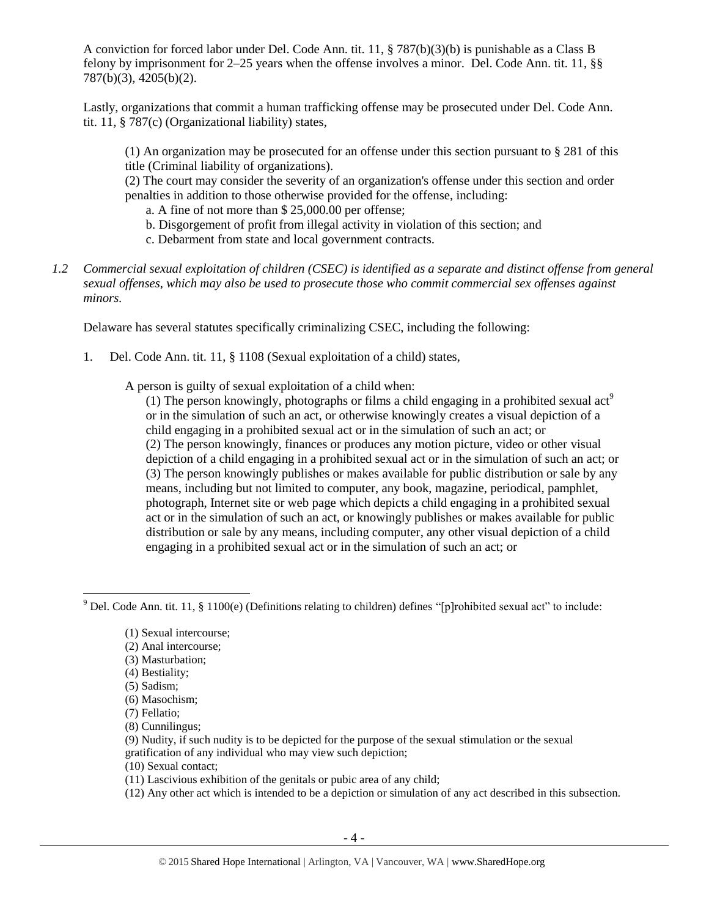A conviction for forced labor under Del. Code Ann. tit. 11, § 787(b)(3)(b) is punishable as a Class B felony by imprisonment for 2–25 years when the offense involves a minor. Del. Code Ann. tit. 11, §§ 787(b)(3), 4205(b)(2).

Lastly, organizations that commit a human trafficking offense may be prosecuted under Del. Code Ann. tit. 11, § 787(c) (Organizational liability) states,

> (1) An organization may be prosecuted for an offense under this section pursuant to § 281 of this title (Criminal liability of organizations).
> (2) The court may consider the severity of an organization's offense under this section and order penalties in addition to those otherwise provided for the offense, including:
> a. A fine of not more than $ 25,000.00 per offense;
> b. Disgorgement of profit from illegal activity in violation of this section; and
> c. Debarment from state and local government contracts.

*1.2 Commercial sexual exploitation of children (CSEC) is identified as a separate and distinct offense from general sexual offenses, which may also be used to prosecute those who commit commercial sex offenses against minors.*

Delaware has several statutes specifically criminalizing CSEC, including the following:

1. Del. Code Ann. tit. 11, § 1108 (Sexual exploitation of a child) states,

> A person is guilty of sexual exploitation of a child when:
> (1) The person knowingly, photographs or films a child engaging in a prohibited sexual act[9] or in the simulation of such an act, or otherwise knowingly creates a visual depiction of a child engaging in a prohibited sexual act or in the simulation of such an act; or
> (2) The person knowingly, finances or produces any motion picture, video or other visual depiction of a child engaging in a prohibited sexual act or in the simulation of such an act; or
> (3) The person knowingly publishes or makes available for public distribution or sale by any means, including but not limited to computer, any book, magazine, periodical, pamphlet, photograph, Internet site or web page which depicts a child engaging in a prohibited sexual act or in the simulation of such an act, or knowingly publishes or makes available for public distribution or sale by any means, including computer, any other visual depiction of a child engaging in a prohibited sexual act or in the simulation of such an act; or

---

[9] Del. Code Ann. tit. 11, § 1100(e) (Definitions relating to children) defines "[p]rohibited sexual act" to include:

> (1) Sexual intercourse;
> (2) Anal intercourse;
> (3) Masturbation;
> (4) Bestiality;
> (5) Sadism;
> (6) Masochism;
> (7) Fellatio;
> (8) Cunnilingus;
> (9) Nudity, if such nudity is to be depicted for the purpose of the sexual stimulation or the sexual gratification of any individual who may view such depiction;
> (10) Sexual contact;
> (11) Lascivious exhibition of the genitals or pubic area of any child;
> (12) Any other act which is intended to be a depiction or simulation of any act described in this subsection.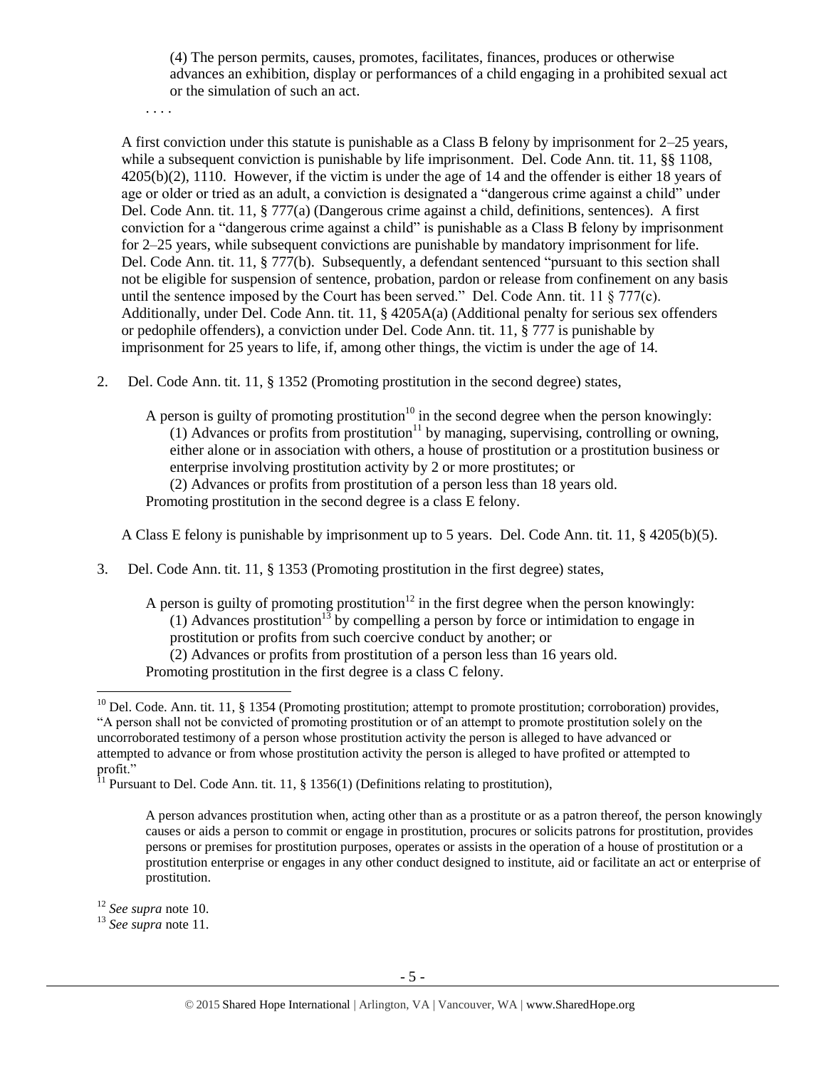(4) The person permits, causes, promotes, facilitates, finances, produces or otherwise advances an exhibition, display or performances of a child engaging in a prohibited sexual act or the simulation of such an act.

. . . .

A first conviction under this statute is punishable as a Class B felony by imprisonment for 2–25 years, while a subsequent conviction is punishable by life imprisonment. Del. Code Ann. tit. 11, §§ 1108, 4205(b)(2), 1110. However, if the victim is under the age of 14 and the offender is either 18 years of age or older or tried as an adult, a conviction is designated a "dangerous crime against a child" under Del. Code Ann. tit. 11, § 777(a) (Dangerous crime against a child, definitions, sentences). A first conviction for a "dangerous crime against a child" is punishable as a Class B felony by imprisonment for 2–25 years, while subsequent convictions are punishable by mandatory imprisonment for life. Del. Code Ann. tit. 11, § 777(b). Subsequently, a defendant sentenced "pursuant to this section shall not be eligible for suspension of sentence, probation, pardon or release from confinement on any basis until the sentence imposed by the Court has been served." Del. Code Ann. tit. 11 § 777(c). Additionally, under Del. Code Ann. tit. 11, § 4205A(a) (Additional penalty for serious sex offenders or pedophile offenders), a conviction under Del. Code Ann. tit. 11, § 777 is punishable by imprisonment for 25 years to life, if, among other things, the victim is under the age of 14.

2. Del. Code Ann. tit. 11, § 1352 (Promoting prostitution in the second degree) states,

   A person is guilty of promoting prostitution[10] in the second degree when the person knowingly:
   (1) Advances or profits from prostitution[11] by managing, supervising, controlling or owning, either alone or in association with others, a house of prostitution or a prostitution business or enterprise involving prostitution activity by 2 or more prostitutes; or
   (2) Advances or profits from prostitution of a person less than 18 years old.
   Promoting prostitution in the second degree is a class E felony.

   A Class E felony is punishable by imprisonment up to 5 years. Del. Code Ann. tit. 11, § 4205(b)(5).

3. Del. Code Ann. tit. 11, § 1353 (Promoting prostitution in the first degree) states,

   A person is guilty of promoting prostitution[12] in the first degree when the person knowingly:
   (1) Advances prostitution[13] by compelling a person by force or intimidation to engage in prostitution or profits from such coercive conduct by another; or
   (2) Advances or profits from prostitution of a person less than 16 years old.
   Promoting prostitution in the first degree is a class C felony.

---

[10] Del. Code. Ann. tit. 11, § 1354 (Promoting prostitution; attempt to promote prostitution; corroboration) provides, "A person shall not be convicted of promoting prostitution or of an attempt to promote prostitution solely on the uncorroborated testimony of a person whose prostitution activity the person is alleged to have advanced or attempted to advance or from whose prostitution activity the person is alleged to have profited or attempted to profit."

[11] Pursuant to Del. Code Ann. tit. 11, § 1356(1) (Definitions relating to prostitution),

> A person advances prostitution when, acting other than as a prostitute or as a patron thereof, the person knowingly causes or aids a person to commit or engage in prostitution, procures or solicits patrons for prostitution, provides persons or premises for prostitution purposes, operates or assists in the operation of a house of prostitution or a prostitution enterprise or engages in any other conduct designed to institute, aid or facilitate an act or enterprise of prostitution.

[12] *See supra* note 10.

[13] *See supra* note 11.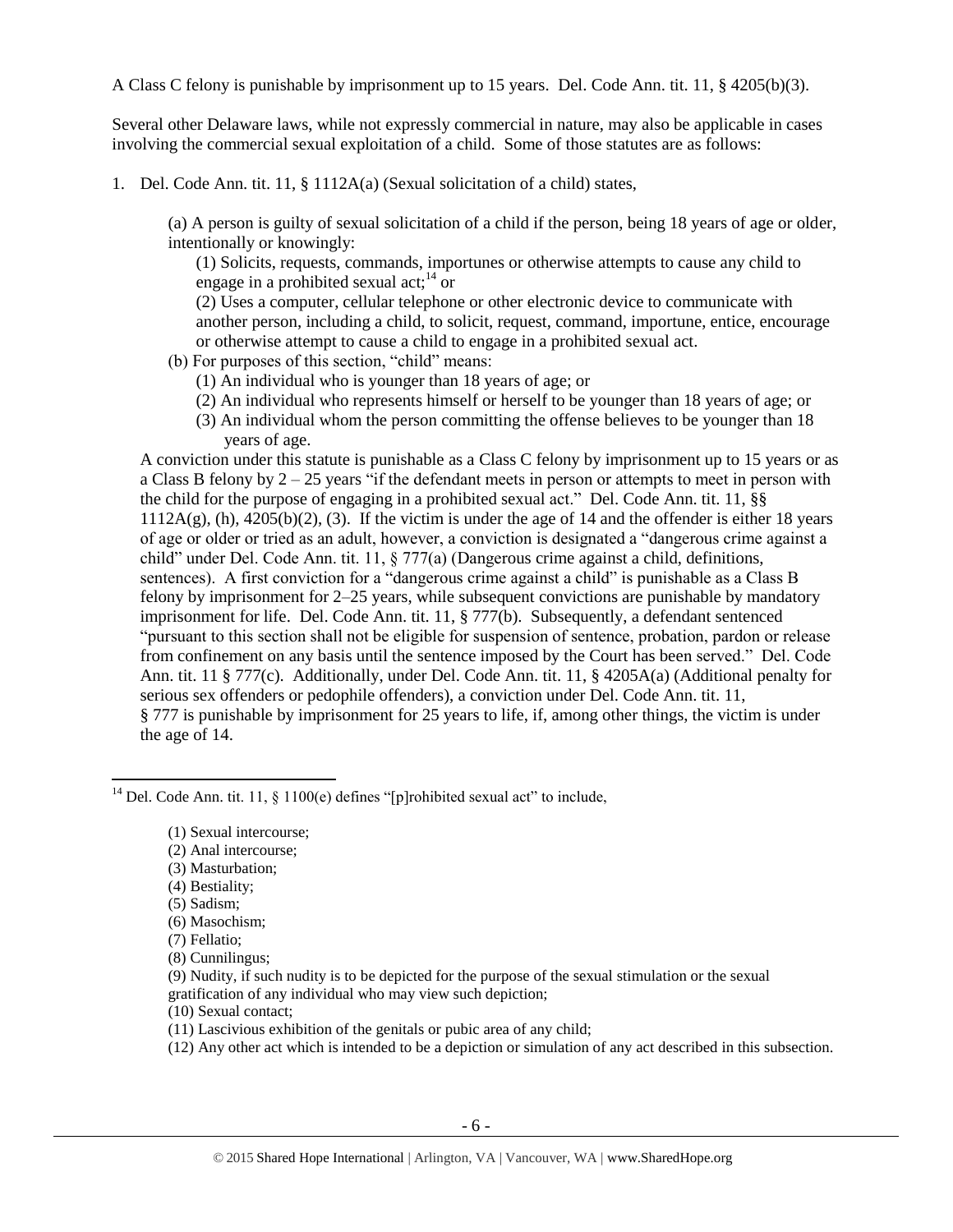A Class C felony is punishable by imprisonment up to 15 years. Del. Code Ann. tit. 11, § 4205(b)(3).

Several other Delaware laws, while not expressly commercial in nature, may also be applicable in cases involving the commercial sexual exploitation of a child. Some of those statutes are as follows:

1. Del. Code Ann. tit. 11, § 1112A(a) (Sexual solicitation of a child) states,

   (a) A person is guilty of sexual solicitation of a child if the person, being 18 years of age or older, intentionally or knowingly:

   (1) Solicits, requests, commands, importunes or otherwise attempts to cause any child to engage in a prohibited sexual act;[14] or

   (2) Uses a computer, cellular telephone or other electronic device to communicate with another person, including a child, to solicit, request, command, importune, entice, encourage or otherwise attempt to cause a child to engage in a prohibited sexual act.

   (b) For purposes of this section, "child" means:

   (1) An individual who is younger than 18 years of age; or

   (2) An individual who represents himself or herself to be younger than 18 years of age; or

   (3) An individual whom the person committing the offense believes to be younger than 18 years of age.

   A conviction under this statute is punishable as a Class C felony by imprisonment up to 15 years or as a Class B felony by 2 – 25 years "if the defendant meets in person or attempts to meet in person with the child for the purpose of engaging in a prohibited sexual act." Del. Code Ann. tit. 11, §§ 1112A(g), (h), 4205(b)(2), (3). If the victim is under the age of 14 and the offender is either 18 years of age or older or tried as an adult, however, a conviction is designated a "dangerous crime against a child" under Del. Code Ann. tit. 11, § 777(a) (Dangerous crime against a child, definitions, sentences). A first conviction for a "dangerous crime against a child" is punishable as a Class B felony by imprisonment for 2–25 years, while subsequent convictions are punishable by mandatory imprisonment for life. Del. Code Ann. tit. 11, § 777(b). Subsequently, a defendant sentenced "pursuant to this section shall not be eligible for suspension of sentence, probation, pardon or release from confinement on any basis until the sentence imposed by the Court has been served." Del. Code Ann. tit. 11 § 777(c). Additionally, under Del. Code Ann. tit. 11, § 4205A(a) (Additional penalty for serious sex offenders or pedophile offenders), a conviction under Del. Code Ann. tit. 11, § 777 is punishable by imprisonment for 25 years to life, if, among other things, the victim is under the age of 14.

---

[14] Del. Code Ann. tit. 11, § 1100(e) defines "[p]rohibited sexual act" to include,

(1) Sexual intercourse;
(2) Anal intercourse;
(3) Masturbation;
(4) Bestiality;
(5) Sadism;
(6) Masochism;
(7) Fellatio;
(8) Cunnilingus;
(9) Nudity, if such nudity is to be depicted for the purpose of the sexual stimulation or the sexual gratification of any individual who may view such depiction;
(10) Sexual contact;
(11) Lascivious exhibition of the genitals or pubic area of any child;
(12) Any other act which is intended to be a depiction or simulation of any act described in this subsection.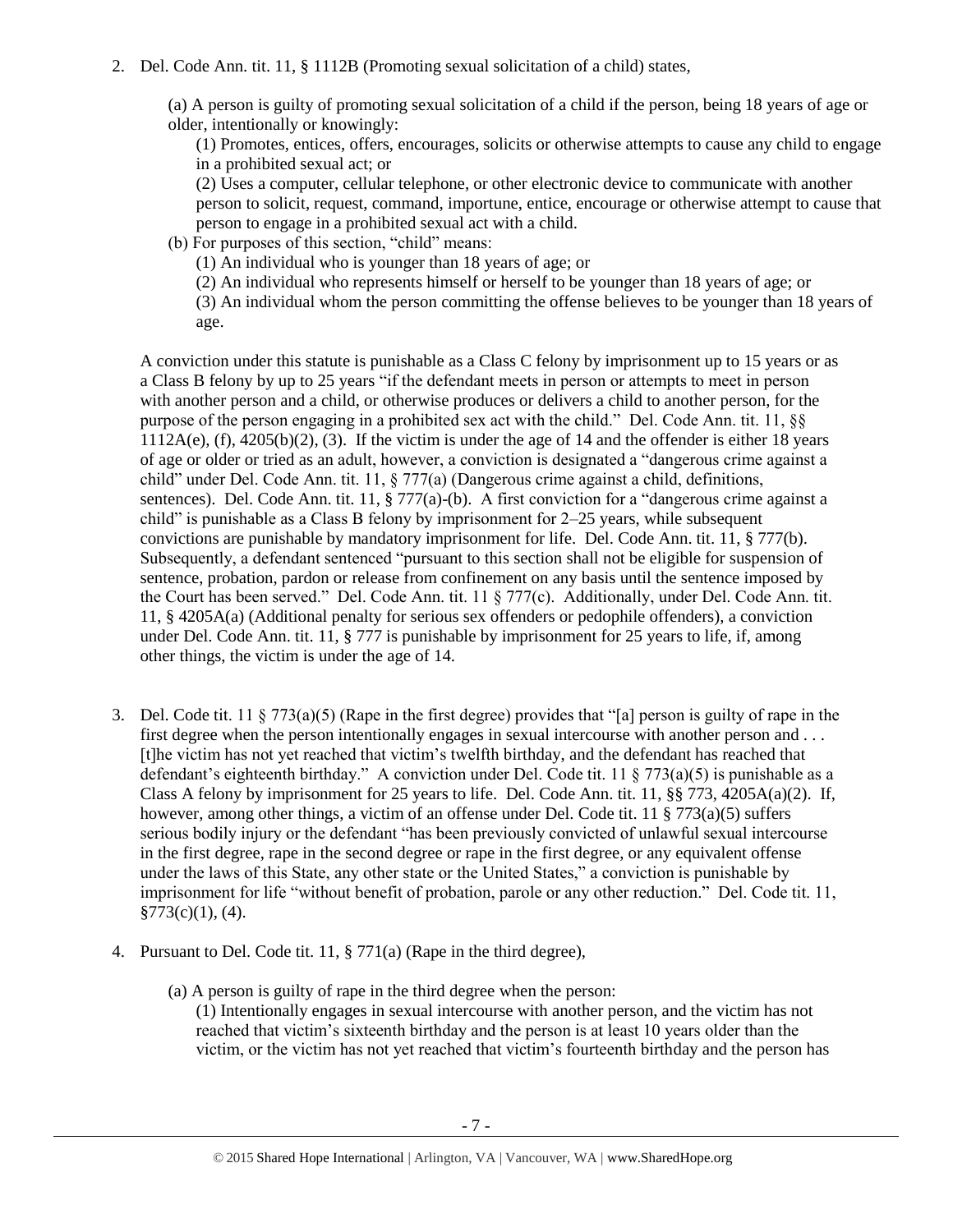2. Del. Code Ann. tit. 11, § 1112B (Promoting sexual solicitation of a child) states,

   (a) A person is guilty of promoting sexual solicitation of a child if the person, being 18 years of age or older, intentionally or knowingly:

   (1) Promotes, entices, offers, encourages, solicits or otherwise attempts to cause any child to engage in a prohibited sexual act; or

   (2) Uses a computer, cellular telephone, or other electronic device to communicate with another person to solicit, request, command, importune, entice, encourage or otherwise attempt to cause that person to engage in a prohibited sexual act with a child.

   (b) For purposes of this section, "child" means:

   (1) An individual who is younger than 18 years of age; or

   (2) An individual who represents himself or herself to be younger than 18 years of age; or

   (3) An individual whom the person committing the offense believes to be younger than 18 years of age.

   A conviction under this statute is punishable as a Class C felony by imprisonment up to 15 years or as a Class B felony by up to 25 years "if the defendant meets in person or attempts to meet in person with another person and a child, or otherwise produces or delivers a child to another person, for the purpose of the person engaging in a prohibited sex act with the child." Del. Code Ann. tit. 11, §§ 1112A(e), (f), 4205(b)(2), (3). If the victim is under the age of 14 and the offender is either 18 years of age or older or tried as an adult, however, a conviction is designated a "dangerous crime against a child" under Del. Code Ann. tit. 11, § 777(a) (Dangerous crime against a child, definitions, sentences). Del. Code Ann. tit. 11, § 777(a)-(b). A first conviction for a "dangerous crime against a child" is punishable as a Class B felony by imprisonment for 2–25 years, while subsequent convictions are punishable by mandatory imprisonment for life. Del. Code Ann. tit. 11, § 777(b). Subsequently, a defendant sentenced "pursuant to this section shall not be eligible for suspension of sentence, probation, pardon or release from confinement on any basis until the sentence imposed by the Court has been served." Del. Code Ann. tit. 11 § 777(c). Additionally, under Del. Code Ann. tit. 11, § 4205A(a) (Additional penalty for serious sex offenders or pedophile offenders), a conviction under Del. Code Ann. tit. 11, § 777 is punishable by imprisonment for 25 years to life, if, among other things, the victim is under the age of 14.

3. Del. Code tit. 11 § 773(a)(5) (Rape in the first degree) provides that "[a] person is guilty of rape in the first degree when the person intentionally engages in sexual intercourse with another person and . . . [t]he victim has not yet reached that victim's twelfth birthday, and the defendant has reached that defendant's eighteenth birthday." A conviction under Del. Code tit. 11 § 773(a)(5) is punishable as a Class A felony by imprisonment for 25 years to life. Del. Code Ann. tit. 11, §§ 773, 4205A(a)(2). If, however, among other things, a victim of an offense under Del. Code tit. 11 § 773(a)(5) suffers serious bodily injury or the defendant "has been previously convicted of unlawful sexual intercourse in the first degree, rape in the second degree or rape in the first degree, or any equivalent offense under the laws of this State, any other state or the United States," a conviction is punishable by imprisonment for life "without benefit of probation, parole or any other reduction." Del. Code tit. 11, §773(c)(1), (4).

4. Pursuant to Del. Code tit. 11, § 771(a) (Rape in the third degree),

   (a) A person is guilty of rape in the third degree when the person:

   (1) Intentionally engages in sexual intercourse with another person, and the victim has not reached that victim's sixteenth birthday and the person is at least 10 years older than the victim, or the victim has not yet reached that victim's fourteenth birthday and the person has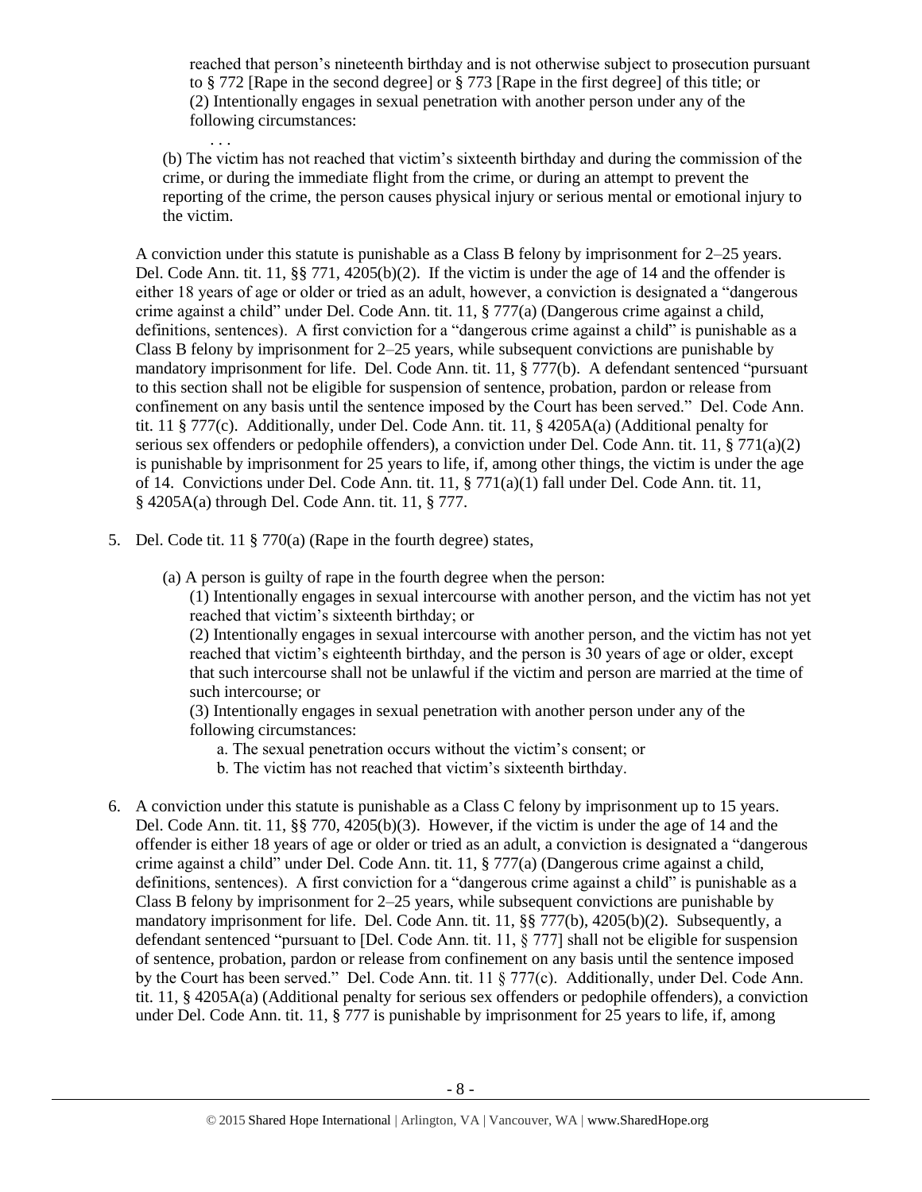reached that person's nineteenth birthday and is not otherwise subject to prosecution pursuant to § 772 [Rape in the second degree] or § 773 [Rape in the first degree] of this title; or
(2) Intentionally engages in sexual penetration with another person under any of the following circumstances:

. . .

(b) The victim has not reached that victim's sixteenth birthday and during the commission of the crime, or during the immediate flight from the crime, or during an attempt to prevent the reporting of the crime, the person causes physical injury or serious mental or emotional injury to the victim.

A conviction under this statute is punishable as a Class B felony by imprisonment for 2–25 years. Del. Code Ann. tit. 11, §§ 771, 4205(b)(2). If the victim is under the age of 14 and the offender is either 18 years of age or older or tried as an adult, however, a conviction is designated a "dangerous crime against a child" under Del. Code Ann. tit. 11, § 777(a) (Dangerous crime against a child, definitions, sentences). A first conviction for a "dangerous crime against a child" is punishable as a Class B felony by imprisonment for 2–25 years, while subsequent convictions are punishable by mandatory imprisonment for life. Del. Code Ann. tit. 11, § 777(b). A defendant sentenced "pursuant to this section shall not be eligible for suspension of sentence, probation, pardon or release from confinement on any basis until the sentence imposed by the Court has been served." Del. Code Ann. tit. 11 § 777(c). Additionally, under Del. Code Ann. tit. 11, § 4205A(a) (Additional penalty for serious sex offenders or pedophile offenders), a conviction under Del. Code Ann. tit. 11, § 771(a)(2) is punishable by imprisonment for 25 years to life, if, among other things, the victim is under the age of 14. Convictions under Del. Code Ann. tit. 11, § 771(a)(1) fall under Del. Code Ann. tit. 11, § 4205A(a) through Del. Code Ann. tit. 11, § 777.

5. Del. Code tit. 11 § 770(a) (Rape in the fourth degree) states,

   (a) A person is guilty of rape in the fourth degree when the person:
   (1) Intentionally engages in sexual intercourse with another person, and the victim has not yet reached that victim's sixteenth birthday; or
   (2) Intentionally engages in sexual intercourse with another person, and the victim has not yet reached that victim's eighteenth birthday, and the person is 30 years of age or older, except that such intercourse shall not be unlawful if the victim and person are married at the time of such intercourse; or
   (3) Intentionally engages in sexual penetration with another person under any of the following circumstances:
      a. The sexual penetration occurs without the victim's consent; or
      b. The victim has not reached that victim's sixteenth birthday.

6. A conviction under this statute is punishable as a Class C felony by imprisonment up to 15 years. Del. Code Ann. tit. 11, §§ 770, 4205(b)(3). However, if the victim is under the age of 14 and the offender is either 18 years of age or older or tried as an adult, a conviction is designated a "dangerous crime against a child" under Del. Code Ann. tit. 11, § 777(a) (Dangerous crime against a child, definitions, sentences). A first conviction for a "dangerous crime against a child" is punishable as a Class B felony by imprisonment for 2–25 years, while subsequent convictions are punishable by mandatory imprisonment for life. Del. Code Ann. tit. 11, §§ 777(b), 4205(b)(2). Subsequently, a defendant sentenced "pursuant to [Del. Code Ann. tit. 11, § 777] shall not be eligible for suspension of sentence, probation, pardon or release from confinement on any basis until the sentence imposed by the Court has been served." Del. Code Ann. tit. 11 § 777(c). Additionally, under Del. Code Ann. tit. 11, § 4205A(a) (Additional penalty for serious sex offenders or pedophile offenders), a conviction under Del. Code Ann. tit. 11, § 777 is punishable by imprisonment for 25 years to life, if, among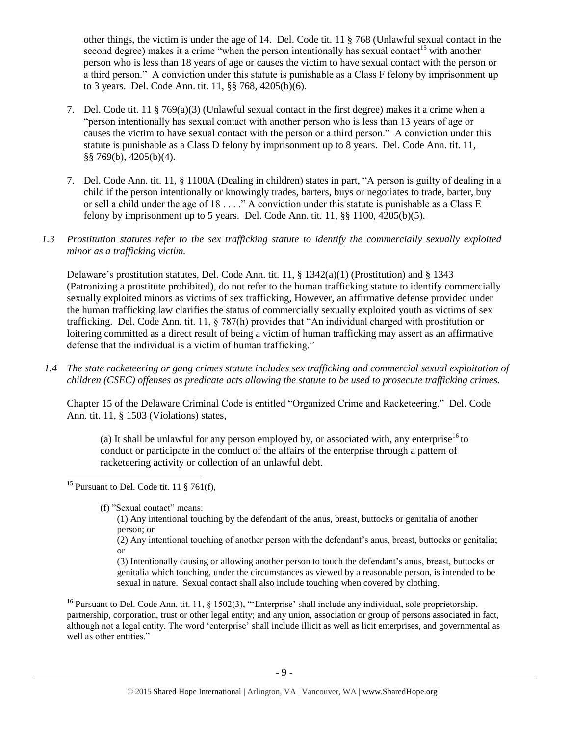other things, the victim is under the age of 14. Del. Code tit. 11 § 768 (Unlawful sexual contact in the second degree) makes it a crime "when the person intentionally has sexual contact[15] with another person who is less than 18 years of age or causes the victim to have sexual contact with the person or a third person." A conviction under this statute is punishable as a Class F felony by imprisonment up to 3 years. Del. Code Ann. tit. 11, §§ 768, 4205(b)(6).

7. Del. Code tit. 11 § 769(a)(3) (Unlawful sexual contact in the first degree) makes it a crime when a "person intentionally has sexual contact with another person who is less than 13 years of age or causes the victim to have sexual contact with the person or a third person." A conviction under this statute is punishable as a Class D felony by imprisonment up to 8 years. Del. Code Ann. tit. 11, §§ 769(b), 4205(b)(4).

7. Del. Code Ann. tit. 11, § 1100A (Dealing in children) states in part, "A person is guilty of dealing in a child if the person intentionally or knowingly trades, barters, buys or negotiates to trade, barter, buy or sell a child under the age of 18 . . . ." A conviction under this statute is punishable as a Class E felony by imprisonment up to 5 years. Del. Code Ann. tit. 11, §§ 1100, 4205(b)(5).

*1.3 Prostitution statutes refer to the sex trafficking statute to identify the commercially sexually exploited minor as a trafficking victim.*

Delaware's prostitution statutes, Del. Code Ann. tit. 11, § 1342(a)(1) (Prostitution) and § 1343 (Patronizing a prostitute prohibited), do not refer to the human trafficking statute to identify commercially sexually exploited minors as victims of sex trafficking, However, an affirmative defense provided under the human trafficking law clarifies the status of commercially sexually exploited youth as victims of sex trafficking. Del. Code Ann. tit. 11, § 787(h) provides that "An individual charged with prostitution or loitering committed as a direct result of being a victim of human trafficking may assert as an affirmative defense that the individual is a victim of human trafficking."

*1.4 The state racketeering or gang crimes statute includes sex trafficking and commercial sexual exploitation of children (CSEC) offenses as predicate acts allowing the statute to be used to prosecute trafficking crimes.*

Chapter 15 of the Delaware Criminal Code is entitled "Organized Crime and Racketeering." Del. Code Ann. tit. 11, § 1503 (Violations) states,

> (a) It shall be unlawful for any person employed by, or associated with, any enterprise[16] to conduct or participate in the conduct of the affairs of the enterprise through a pattern of racketeering activity or collection of an unlawful debt.

---

[15] Pursuant to Del. Code tit. 11 § 761(f),

> (f) "Sexual contact" means:
>
> (1) Any intentional touching by the defendant of the anus, breast, buttocks or genitalia of another person; or
>
> (2) Any intentional touching of another person with the defendant's anus, breast, buttocks or genitalia; or
>
> (3) Intentionally causing or allowing another person to touch the defendant's anus, breast, buttocks or genitalia which touching, under the circumstances as viewed by a reasonable person, is intended to be sexual in nature. Sexual contact shall also include touching when covered by clothing.

[16] Pursuant to Del. Code Ann. tit. 11, § 1502(3), "'Enterprise' shall include any individual, sole proprietorship, partnership, corporation, trust or other legal entity; and any union, association or group of persons associated in fact, although not a legal entity. The word 'enterprise' shall include illicit as well as licit enterprises, and governmental as well as other entities."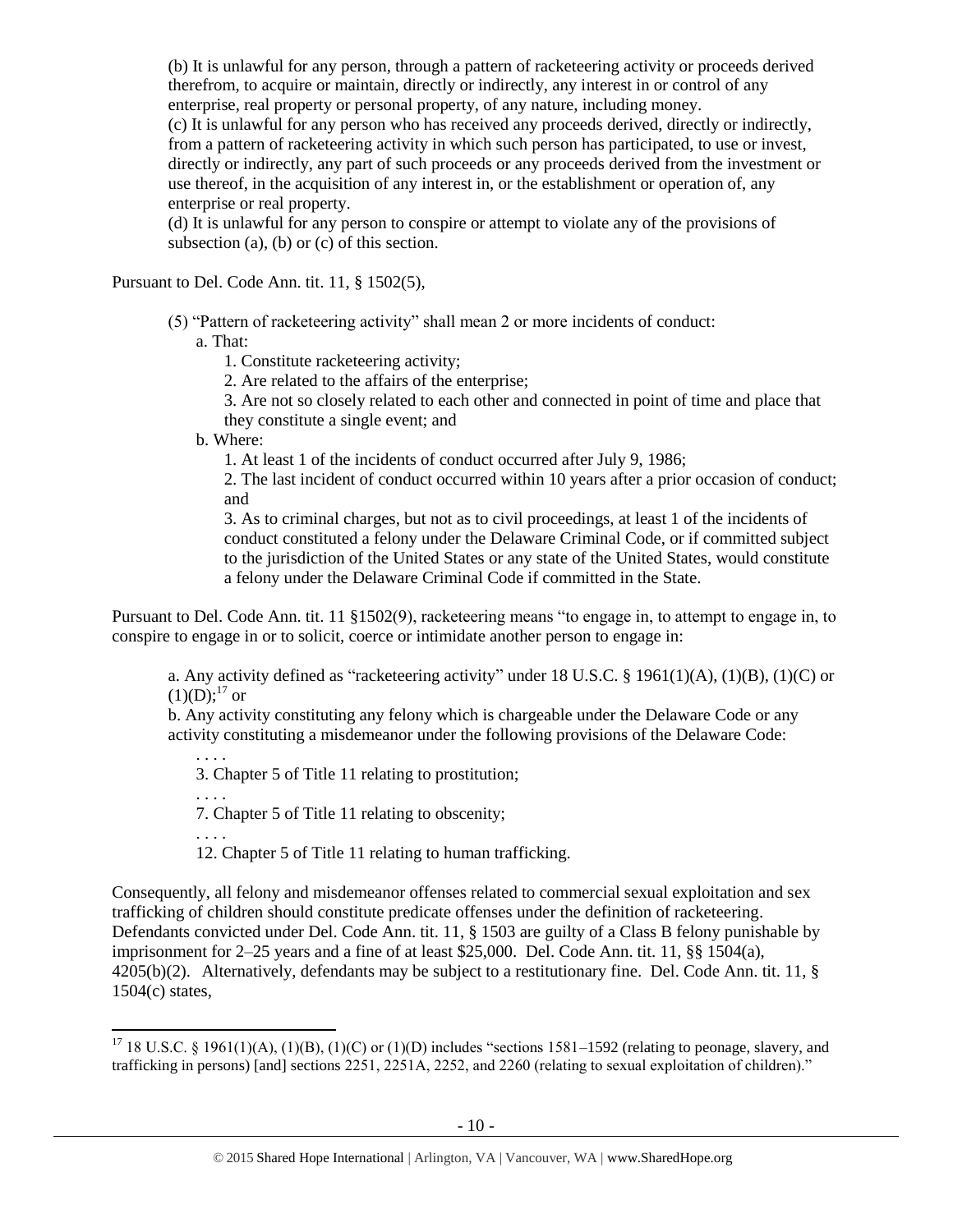(b) It is unlawful for any person, through a pattern of racketeering activity or proceeds derived therefrom, to acquire or maintain, directly or indirectly, any interest in or control of any enterprise, real property or personal property, of any nature, including money.

(c) It is unlawful for any person who has received any proceeds derived, directly or indirectly, from a pattern of racketeering activity in which such person has participated, to use or invest, directly or indirectly, any part of such proceeds or any proceeds derived from the investment or use thereof, in the acquisition of any interest in, or the establishment or operation of, any enterprise or real property.

(d) It is unlawful for any person to conspire or attempt to violate any of the provisions of subsection (a), (b) or (c) of this section.

Pursuant to Del. Code Ann. tit. 11, § 1502(5),

> (5) "Pattern of racketeering activity" shall mean 2 or more incidents of conduct:
>
> a. That:
>
> 1. Constitute racketeering activity;
> 2. Are related to the affairs of the enterprise;
> 3. Are not so closely related to each other and connected in point of time and place that they constitute a single event; and
>
> b. Where:
>
> 1. At least 1 of the incidents of conduct occurred after July 9, 1986;
> 2. The last incident of conduct occurred within 10 years after a prior occasion of conduct; and
> 3. As to criminal charges, but not as to civil proceedings, at least 1 of the incidents of conduct constituted a felony under the Delaware Criminal Code, or if committed subject to the jurisdiction of the United States or any state of the United States, would constitute a felony under the Delaware Criminal Code if committed in the State.

Pursuant to Del. Code Ann. tit. 11 §1502(9), racketeering means "to engage in, to attempt to engage in, to conspire to engage in or to solicit, coerce or intimidate another person to engage in:

> a. Any activity defined as "racketeering activity" under 18 U.S.C. § 1961(1)(A), (1)(B), (1)(C) or (1)(D);[17] or
>
> b. Any activity constituting any felony which is chargeable under the Delaware Code or any activity constituting a misdemeanor under the following provisions of the Delaware Code:
>
> . . . .
>
> 3. Chapter 5 of Title 11 relating to prostitution;
>
> . . . .
>
> 7. Chapter 5 of Title 11 relating to obscenity;
>
> . . . .
>
> 12. Chapter 5 of Title 11 relating to human trafficking.

Consequently, all felony and misdemeanor offenses related to commercial sexual exploitation and sex trafficking of children should constitute predicate offenses under the definition of racketeering. Defendants convicted under Del. Code Ann. tit. 11, § 1503 are guilty of a Class B felony punishable by imprisonment for 2–25 years and a fine of at least $25,000. Del. Code Ann. tit. 11, §§ 1504(a), 4205(b)(2). Alternatively, defendants may be subject to a restitutionary fine. Del. Code Ann. tit. 11, § 1504(c) states,

---

[17] 18 U.S.C. § 1961(1)(A), (1)(B), (1)(C) or (1)(D) includes "sections 1581–1592 (relating to peonage, slavery, and trafficking in persons) [and] sections 2251, 2251A, 2252, and 2260 (relating to sexual exploitation of children)."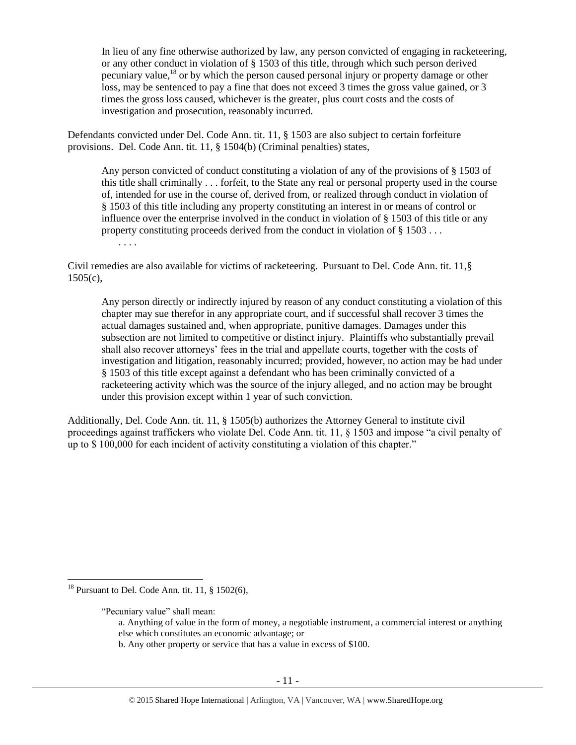> In lieu of any fine otherwise authorized by law, any person convicted of engaging in racketeering, or any other conduct in violation of § 1503 of this title, through which such person derived pecuniary value,[18] or by which the person caused personal injury or property damage or other loss, may be sentenced to pay a fine that does not exceed 3 times the gross value gained, or 3 times the gross loss caused, whichever is the greater, plus court costs and the costs of investigation and prosecution, reasonably incurred.

Defendants convicted under Del. Code Ann. tit. 11, § 1503 are also subject to certain forfeiture provisions. Del. Code Ann. tit. 11, § 1504(b) (Criminal penalties) states,

> Any person convicted of conduct constituting a violation of any of the provisions of § 1503 of this title shall criminally . . . forfeit, to the State any real or personal property used in the course of, intended for use in the course of, derived from, or realized through conduct in violation of § 1503 of this title including any property constituting an interest in or means of control or influence over the enterprise involved in the conduct in violation of § 1503 of this title or any property constituting proceeds derived from the conduct in violation of § 1503 . . .
>
> . . . .

Civil remedies are also available for victims of racketeering. Pursuant to Del. Code Ann. tit. 11,§ 1505(c),

> Any person directly or indirectly injured by reason of any conduct constituting a violation of this chapter may sue therefor in any appropriate court, and if successful shall recover 3 times the actual damages sustained and, when appropriate, punitive damages. Damages under this subsection are not limited to competitive or distinct injury. Plaintiffs who substantially prevail shall also recover attorneys' fees in the trial and appellate courts, together with the costs of investigation and litigation, reasonably incurred; provided, however, no action may be had under § 1503 of this title except against a defendant who has been criminally convicted of a racketeering activity which was the source of the injury alleged, and no action may be brought under this provision except within 1 year of such conviction.

Additionally, Del. Code Ann. tit. 11, § 1505(b) authorizes the Attorney General to institute civil proceedings against traffickers who violate Del. Code Ann. tit. 11, § 1503 and impose "a civil penalty of up to $ 100,000 for each incident of activity constituting a violation of this chapter."

---

[18] Pursuant to Del. Code Ann. tit. 11, § 1502(6),

> "Pecuniary value" shall mean:
>
> a. Anything of value in the form of money, a negotiable instrument, a commercial interest or anything else which constitutes an economic advantage; or
>
> b. Any other property or service that has a value in excess of $100.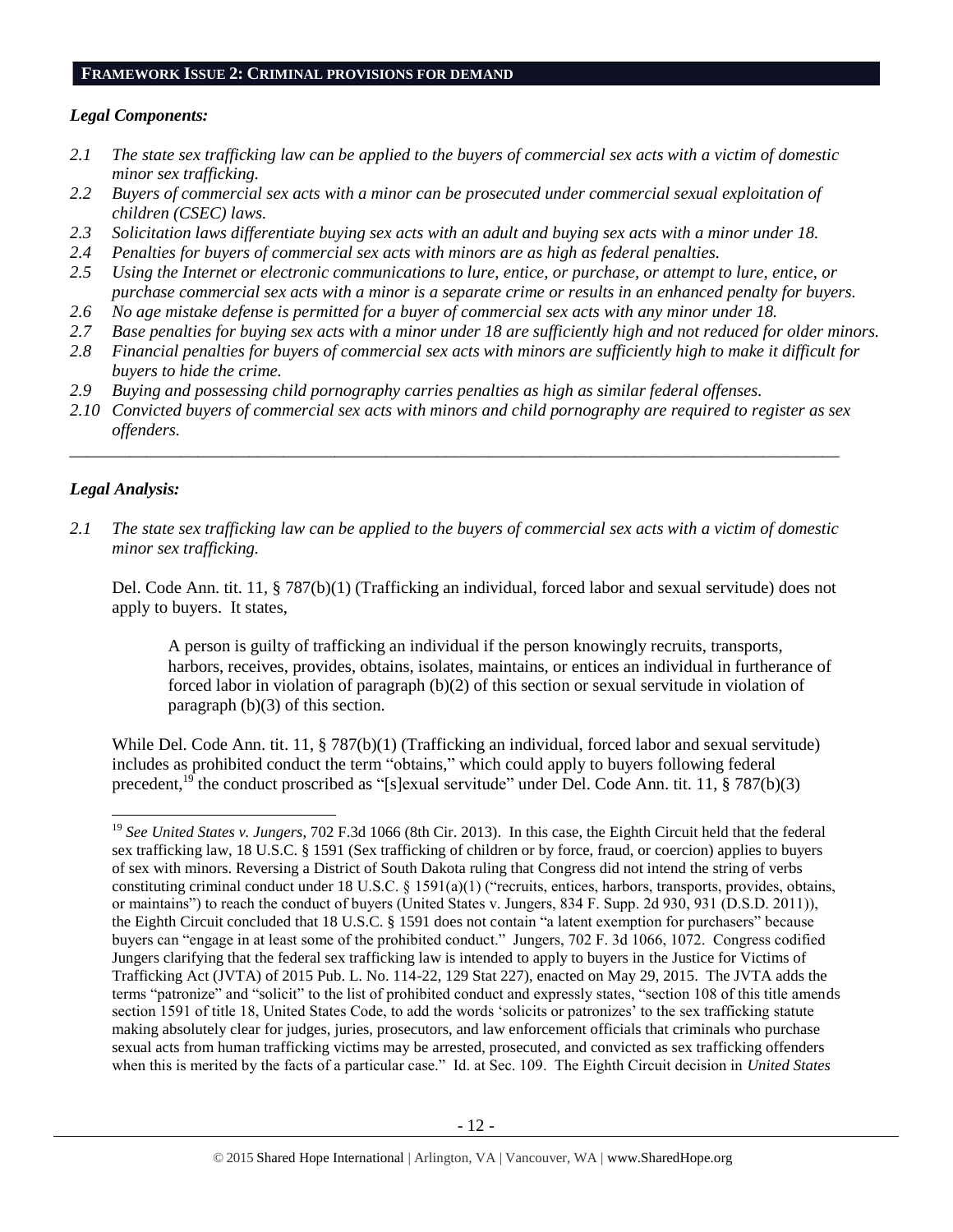## FRAMEWORK ISSUE 2: CRIMINAL PROVISIONS FOR DEMAND

### *Legal Components:*

- *2.1 The state sex trafficking law can be applied to the buyers of commercial sex acts with a victim of domestic minor sex trafficking.*
- *2.2 Buyers of commercial sex acts with a minor can be prosecuted under commercial sexual exploitation of children (CSEC) laws.*
- *2.3 Solicitation laws differentiate buying sex acts with an adult and buying sex acts with a minor under 18.*
- *2.4 Penalties for buyers of commercial sex acts with minors are as high as federal penalties.*
- *2.5 Using the Internet or electronic communications to lure, entice, or purchase, or attempt to lure, entice, or purchase commercial sex acts with a minor is a separate crime or results in an enhanced penalty for buyers.*
- *2.6 No age mistake defense is permitted for a buyer of commercial sex acts with any minor under 18.*
- *2.7 Base penalties for buying sex acts with a minor under 18 are sufficiently high and not reduced for older minors.*
- *2.8 Financial penalties for buyers of commercial sex acts with minors are sufficiently high to make it difficult for buyers to hide the crime.*
- *2.9 Buying and possessing child pornography carries penalties as high as similar federal offenses.*
- *2.10 Convicted buyers of commercial sex acts with minors and child pornography are required to register as sex offenders.*

---

### *Legal Analysis:*

*2.1 The state sex trafficking law can be applied to the buyers of commercial sex acts with a victim of domestic minor sex trafficking.*

Del. Code Ann. tit. 11, § 787(b)(1) (Trafficking an individual, forced labor and sexual servitude) does not apply to buyers. It states,

> A person is guilty of trafficking an individual if the person knowingly recruits, transports, harbors, receives, provides, obtains, isolates, maintains, or entices an individual in furtherance of forced labor in violation of paragraph (b)(2) of this section or sexual servitude in violation of paragraph (b)(3) of this section.

While Del. Code Ann. tit. 11, § 787(b)(1) (Trafficking an individual, forced labor and sexual servitude) includes as prohibited conduct the term "obtains," which could apply to buyers following federal precedent,[19] the conduct proscribed as "[s]exual servitude" under Del. Code Ann. tit. 11, § 787(b)(3)

---

[19] *See United States v. Jungers*, 702 F.3d 1066 (8th Cir. 2013). In this case, the Eighth Circuit held that the federal sex trafficking law, 18 U.S.C. § 1591 (Sex trafficking of children or by force, fraud, or coercion) applies to buyers of sex with minors. Reversing a District of South Dakota ruling that Congress did not intend the string of verbs constituting criminal conduct under 18 U.S.C. § 1591(a)(1) ("recruits, entices, harbors, transports, provides, obtains, or maintains") to reach the conduct of buyers (United States v. Jungers, 834 F. Supp. 2d 930, 931 (D.S.D. 2011)), the Eighth Circuit concluded that 18 U.S.C. § 1591 does not contain "a latent exemption for purchasers" because buyers can "engage in at least some of the prohibited conduct." Jungers, 702 F. 3d 1066, 1072. Congress codified Jungers clarifying that the federal sex trafficking law is intended to apply to buyers in the Justice for Victims of Trafficking Act (JVTA) of 2015 Pub. L. No. 114-22, 129 Stat 227), enacted on May 29, 2015. The JVTA adds the terms "patronize" and "solicit" to the list of prohibited conduct and expressly states, "section 108 of this title amends section 1591 of title 18, United States Code, to add the words 'solicits or patronizes' to the sex trafficking statute making absolutely clear for judges, juries, prosecutors, and law enforcement officials that criminals who purchase sexual acts from human trafficking victims may be arrested, prosecuted, and convicted as sex trafficking offenders when this is merited by the facts of a particular case." Id. at Sec. 109. The Eighth Circuit decision in *United States*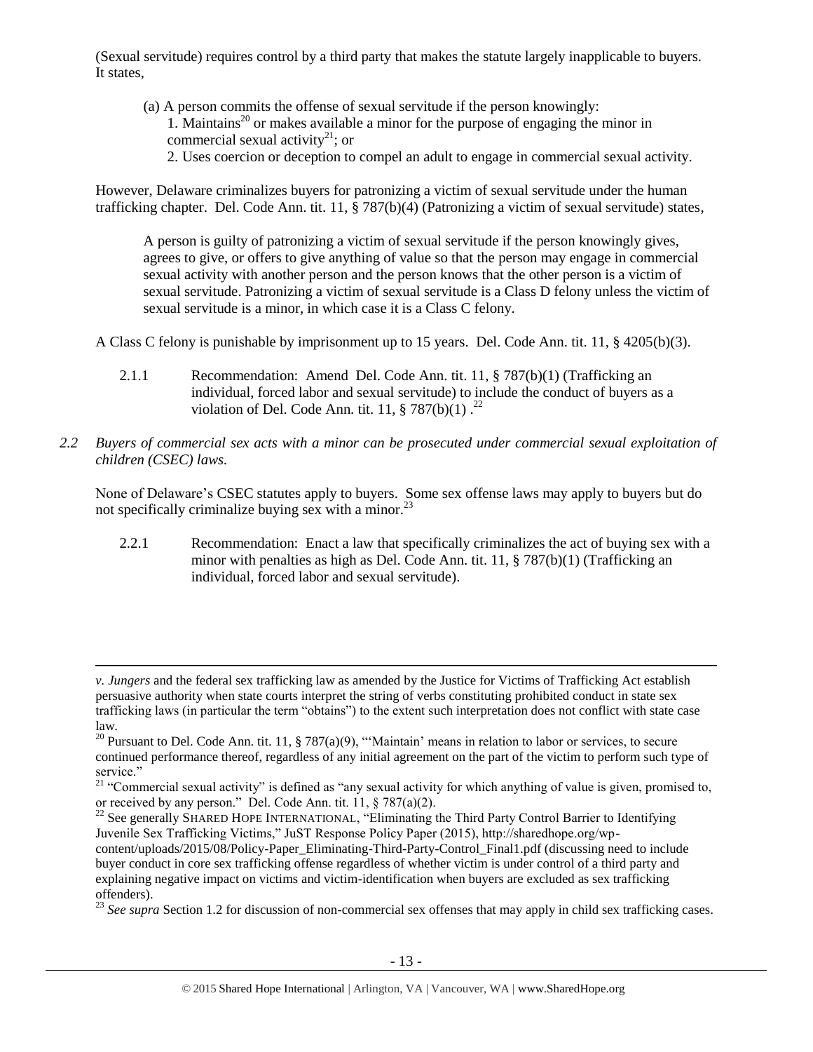(Sexual servitude) requires control by a third party that makes the statute largely inapplicable to buyers. It states,

> (a) A person commits the offense of sexual servitude if the person knowingly:
>
> 1. Maintains[20] or makes available a minor for the purpose of engaging the minor in commercial sexual activity[21]; or
> 2. Uses coercion or deception to compel an adult to engage in commercial sexual activity.

However, Delaware criminalizes buyers for patronizing a victim of sexual servitude under the human trafficking chapter. Del. Code Ann. tit. 11, § 787(b)(4) (Patronizing a victim of sexual servitude) states,

> A person is guilty of patronizing a victim of sexual servitude if the person knowingly gives, agrees to give, or offers to give anything of value so that the person may engage in commercial sexual activity with another person and the person knows that the other person is a victim of sexual servitude. Patronizing a victim of sexual servitude is a Class D felony unless the victim of sexual servitude is a minor, in which case it is a Class C felony.

A Class C felony is punishable by imprisonment up to 15 years. Del. Code Ann. tit. 11, § 4205(b)(3).

2.1.1 Recommendation: Amend Del. Code Ann. tit. 11, § 787(b)(1) (Trafficking an individual, forced labor and sexual servitude) to include the conduct of buyers as a violation of Del. Code Ann. tit. 11, § 787(b)(1).[22]

*2.2 Buyers of commercial sex acts with a minor can be prosecuted under commercial sexual exploitation of children (CSEC) laws.*

None of Delaware's CSEC statutes apply to buyers. Some sex offense laws may apply to buyers but do not specifically criminalize buying sex with a minor.[23]

2.2.1 Recommendation: Enact a law that specifically criminalizes the act of buying sex with a minor with penalties as high as Del. Code Ann. tit. 11, § 787(b)(1) (Trafficking an individual, forced labor and sexual servitude).

---

*v. Jungers* and the federal sex trafficking law as amended by the Justice for Victims of Trafficking Act establish persuasive authority when state courts interpret the string of verbs constituting prohibited conduct in state sex trafficking laws (in particular the term "obtains") to the extent such interpretation does not conflict with state case law.

[20] Pursuant to Del. Code Ann. tit. 11, § 787(a)(9), "'Maintain' means in relation to labor or services, to secure continued performance thereof, regardless of any initial agreement on the part of the victim to perform such type of service."

[21] "Commercial sexual activity" is defined as "any sexual activity for which anything of value is given, promised to, or received by any person." Del. Code Ann. tit. 11, § 787(a)(2).

[22] See generally SHARED HOPE INTERNATIONAL, "Eliminating the Third Party Control Barrier to Identifying Juvenile Sex Trafficking Victims," JuST Response Policy Paper (2015), http://sharedhope.org/wp-content/uploads/2015/08/Policy-Paper_Eliminating-Third-Party-Control_Final1.pdf (discussing need to include buyer conduct in core sex trafficking offense regardless of whether victim is under control of a third party and explaining negative impact on victims and victim-identification when buyers are excluded as sex trafficking offenders).

[23] *See supra* Section 1.2 for discussion of non-commercial sex offenses that may apply in child sex trafficking cases.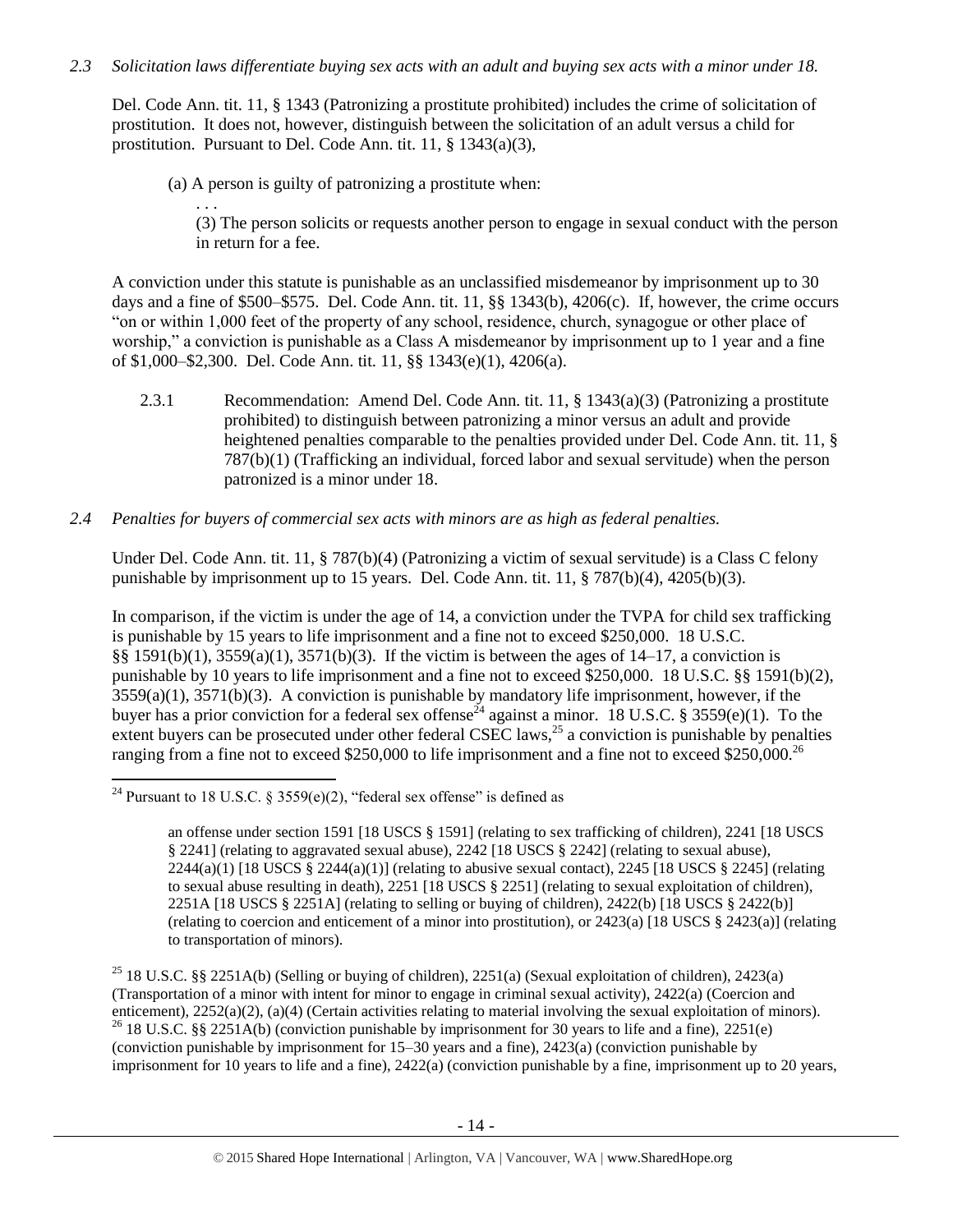*2.3 Solicitation laws differentiate buying sex acts with an adult and buying sex acts with a minor under 18.*

Del. Code Ann. tit. 11, § 1343 (Patronizing a prostitute prohibited) includes the crime of solicitation of prostitution. It does not, however, distinguish between the solicitation of an adult versus a child for prostitution. Pursuant to Del. Code Ann. tit. 11, § 1343(a)(3),

> (a) A person is guilty of patronizing a prostitute when:
>
> . . .
>
> (3) The person solicits or requests another person to engage in sexual conduct with the person in return for a fee.

A conviction under this statute is punishable as an unclassified misdemeanor by imprisonment up to 30 days and a fine of $500–$575. Del. Code Ann. tit. 11, §§ 1343(b), 4206(c). If, however, the crime occurs "on or within 1,000 feet of the property of any school, residence, church, synagogue or other place of worship," a conviction is punishable as a Class A misdemeanor by imprisonment up to 1 year and a fine of $1,000–$2,300. Del. Code Ann. tit. 11, §§ 1343(e)(1), 4206(a).

2.3.1 Recommendation: Amend Del. Code Ann. tit. 11, § 1343(a)(3) (Patronizing a prostitute prohibited) to distinguish between patronizing a minor versus an adult and provide heightened penalties comparable to the penalties provided under Del. Code Ann. tit. 11, § 787(b)(1) (Trafficking an individual, forced labor and sexual servitude) when the person patronized is a minor under 18.

*2.4 Penalties for buyers of commercial sex acts with minors are as high as federal penalties.*

Under Del. Code Ann. tit. 11, § 787(b)(4) (Patronizing a victim of sexual servitude) is a Class C felony punishable by imprisonment up to 15 years. Del. Code Ann. tit. 11, § 787(b)(4), 4205(b)(3).

In comparison, if the victim is under the age of 14, a conviction under the TVPA for child sex trafficking is punishable by 15 years to life imprisonment and a fine not to exceed $250,000. 18 U.S.C. §§ 1591(b)(1), 3559(a)(1), 3571(b)(3). If the victim is between the ages of 14–17, a conviction is punishable by 10 years to life imprisonment and a fine not to exceed $250,000. 18 U.S.C. §§ 1591(b)(2), 3559(a)(1), 3571(b)(3). A conviction is punishable by mandatory life imprisonment, however, if the buyer has a prior conviction for a federal sex offense[24] against a minor. 18 U.S.C. § 3559(e)(1). To the extent buyers can be prosecuted under other federal CSEC laws,[25] a conviction is punishable by penalties ranging from a fine not to exceed $250,000 to life imprisonment and a fine not to exceed $250,000.[26]

---

[24] Pursuant to 18 U.S.C. § 3559(e)(2), "federal sex offense" is defined as

> an offense under section 1591 [18 USCS § 1591] (relating to sex trafficking of children), 2241 [18 USCS § 2241] (relating to aggravated sexual abuse), 2242 [18 USCS § 2242] (relating to sexual abuse), 2244(a)(1) [18 USCS § 2244(a)(1)] (relating to abusive sexual contact), 2245 [18 USCS § 2245] (relating to sexual abuse resulting in death), 2251 [18 USCS § 2251] (relating to sexual exploitation of children), 2251A [18 USCS § 2251A] (relating to selling or buying of children), 2422(b) [18 USCS § 2422(b)] (relating to coercion and enticement of a minor into prostitution), or 2423(a) [18 USCS § 2423(a)] (relating to transportation of minors).

[25] 18 U.S.C. §§ 2251A(b) (Selling or buying of children), 2251(a) (Sexual exploitation of children), 2423(a) (Transportation of a minor with intent for minor to engage in criminal sexual activity), 2422(a) (Coercion and enticement), 2252(a)(2), (a)(4) (Certain activities relating to material involving the sexual exploitation of minors).

[26] 18 U.S.C. §§ 2251A(b) (conviction punishable by imprisonment for 30 years to life and a fine), 2251(e) (conviction punishable by imprisonment for 15–30 years and a fine), 2423(a) (conviction punishable by imprisonment for 10 years to life and a fine), 2422(a) (conviction punishable by a fine, imprisonment up to 20 years,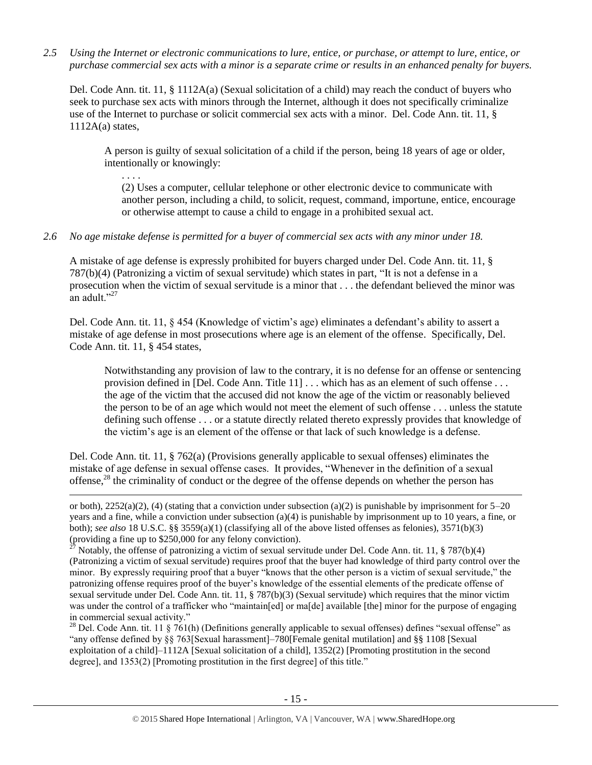*2.5 Using the Internet or electronic communications to lure, entice, or purchase, or attempt to lure, entice, or purchase commercial sex acts with a minor is a separate crime or results in an enhanced penalty for buyers.*

Del. Code Ann. tit. 11, § 1112A(a) (Sexual solicitation of a child) may reach the conduct of buyers who seek to purchase sex acts with minors through the Internet, although it does not specifically criminalize use of the Internet to purchase or solicit commercial sex acts with a minor. Del. Code Ann. tit. 11, § 1112A(a) states,

> A person is guilty of sexual solicitation of a child if the person, being 18 years of age or older, intentionally or knowingly:
>
> . . . .
>
> (2) Uses a computer, cellular telephone or other electronic device to communicate with another person, including a child, to solicit, request, command, importune, entice, encourage or otherwise attempt to cause a child to engage in a prohibited sexual act.

*2.6 No age mistake defense is permitted for a buyer of commercial sex acts with any minor under 18.*

A mistake of age defense is expressly prohibited for buyers charged under Del. Code Ann. tit. 11, § 787(b)(4) (Patronizing a victim of sexual servitude) which states in part, "It is not a defense in a prosecution when the victim of sexual servitude is a minor that . . . the defendant believed the minor was an adult."[27]

Del. Code Ann. tit. 11, § 454 (Knowledge of victim's age) eliminates a defendant's ability to assert a mistake of age defense in most prosecutions where age is an element of the offense. Specifically, Del. Code Ann. tit. 11, § 454 states,

> Notwithstanding any provision of law to the contrary, it is no defense for an offense or sentencing provision defined in [Del. Code Ann. Title 11] . . . which has as an element of such offense . . . the age of the victim that the accused did not know the age of the victim or reasonably believed the person to be of an age which would not meet the element of such offense . . . unless the statute defining such offense . . . or a statute directly related thereto expressly provides that knowledge of the victim's age is an element of the offense or that lack of such knowledge is a defense.

Del. Code Ann. tit. 11, § 762(a) (Provisions generally applicable to sexual offenses) eliminates the mistake of age defense in sexual offense cases. It provides, "Whenever in the definition of a sexual offense,[28] the criminality of conduct or the degree of the offense depends on whether the person has

---

or both), 2252(a)(2), (4) (stating that a conviction under subsection (a)(2) is punishable by imprisonment for 5–20 years and a fine, while a conviction under subsection (a)(4) is punishable by imprisonment up to 10 years, a fine, or both); *see also* 18 U.S.C. §§ 3559(a)(1) (classifying all of the above listed offenses as felonies), 3571(b)(3) (providing a fine up to $250,000 for any felony conviction).

[27] Notably, the offense of patronizing a victim of sexual servitude under Del. Code Ann. tit. 11, § 787(b)(4) (Patronizing a victim of sexual servitude) requires proof that the buyer had knowledge of third party control over the minor. By expressly requiring proof that a buyer "knows that the other person is a victim of sexual servitude," the patronizing offense requires proof of the buyer's knowledge of the essential elements of the predicate offense of sexual servitude under Del. Code Ann. tit. 11, § 787(b)(3) (Sexual servitude) which requires that the minor victim was under the control of a trafficker who "maintain[ed] or ma[de] available [the] minor for the purpose of engaging in commercial sexual activity."

[28] Del. Code Ann. tit. 11 § 761(h) (Definitions generally applicable to sexual offenses) defines "sexual offense" as "any offense defined by §§ 763[Sexual harassment]–780[Female genital mutilation] and §§ 1108 [Sexual exploitation of a child]–1112A [Sexual solicitation of a child], 1352(2) [Promoting prostitution in the second degree], and 1353(2) [Promoting prostitution in the first degree] of this title."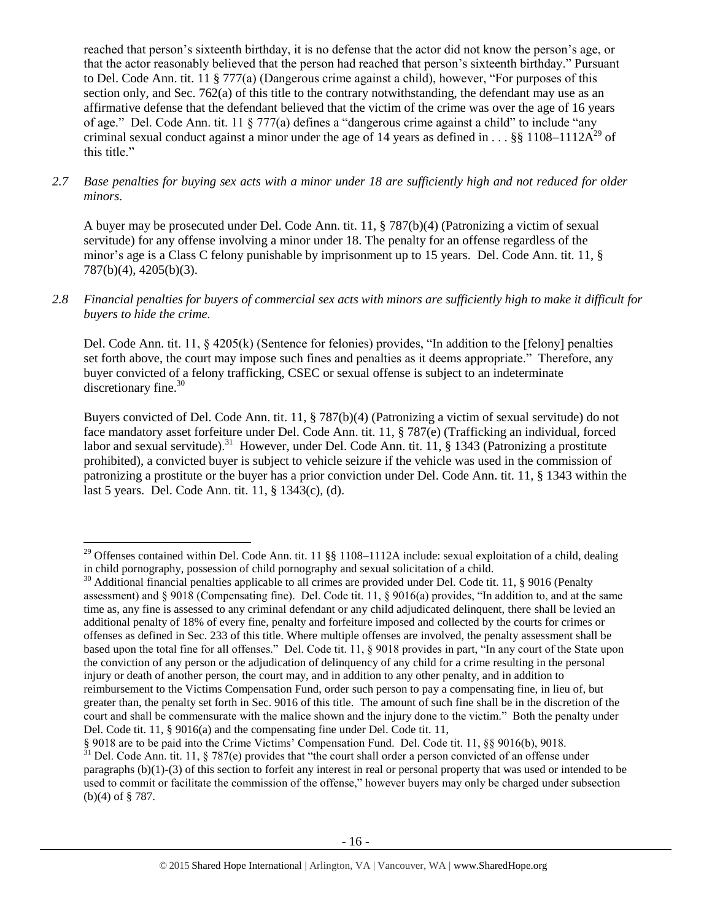reached that person's sixteenth birthday, it is no defense that the actor did not know the person's age, or that the actor reasonably believed that the person had reached that person's sixteenth birthday." Pursuant to Del. Code Ann. tit. 11 § 777(a) (Dangerous crime against a child), however, "For purposes of this section only, and Sec. 762(a) of this title to the contrary notwithstanding, the defendant may use as an affirmative defense that the defendant believed that the victim of the crime was over the age of 16 years of age." Del. Code Ann. tit. 11 § 777(a) defines a "dangerous crime against a child" to include "any criminal sexual conduct against a minor under the age of 14 years as defined in . . . §§ 1108–1112A[29] of this title."

*2.7 Base penalties for buying sex acts with a minor under 18 are sufficiently high and not reduced for older minors.*

A buyer may be prosecuted under Del. Code Ann. tit. 11, § 787(b)(4) (Patronizing a victim of sexual servitude) for any offense involving a minor under 18. The penalty for an offense regardless of the minor's age is a Class C felony punishable by imprisonment up to 15 years. Del. Code Ann. tit. 11, § 787(b)(4), 4205(b)(3).

*2.8 Financial penalties for buyers of commercial sex acts with minors are sufficiently high to make it difficult for buyers to hide the crime.*

Del. Code Ann. tit. 11, § 4205(k) (Sentence for felonies) provides, "In addition to the [felony] penalties set forth above, the court may impose such fines and penalties as it deems appropriate." Therefore, any buyer convicted of a felony trafficking, CSEC or sexual offense is subject to an indeterminate discretionary fine.[30]

Buyers convicted of Del. Code Ann. tit. 11, § 787(b)(4) (Patronizing a victim of sexual servitude) do not face mandatory asset forfeiture under Del. Code Ann. tit. 11, § 787(e) (Trafficking an individual, forced labor and sexual servitude).[31] However, under Del. Code Ann. tit. 11, § 1343 (Patronizing a prostitute prohibited), a convicted buyer is subject to vehicle seizure if the vehicle was used in the commission of patronizing a prostitute or the buyer has a prior conviction under Del. Code Ann. tit. 11, § 1343 within the last 5 years. Del. Code Ann. tit. 11, § 1343(c), (d).

---

[29] Offenses contained within Del. Code Ann. tit. 11 §§ 1108–1112A include: sexual exploitation of a child, dealing in child pornography, possession of child pornography and sexual solicitation of a child.

[30] Additional financial penalties applicable to all crimes are provided under Del. Code tit. 11, § 9016 (Penalty assessment) and § 9018 (Compensating fine). Del. Code tit. 11, § 9016(a) provides, "In addition to, and at the same time as, any fine is assessed to any criminal defendant or any child adjudicated delinquent, there shall be levied an additional penalty of 18% of every fine, penalty and forfeiture imposed and collected by the courts for crimes or offenses as defined in Sec. 233 of this title. Where multiple offenses are involved, the penalty assessment shall be based upon the total fine for all offenses." Del. Code tit. 11, § 9018 provides in part, "In any court of the State upon the conviction of any person or the adjudication of delinquency of any child for a crime resulting in the personal injury or death of another person, the court may, and in addition to any other penalty, and in addition to reimbursement to the Victims Compensation Fund, order such person to pay a compensating fine, in lieu of, but greater than, the penalty set forth in Sec. 9016 of this title. The amount of such fine shall be in the discretion of the court and shall be commensurate with the malice shown and the injury done to the victim." Both the penalty under Del. Code tit. 11, § 9016(a) and the compensating fine under Del. Code tit. 11, § 9018 are to be paid into the Crime Victims' Compensation Fund. Del. Code tit. 11, §§ 9016(b), 9018.

[31] Del. Code Ann. tit. 11, § 787(e) provides that "the court shall order a person convicted of an offense under paragraphs (b)(1)-(3) of this section to forfeit any interest in real or personal property that was used or intended to be used to commit or facilitate the commission of the offense," however buyers may only be charged under subsection (b)(4) of § 787.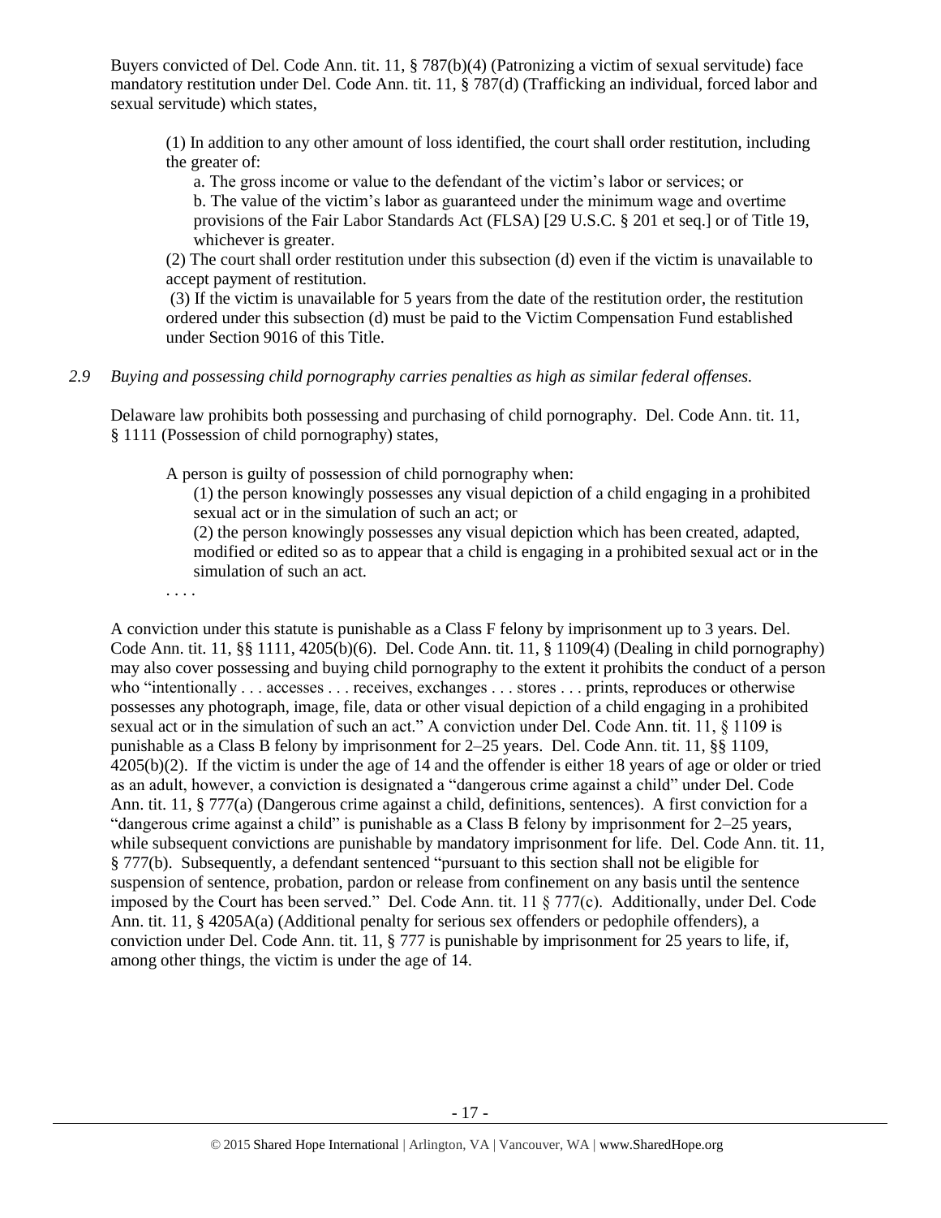Buyers convicted of Del. Code Ann. tit. 11, § 787(b)(4) (Patronizing a victim of sexual servitude) face mandatory restitution under Del. Code Ann. tit. 11, § 787(d) (Trafficking an individual, forced labor and sexual servitude) which states,

> (1) In addition to any other amount of loss identified, the court shall order restitution, including the greater of:
>
> a. The gross income or value to the defendant of the victim's labor or services; or
>
> b. The value of the victim's labor as guaranteed under the minimum wage and overtime provisions of the Fair Labor Standards Act (FLSA) [29 U.S.C. § 201 et seq.] or of Title 19, whichever is greater.
>
> (2) The court shall order restitution under this subsection (d) even if the victim is unavailable to accept payment of restitution.
>
> (3) If the victim is unavailable for 5 years from the date of the restitution order, the restitution ordered under this subsection (d) must be paid to the Victim Compensation Fund established under Section 9016 of this Title.

*2.9 Buying and possessing child pornography carries penalties as high as similar federal offenses.*

Delaware law prohibits both possessing and purchasing of child pornography. Del. Code Ann. tit. 11, § 1111 (Possession of child pornography) states,

> A person is guilty of possession of child pornography when:
>
> (1) the person knowingly possesses any visual depiction of a child engaging in a prohibited sexual act or in the simulation of such an act; or
>
> (2) the person knowingly possesses any visual depiction which has been created, adapted, modified or edited so as to appear that a child is engaging in a prohibited sexual act or in the simulation of such an act.
>
> . . . .

A conviction under this statute is punishable as a Class F felony by imprisonment up to 3 years. Del. Code Ann. tit. 11, §§ 1111, 4205(b)(6). Del. Code Ann. tit. 11, § 1109(4) (Dealing in child pornography) may also cover possessing and buying child pornography to the extent it prohibits the conduct of a person who "intentionally . . . accesses . . . receives, exchanges . . . stores . . . prints, reproduces or otherwise possesses any photograph, image, file, data or other visual depiction of a child engaging in a prohibited sexual act or in the simulation of such an act." A conviction under Del. Code Ann. tit. 11, § 1109 is punishable as a Class B felony by imprisonment for 2–25 years. Del. Code Ann. tit. 11, §§ 1109, 4205(b)(2). If the victim is under the age of 14 and the offender is either 18 years of age or older or tried as an adult, however, a conviction is designated a "dangerous crime against a child" under Del. Code Ann. tit. 11, § 777(a) (Dangerous crime against a child, definitions, sentences). A first conviction for a "dangerous crime against a child" is punishable as a Class B felony by imprisonment for 2–25 years, while subsequent convictions are punishable by mandatory imprisonment for life. Del. Code Ann. tit. 11, § 777(b). Subsequently, a defendant sentenced "pursuant to this section shall not be eligible for suspension of sentence, probation, pardon or release from confinement on any basis until the sentence imposed by the Court has been served." Del. Code Ann. tit. 11 § 777(c). Additionally, under Del. Code Ann. tit. 11, § 4205A(a) (Additional penalty for serious sex offenders or pedophile offenders), a conviction under Del. Code Ann. tit. 11, § 777 is punishable by imprisonment for 25 years to life, if, among other things, the victim is under the age of 14.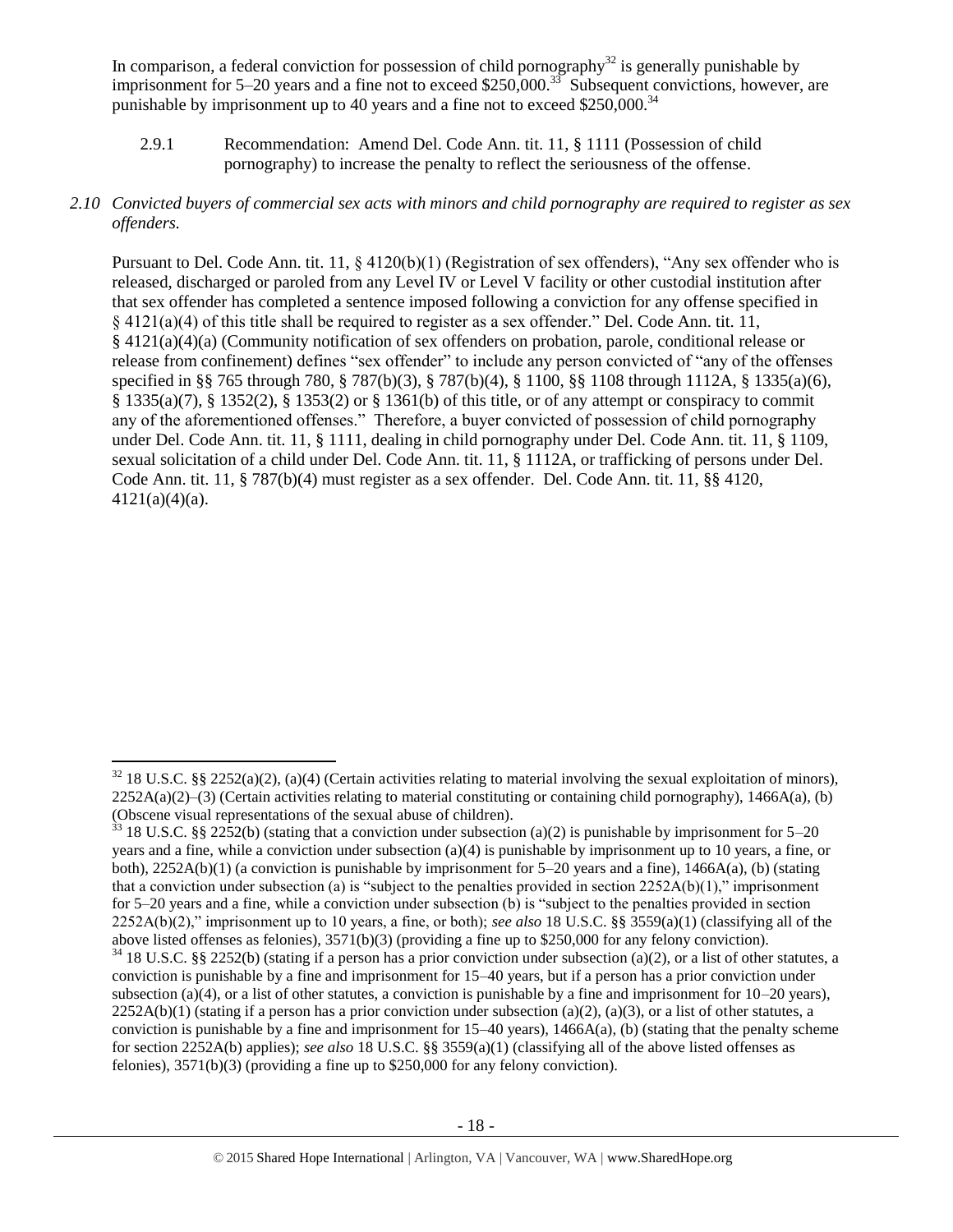In comparison, a federal conviction for possession of child pornography[32] is generally punishable by imprisonment for 5–20 years and a fine not to exceed $250,000.[33] Subsequent convictions, however, are punishable by imprisonment up to 40 years and a fine not to exceed $250,000.[34]

2.9.1 Recommendation: Amend Del. Code Ann. tit. 11, § 1111 (Possession of child pornography) to increase the penalty to reflect the seriousness of the offense.

*2.10 Convicted buyers of commercial sex acts with minors and child pornography are required to register as sex offenders.*

Pursuant to Del. Code Ann. tit. 11, § 4120(b)(1) (Registration of sex offenders), "Any sex offender who is released, discharged or paroled from any Level IV or Level V facility or other custodial institution after that sex offender has completed a sentence imposed following a conviction for any offense specified in § 4121(a)(4) of this title shall be required to register as a sex offender." Del. Code Ann. tit. 11, § 4121(a)(4)(a) (Community notification of sex offenders on probation, parole, conditional release or release from confinement) defines "sex offender" to include any person convicted of "any of the offenses specified in §§ 765 through 780, § 787(b)(3), § 787(b)(4), § 1100, §§ 1108 through 1112A, § 1335(a)(6), § 1335(a)(7), § 1352(2), § 1353(2) or § 1361(b) of this title, or of any attempt or conspiracy to commit any of the aforementioned offenses." Therefore, a buyer convicted of possession of child pornography under Del. Code Ann. tit. 11, § 1111, dealing in child pornography under Del. Code Ann. tit. 11, § 1109, sexual solicitation of a child under Del. Code Ann. tit. 11, § 1112A, or trafficking of persons under Del. Code Ann. tit. 11, § 787(b)(4) must register as a sex offender. Del. Code Ann. tit. 11, §§ 4120, 4121(a)(4)(a).

---

[32] 18 U.S.C. §§ 2252(a)(2), (a)(4) (Certain activities relating to material involving the sexual exploitation of minors), 2252A(a)(2)–(3) (Certain activities relating to material constituting or containing child pornography), 1466A(a), (b) (Obscene visual representations of the sexual abuse of children).

[33] 18 U.S.C. §§ 2252(b) (stating that a conviction under subsection (a)(2) is punishable by imprisonment for 5–20 years and a fine, while a conviction under subsection (a)(4) is punishable by imprisonment up to 10 years, a fine, or both), 2252A(b)(1) (a conviction is punishable by imprisonment for 5–20 years and a fine), 1466A(a), (b) (stating that a conviction under subsection (a) is "subject to the penalties provided in section 2252A(b)(1)," imprisonment for 5–20 years and a fine, while a conviction under subsection (b) is "subject to the penalties provided in section 2252A(b)(2)," imprisonment up to 10 years, a fine, or both); *see also* 18 U.S.C. §§ 3559(a)(1) (classifying all of the above listed offenses as felonies), 3571(b)(3) (providing a fine up to $250,000 for any felony conviction).

[34] 18 U.S.C. §§ 2252(b) (stating if a person has a prior conviction under subsection (a)(2), or a list of other statutes, a conviction is punishable by a fine and imprisonment for 15–40 years, but if a person has a prior conviction under subsection (a)(4), or a list of other statutes, a conviction is punishable by a fine and imprisonment for 10–20 years), 2252A(b)(1) (stating if a person has a prior conviction under subsection (a)(2), (a)(3), or a list of other statutes, a conviction is punishable by a fine and imprisonment for 15–40 years), 1466A(a), (b) (stating that the penalty scheme for section 2252A(b) applies); *see also* 18 U.S.C. §§ 3559(a)(1) (classifying all of the above listed offenses as felonies), 3571(b)(3) (providing a fine up to $250,000 for any felony conviction).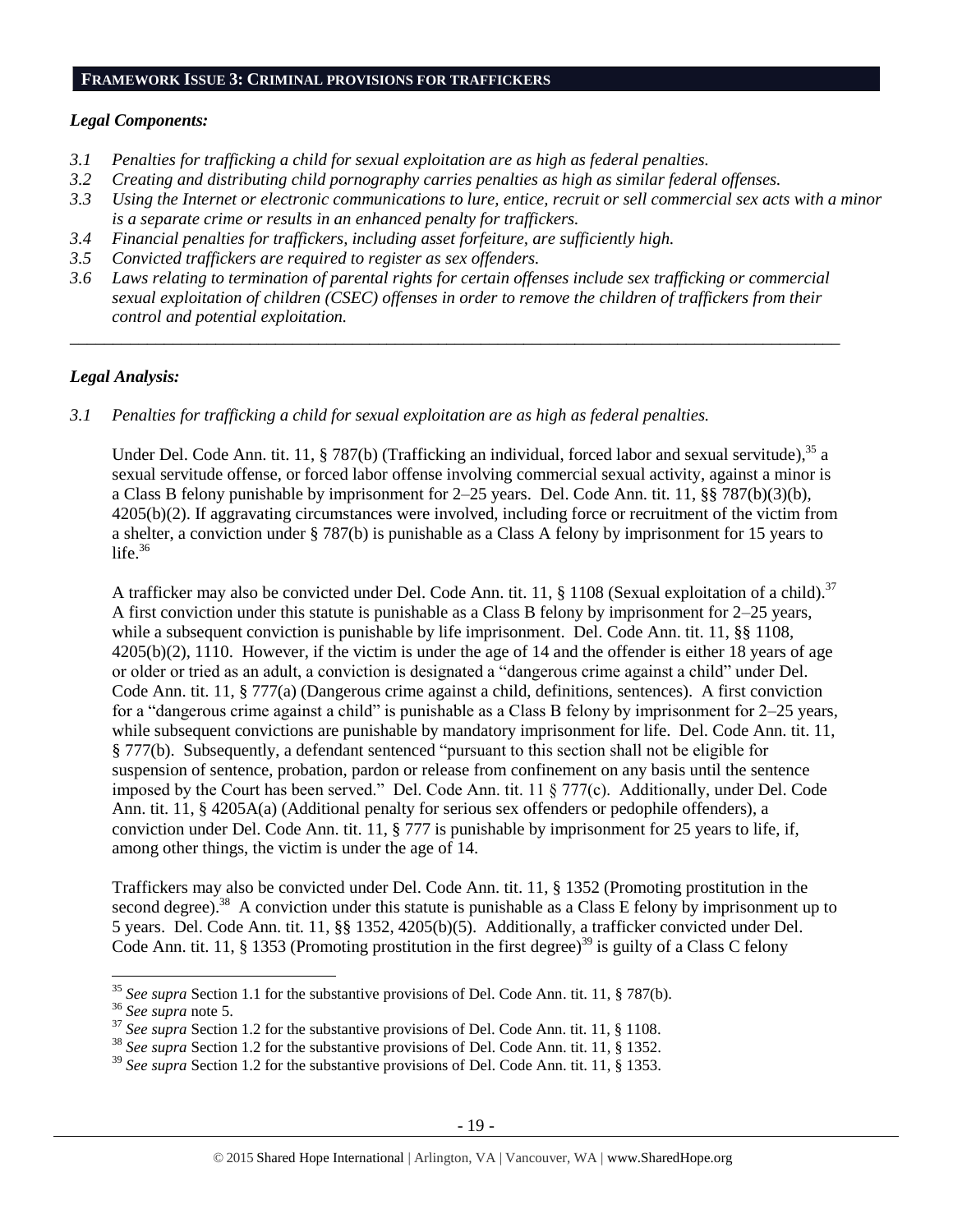## FRAMEWORK ISSUE 3: CRIMINAL PROVISIONS FOR TRAFFICKERS

### *Legal Components:*

- *3.1 Penalties for trafficking a child for sexual exploitation are as high as federal penalties.*
- *3.2 Creating and distributing child pornography carries penalties as high as similar federal offenses.*
- *3.3 Using the Internet or electronic communications to lure, entice, recruit or sell commercial sex acts with a minor is a separate crime or results in an enhanced penalty for traffickers.*
- *3.4 Financial penalties for traffickers, including asset forfeiture, are sufficiently high.*
- *3.5 Convicted traffickers are required to register as sex offenders.*
- *3.6 Laws relating to termination of parental rights for certain offenses include sex trafficking or commercial sexual exploitation of children (CSEC) offenses in order to remove the children of traffickers from their control and potential exploitation.*

---

### *Legal Analysis:*

*3.1 Penalties for trafficking a child for sexual exploitation are as high as federal penalties.*

Under Del. Code Ann. tit. 11, § 787(b) (Trafficking an individual, forced labor and sexual servitude),[35] a sexual servitude offense, or forced labor offense involving commercial sexual activity, against a minor is a Class B felony punishable by imprisonment for 2–25 years. Del. Code Ann. tit. 11, §§ 787(b)(3)(b), 4205(b)(2). If aggravating circumstances were involved, including force or recruitment of the victim from a shelter, a conviction under § 787(b) is punishable as a Class A felony by imprisonment for 15 years to life.[36]

A trafficker may also be convicted under Del. Code Ann. tit. 11, § 1108 (Sexual exploitation of a child).[37] A first conviction under this statute is punishable as a Class B felony by imprisonment for 2–25 years, while a subsequent conviction is punishable by life imprisonment. Del. Code Ann. tit. 11, §§ 1108, 4205(b)(2), 1110. However, if the victim is under the age of 14 and the offender is either 18 years of age or older or tried as an adult, a conviction is designated a "dangerous crime against a child" under Del. Code Ann. tit. 11, § 777(a) (Dangerous crime against a child, definitions, sentences). A first conviction for a "dangerous crime against a child" is punishable as a Class B felony by imprisonment for 2–25 years, while subsequent convictions are punishable by mandatory imprisonment for life. Del. Code Ann. tit. 11, § 777(b). Subsequently, a defendant sentenced "pursuant to this section shall not be eligible for suspension of sentence, probation, pardon or release from confinement on any basis until the sentence imposed by the Court has been served." Del. Code Ann. tit. 11 § 777(c). Additionally, under Del. Code Ann. tit. 11, § 4205A(a) (Additional penalty for serious sex offenders or pedophile offenders), a conviction under Del. Code Ann. tit. 11, § 777 is punishable by imprisonment for 25 years to life, if, among other things, the victim is under the age of 14.

Traffickers may also be convicted under Del. Code Ann. tit. 11, § 1352 (Promoting prostitution in the second degree).[38] A conviction under this statute is punishable as a Class E felony by imprisonment up to 5 years. Del. Code Ann. tit. 11, §§ 1352, 4205(b)(5). Additionally, a trafficker convicted under Del. Code Ann. tit. 11, § 1353 (Promoting prostitution in the first degree)[39] is guilty of a Class C felony

---

[35] *See supra* Section 1.1 for the substantive provisions of Del. Code Ann. tit. 11, § 787(b).

[36] *See supra* note 5.

[37] *See supra* Section 1.2 for the substantive provisions of Del. Code Ann. tit. 11, § 1108.

[38] *See supra* Section 1.2 for the substantive provisions of Del. Code Ann. tit. 11, § 1352.

[39] *See supra* Section 1.2 for the substantive provisions of Del. Code Ann. tit. 11, § 1353.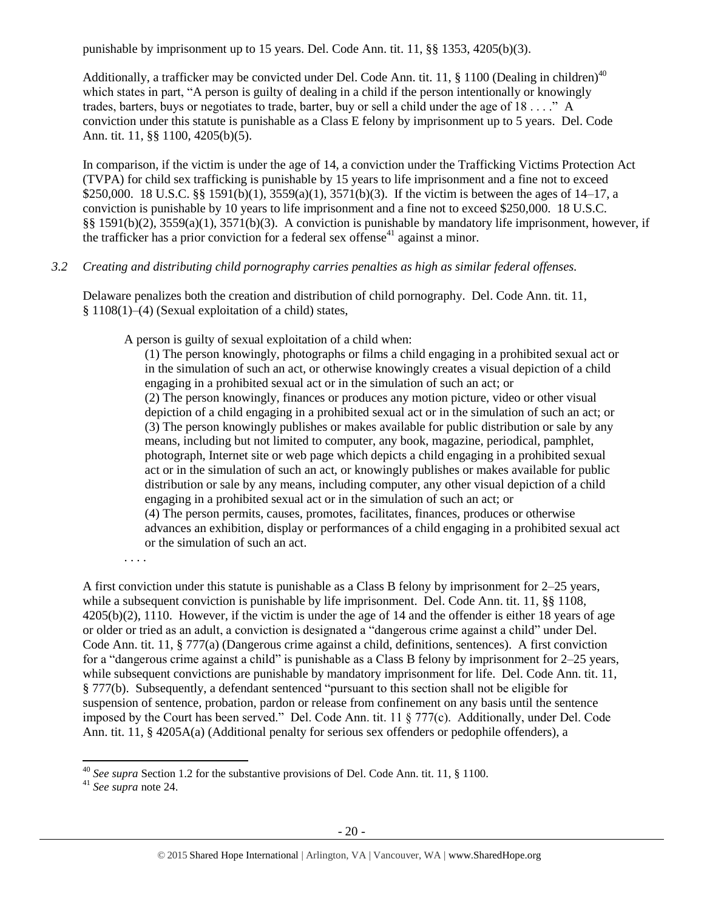punishable by imprisonment up to 15 years. Del. Code Ann. tit. 11, §§ 1353, 4205(b)(3).

Additionally, a trafficker may be convicted under Del. Code Ann. tit. 11, § 1100 (Dealing in children)[40] which states in part, "A person is guilty of dealing in a child if the person intentionally or knowingly trades, barters, buys or negotiates to trade, barter, buy or sell a child under the age of 18 . . . ." A conviction under this statute is punishable as a Class E felony by imprisonment up to 5 years. Del. Code Ann. tit. 11, §§ 1100, 4205(b)(5).

In comparison, if the victim is under the age of 14, a conviction under the Trafficking Victims Protection Act (TVPA) for child sex trafficking is punishable by 15 years to life imprisonment and a fine not to exceed $250,000. 18 U.S.C. §§ 1591(b)(1), 3559(a)(1), 3571(b)(3). If the victim is between the ages of 14–17, a conviction is punishable by 10 years to life imprisonment and a fine not to exceed $250,000. 18 U.S.C. §§ 1591(b)(2), 3559(a)(1), 3571(b)(3). A conviction is punishable by mandatory life imprisonment, however, if the trafficker has a prior conviction for a federal sex offense[41] against a minor.

*3.2 Creating and distributing child pornography carries penalties as high as similar federal offenses.*

Delaware penalizes both the creation and distribution of child pornography. Del. Code Ann. tit. 11, § 1108(1)–(4) (Sexual exploitation of a child) states,

> A person is guilty of sexual exploitation of a child when:
>
> (1) The person knowingly, photographs or films a child engaging in a prohibited sexual act or in the simulation of such an act, or otherwise knowingly creates a visual depiction of a child engaging in a prohibited sexual act or in the simulation of such an act; or
>
> (2) The person knowingly, finances or produces any motion picture, video or other visual depiction of a child engaging in a prohibited sexual act or in the simulation of such an act; or
>
> (3) The person knowingly publishes or makes available for public distribution or sale by any means, including but not limited to computer, any book, magazine, periodical, pamphlet, photograph, Internet site or web page which depicts a child engaging in a prohibited sexual act or in the simulation of such an act, or knowingly publishes or makes available for public distribution or sale by any means, including computer, any other visual depiction of a child engaging in a prohibited sexual act or in the simulation of such an act; or
>
> (4) The person permits, causes, promotes, facilitates, finances, produces or otherwise advances an exhibition, display or performances of a child engaging in a prohibited sexual act or the simulation of such an act.
>
> . . . .

A first conviction under this statute is punishable as a Class B felony by imprisonment for 2–25 years, while a subsequent conviction is punishable by life imprisonment. Del. Code Ann. tit. 11, §§ 1108, 4205(b)(2), 1110. However, if the victim is under the age of 14 and the offender is either 18 years of age or older or tried as an adult, a conviction is designated a "dangerous crime against a child" under Del. Code Ann. tit. 11, § 777(a) (Dangerous crime against a child, definitions, sentences). A first conviction for a "dangerous crime against a child" is punishable as a Class B felony by imprisonment for 2–25 years, while subsequent convictions are punishable by mandatory imprisonment for life. Del. Code Ann. tit. 11, § 777(b). Subsequently, a defendant sentenced "pursuant to this section shall not be eligible for suspension of sentence, probation, pardon or release from confinement on any basis until the sentence imposed by the Court has been served." Del. Code Ann. tit. 11 § 777(c). Additionally, under Del. Code Ann. tit. 11, § 4205A(a) (Additional penalty for serious sex offenders or pedophile offenders), a

---

[40] *See supra* Section 1.2 for the substantive provisions of Del. Code Ann. tit. 11, § 1100.

[41] *See supra* note 24.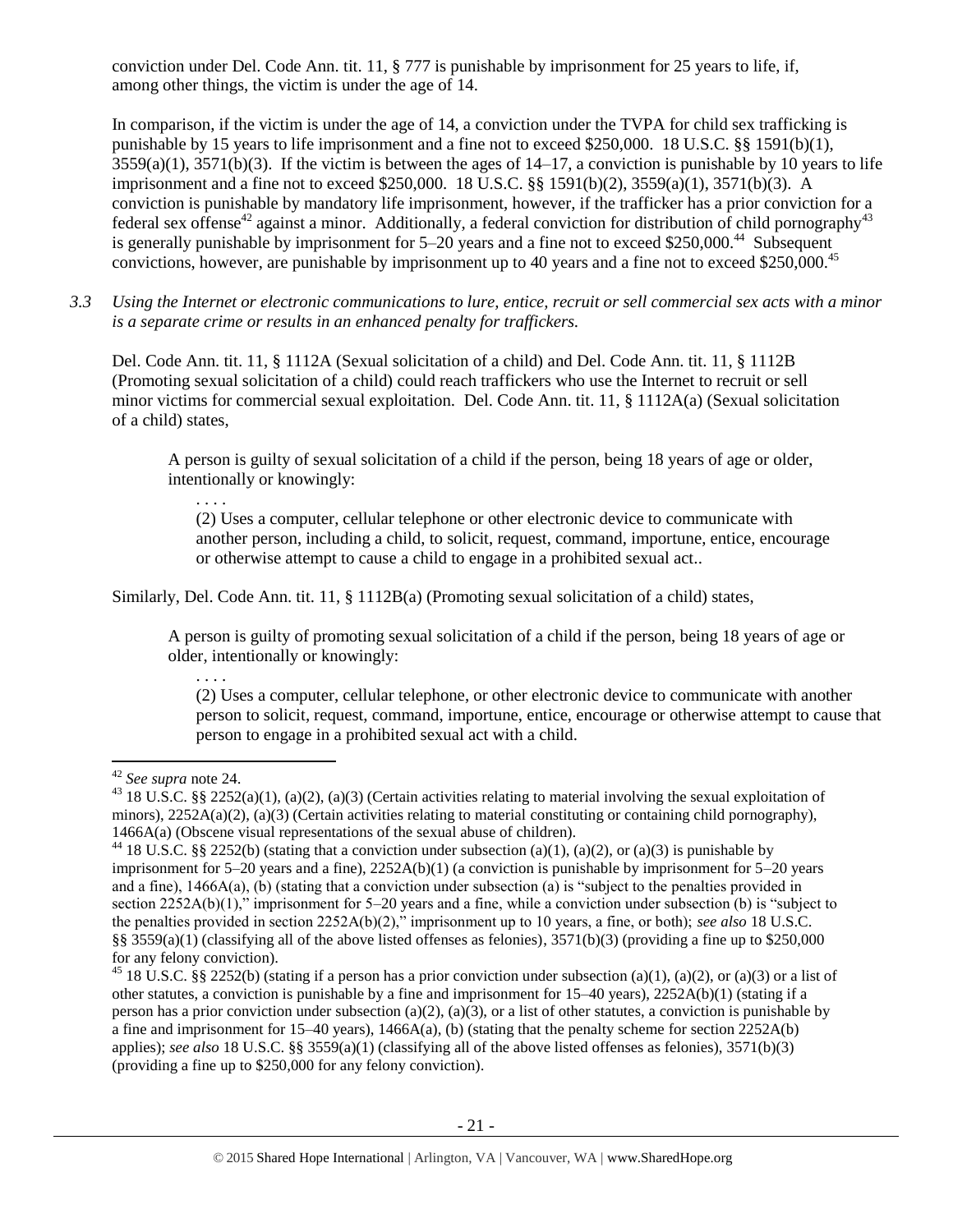conviction under Del. Code Ann. tit. 11, § 777 is punishable by imprisonment for 25 years to life, if, among other things, the victim is under the age of 14.

In comparison, if the victim is under the age of 14, a conviction under the TVPA for child sex trafficking is punishable by 15 years to life imprisonment and a fine not to exceed $250,000. 18 U.S.C. §§ 1591(b)(1), 3559(a)(1), 3571(b)(3). If the victim is between the ages of 14–17, a conviction is punishable by 10 years to life imprisonment and a fine not to exceed $250,000. 18 U.S.C. §§ 1591(b)(2), 3559(a)(1), 3571(b)(3). A conviction is punishable by mandatory life imprisonment, however, if the trafficker has a prior conviction for a federal sex offense[42] against a minor. Additionally, a federal conviction for distribution of child pornography[43] is generally punishable by imprisonment for 5–20 years and a fine not to exceed $250,000.[44] Subsequent convictions, however, are punishable by imprisonment up to 40 years and a fine not to exceed $250,000.[45]

*3.3 Using the Internet or electronic communications to lure, entice, recruit or sell commercial sex acts with a minor is a separate crime or results in an enhanced penalty for traffickers.*

Del. Code Ann. tit. 11, § 1112A (Sexual solicitation of a child) and Del. Code Ann. tit. 11, § 1112B (Promoting sexual solicitation of a child) could reach traffickers who use the Internet to recruit or sell minor victims for commercial sexual exploitation. Del. Code Ann. tit. 11, § 1112A(a) (Sexual solicitation of a child) states,

> A person is guilty of sexual solicitation of a child if the person, being 18 years of age or older, intentionally or knowingly:
>
> . . . .
>
> (2) Uses a computer, cellular telephone or other electronic device to communicate with another person, including a child, to solicit, request, command, importune, entice, encourage or otherwise attempt to cause a child to engage in a prohibited sexual act..

Similarly, Del. Code Ann. tit. 11, § 1112B(a) (Promoting sexual solicitation of a child) states,

> A person is guilty of promoting sexual solicitation of a child if the person, being 18 years of age or older, intentionally or knowingly:
>
> . . . .
>
> (2) Uses a computer, cellular telephone, or other electronic device to communicate with another person to solicit, request, command, importune, entice, encourage or otherwise attempt to cause that person to engage in a prohibited sexual act with a child.

---

[42] *See supra* note 24.

[43] 18 U.S.C. §§ 2252(a)(1), (a)(2), (a)(3) (Certain activities relating to material involving the sexual exploitation of minors), 2252A(a)(2), (a)(3) (Certain activities relating to material constituting or containing child pornography), 1466A(a) (Obscene visual representations of the sexual abuse of children).

[44] 18 U.S.C. §§ 2252(b) (stating that a conviction under subsection (a)(1), (a)(2), or (a)(3) is punishable by imprisonment for 5–20 years and a fine), 2252A(b)(1) (a conviction is punishable by imprisonment for 5–20 years and a fine), 1466A(a), (b) (stating that a conviction under subsection (a) is "subject to the penalties provided in section 2252A(b)(1)," imprisonment for 5–20 years and a fine, while a conviction under subsection (b) is "subject to the penalties provided in section 2252A(b)(2)," imprisonment up to 10 years, a fine, or both); *see also* 18 U.S.C. §§ 3559(a)(1) (classifying all of the above listed offenses as felonies), 3571(b)(3) (providing a fine up to $250,000 for any felony conviction).

[45] 18 U.S.C. §§ 2252(b) (stating if a person has a prior conviction under subsection (a)(1), (a)(2), or (a)(3) or a list of other statutes, a conviction is punishable by a fine and imprisonment for 15–40 years), 2252A(b)(1) (stating if a person has a prior conviction under subsection (a)(2), (a)(3), or a list of other statutes, a conviction is punishable by a fine and imprisonment for 15–40 years), 1466A(a), (b) (stating that the penalty scheme for section 2252A(b) applies); *see also* 18 U.S.C. §§ 3559(a)(1) (classifying all of the above listed offenses as felonies), 3571(b)(3) (providing a fine up to $250,000 for any felony conviction).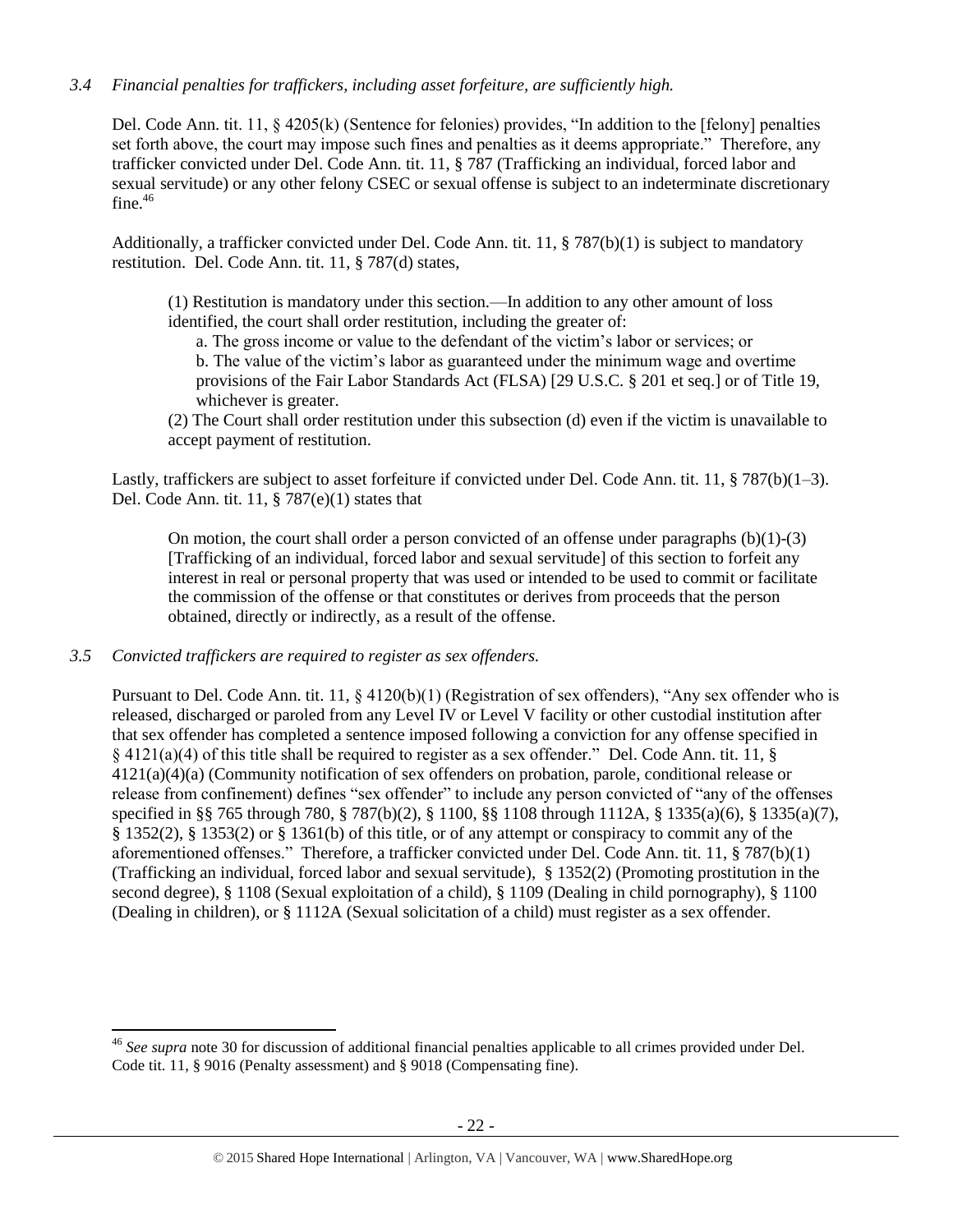*3.4 Financial penalties for traffickers, including asset forfeiture, are sufficiently high.*

Del. Code Ann. tit. 11, § 4205(k) (Sentence for felonies) provides, "In addition to the [felony] penalties set forth above, the court may impose such fines and penalties as it deems appropriate." Therefore, any trafficker convicted under Del. Code Ann. tit. 11, § 787 (Trafficking an individual, forced labor and sexual servitude) or any other felony CSEC or sexual offense is subject to an indeterminate discretionary fine.[46]

Additionally, a trafficker convicted under Del. Code Ann. tit. 11, § 787(b)(1) is subject to mandatory restitution. Del. Code Ann. tit. 11, § 787(d) states,

> (1) Restitution is mandatory under this section.—In addition to any other amount of loss identified, the court shall order restitution, including the greater of:
>
> a. The gross income or value to the defendant of the victim's labor or services; or
>
> b. The value of the victim's labor as guaranteed under the minimum wage and overtime provisions of the Fair Labor Standards Act (FLSA) [29 U.S.C. § 201 et seq.] or of Title 19, whichever is greater.
>
> (2) The Court shall order restitution under this subsection (d) even if the victim is unavailable to accept payment of restitution.

Lastly, traffickers are subject to asset forfeiture if convicted under Del. Code Ann. tit. 11, § 787(b)(1–3). Del. Code Ann. tit. 11, § 787(e)(1) states that

> On motion, the court shall order a person convicted of an offense under paragraphs (b)(1)-(3) [Trafficking of an individual, forced labor and sexual servitude] of this section to forfeit any interest in real or personal property that was used or intended to be used to commit or facilitate the commission of the offense or that constitutes or derives from proceeds that the person obtained, directly or indirectly, as a result of the offense.

*3.5 Convicted traffickers are required to register as sex offenders.*

Pursuant to Del. Code Ann. tit. 11, § 4120(b)(1) (Registration of sex offenders), "Any sex offender who is released, discharged or paroled from any Level IV or Level V facility or other custodial institution after that sex offender has completed a sentence imposed following a conviction for any offense specified in § 4121(a)(4) of this title shall be required to register as a sex offender." Del. Code Ann. tit. 11, § 4121(a)(4)(a) (Community notification of sex offenders on probation, parole, conditional release or release from confinement) defines "sex offender" to include any person convicted of "any of the offenses specified in §§ 765 through 780, § 787(b)(2), § 1100, §§ 1108 through 1112A, § 1335(a)(6), § 1335(a)(7), § 1352(2), § 1353(2) or § 1361(b) of this title, or of any attempt or conspiracy to commit any of the aforementioned offenses." Therefore, a trafficker convicted under Del. Code Ann. tit. 11, § 787(b)(1) (Trafficking an individual, forced labor and sexual servitude), § 1352(2) (Promoting prostitution in the second degree), § 1108 (Sexual exploitation of a child), § 1109 (Dealing in child pornography), § 1100 (Dealing in children), or § 1112A (Sexual solicitation of a child) must register as a sex offender.

---

[46] *See supra* note 30 for discussion of additional financial penalties applicable to all crimes provided under Del. Code tit. 11, § 9016 (Penalty assessment) and § 9018 (Compensating fine).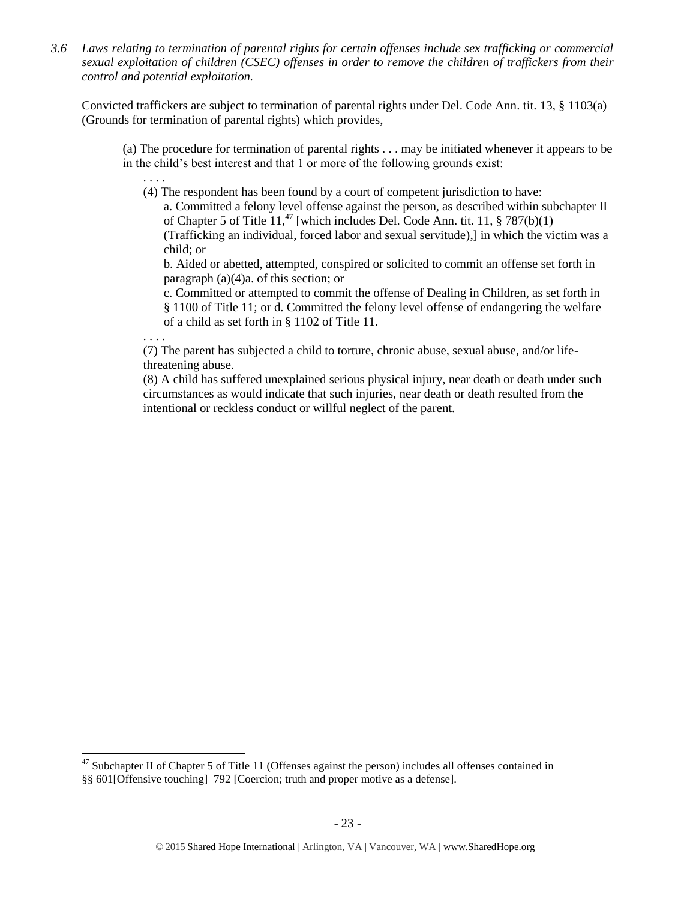*3.6 Laws relating to termination of parental rights for certain offenses include sex trafficking or commercial sexual exploitation of children (CSEC) offenses in order to remove the children of traffickers from their control and potential exploitation.*

Convicted traffickers are subject to termination of parental rights under Del. Code Ann. tit. 13, § 1103(a) (Grounds for termination of parental rights) which provides,

> (a) The procedure for termination of parental rights . . . may be initiated whenever it appears to be in the child's best interest and that 1 or more of the following grounds exist:
>
> . . . .
>
> (4) The respondent has been found by a court of competent jurisdiction to have:
>
> a. Committed a felony level offense against the person, as described within subchapter II of Chapter 5 of Title 11,[47] [which includes Del. Code Ann. tit. 11, § 787(b)(1) (Trafficking an individual, forced labor and sexual servitude),] in which the victim was a child; or
>
> b. Aided or abetted, attempted, conspired or solicited to commit an offense set forth in paragraph (a)(4)a. of this section; or
>
> c. Committed or attempted to commit the offense of Dealing in Children, as set forth in § 1100 of Title 11; or d. Committed the felony level offense of endangering the welfare of a child as set forth in § 1102 of Title 11.
>
> . . . .
>
> (7) The parent has subjected a child to torture, chronic abuse, sexual abuse, and/or life-threatening abuse.
>
> (8) A child has suffered unexplained serious physical injury, near death or death under such circumstances as would indicate that such injuries, near death or death resulted from the intentional or reckless conduct or willful neglect of the parent.

---

[47] Subchapter II of Chapter 5 of Title 11 (Offenses against the person) includes all offenses contained in §§ 601[Offensive touching]–792 [Coercion; truth and proper motive as a defense].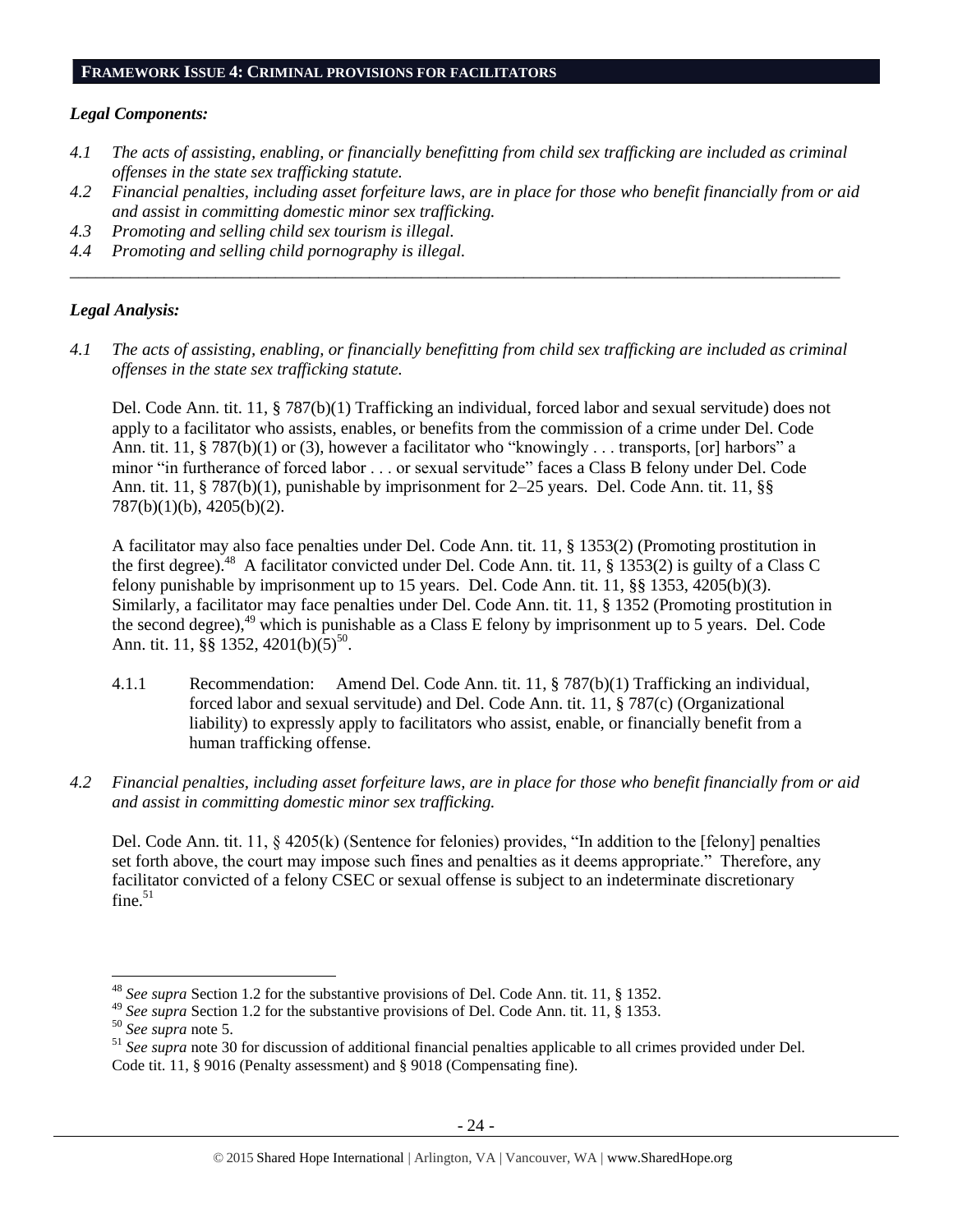## FRAMEWORK ISSUE 4: CRIMINAL PROVISIONS FOR FACILITATORS

### *Legal Components:*

*4.1 The acts of assisting, enabling, or financially benefitting from child sex trafficking are included as criminal offenses in the state sex trafficking statute.*

*4.2 Financial penalties, including asset forfeiture laws, are in place for those who benefit financially from or aid and assist in committing domestic minor sex trafficking.*

*4.3 Promoting and selling child sex tourism is illegal.*

*4.4 Promoting and selling child pornography is illegal.*

---

### *Legal Analysis:*

*4.1 The acts of assisting, enabling, or financially benefitting from child sex trafficking are included as criminal offenses in the state sex trafficking statute.*

Del. Code Ann. tit. 11, § 787(b)(1) Trafficking an individual, forced labor and sexual servitude) does not apply to a facilitator who assists, enables, or benefits from the commission of a crime under Del. Code Ann. tit. 11, § 787(b)(1) or (3), however a facilitator who "knowingly . . . transports, [or] harbors" a minor "in furtherance of forced labor . . . or sexual servitude" faces a Class B felony under Del. Code Ann. tit. 11, § 787(b)(1), punishable by imprisonment for 2–25 years. Del. Code Ann. tit. 11, §§ 787(b)(1)(b), 4205(b)(2).

A facilitator may also face penalties under Del. Code Ann. tit. 11, § 1353(2) (Promoting prostitution in the first degree).[48] A facilitator convicted under Del. Code Ann. tit. 11, § 1353(2) is guilty of a Class C felony punishable by imprisonment up to 15 years. Del. Code Ann. tit. 11, §§ 1353, 4205(b)(3). Similarly, a facilitator may face penalties under Del. Code Ann. tit. 11, § 1352 (Promoting prostitution in the second degree),[49] which is punishable as a Class E felony by imprisonment up to 5 years. Del. Code Ann. tit. 11, §§ 1352, 4201(b)(5)[50].

4.1.1 Recommendation: Amend Del. Code Ann. tit. 11, § 787(b)(1) Trafficking an individual, forced labor and sexual servitude) and Del. Code Ann. tit. 11, § 787(c) (Organizational liability) to expressly apply to facilitators who assist, enable, or financially benefit from a human trafficking offense.

*4.2 Financial penalties, including asset forfeiture laws, are in place for those who benefit financially from or aid and assist in committing domestic minor sex trafficking.*

Del. Code Ann. tit. 11, § 4205(k) (Sentence for felonies) provides, "In addition to the [felony] penalties set forth above, the court may impose such fines and penalties as it deems appropriate." Therefore, any facilitator convicted of a felony CSEC or sexual offense is subject to an indeterminate discretionary fine.[51]

---

[48] *See supra* Section 1.2 for the substantive provisions of Del. Code Ann. tit. 11, § 1352.

[49] *See supra* Section 1.2 for the substantive provisions of Del. Code Ann. tit. 11, § 1353.

[50] *See supra* note 5.

[51] *See supra* note 30 for discussion of additional financial penalties applicable to all crimes provided under Del. Code tit. 11, § 9016 (Penalty assessment) and § 9018 (Compensating fine).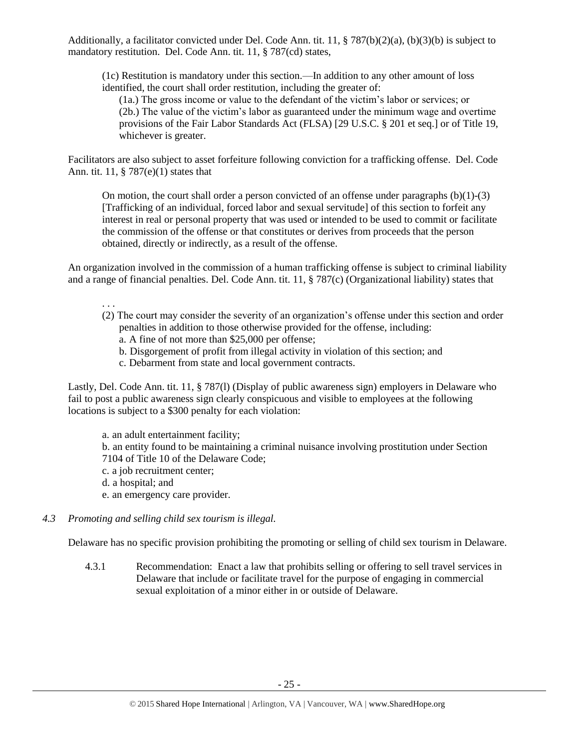Additionally, a facilitator convicted under Del. Code Ann. tit. 11, § 787(b)(2)(a), (b)(3)(b) is subject to mandatory restitution. Del. Code Ann. tit. 11, § 787(cd) states,

> (1c) Restitution is mandatory under this section.—In addition to any other amount of loss identified, the court shall order restitution, including the greater of:
>
> (1a.) The gross income or value to the defendant of the victim's labor or services; or
>
> (2b.) The value of the victim's labor as guaranteed under the minimum wage and overtime provisions of the Fair Labor Standards Act (FLSA) [29 U.S.C. § 201 et seq.] or of Title 19, whichever is greater.

Facilitators are also subject to asset forfeiture following conviction for a trafficking offense. Del. Code Ann. tit. 11, § 787(e)(1) states that

> On motion, the court shall order a person convicted of an offense under paragraphs (b)(1)-(3) [Trafficking of an individual, forced labor and sexual servitude] of this section to forfeit any interest in real or personal property that was used or intended to be used to commit or facilitate the commission of the offense or that constitutes or derives from proceeds that the person obtained, directly or indirectly, as a result of the offense.

An organization involved in the commission of a human trafficking offense is subject to criminal liability and a range of financial penalties. Del. Code Ann. tit. 11, § 787(c) (Organizational liability) states that

> . . .
>
> (2) The court may consider the severity of an organization's offense under this section and order penalties in addition to those otherwise provided for the offense, including:
>
> a. A fine of not more than $25,000 per offense;
>
> b. Disgorgement of profit from illegal activity in violation of this section; and
>
> c. Debarment from state and local government contracts.

Lastly, Del. Code Ann. tit. 11, § 787(l) (Display of public awareness sign) employers in Delaware who fail to post a public awareness sign clearly conspicuous and visible to employees at the following locations is subject to a $300 penalty for each violation:

> a. an adult entertainment facility;
>
> b. an entity found to be maintaining a criminal nuisance involving prostitution under Section 7104 of Title 10 of the Delaware Code;
>
> c. a job recruitment center;
>
> d. a hospital; and
>
> e. an emergency care provider.

*4.3 Promoting and selling child sex tourism is illegal.*

Delaware has no specific provision prohibiting the promoting or selling of child sex tourism in Delaware.

4.3.1 Recommendation: Enact a law that prohibits selling or offering to sell travel services in Delaware that include or facilitate travel for the purpose of engaging in commercial sexual exploitation of a minor either in or outside of Delaware.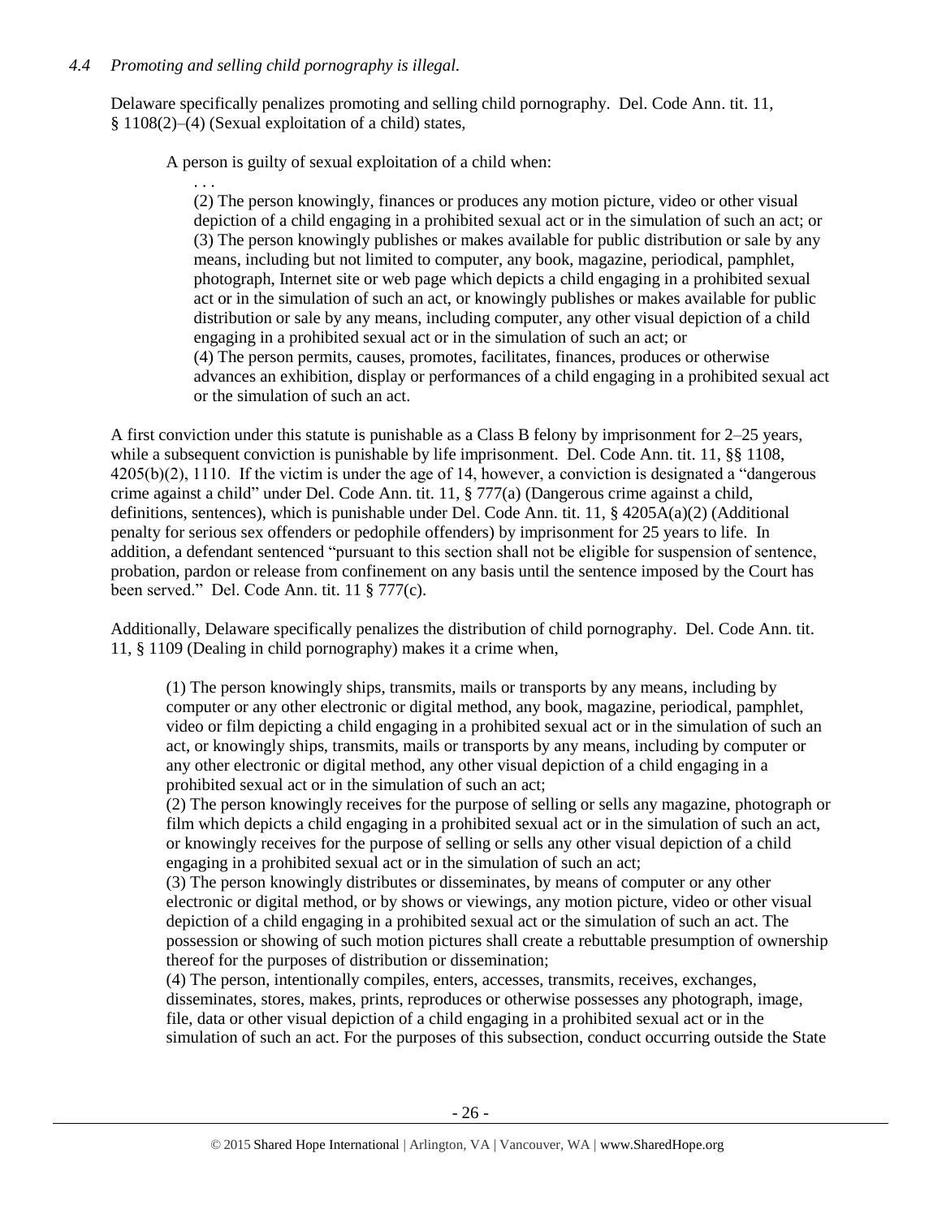### *4.4 Promoting and selling child pornography is illegal.*

Delaware specifically penalizes promoting and selling child pornography. Del. Code Ann. tit. 11, § 1108(2)–(4) (Sexual exploitation of a child) states,

> A person is guilty of sexual exploitation of a child when:
>
> . . .
>
> (2) The person knowingly, finances or produces any motion picture, video or other visual depiction of a child engaging in a prohibited sexual act or in the simulation of such an act; or
> (3) The person knowingly publishes or makes available for public distribution or sale by any means, including but not limited to computer, any book, magazine, periodical, pamphlet, photograph, Internet site or web page which depicts a child engaging in a prohibited sexual act or in the simulation of such an act, or knowingly publishes or makes available for public distribution or sale by any means, including computer, any other visual depiction of a child engaging in a prohibited sexual act or in the simulation of such an act; or
> (4) The person permits, causes, promotes, facilitates, finances, produces or otherwise advances an exhibition, display or performances of a child engaging in a prohibited sexual act or the simulation of such an act.

A first conviction under this statute is punishable as a Class B felony by imprisonment for 2–25 years, while a subsequent conviction is punishable by life imprisonment. Del. Code Ann. tit. 11, §§ 1108, 4205(b)(2), 1110. If the victim is under the age of 14, however, a conviction is designated a "dangerous crime against a child" under Del. Code Ann. tit. 11, § 777(a) (Dangerous crime against a child, definitions, sentences), which is punishable under Del. Code Ann. tit. 11, § 4205A(a)(2) (Additional penalty for serious sex offenders or pedophile offenders) by imprisonment for 25 years to life. In addition, a defendant sentenced "pursuant to this section shall not be eligible for suspension of sentence, probation, pardon or release from confinement on any basis until the sentence imposed by the Court has been served." Del. Code Ann. tit. 11 § 777(c).

Additionally, Delaware specifically penalizes the distribution of child pornography. Del. Code Ann. tit. 11, § 1109 (Dealing in child pornography) makes it a crime when,

> (1) The person knowingly ships, transmits, mails or transports by any means, including by computer or any other electronic or digital method, any book, magazine, periodical, pamphlet, video or film depicting a child engaging in a prohibited sexual act or in the simulation of such an act, or knowingly ships, transmits, mails or transports by any means, including by computer or any other electronic or digital method, any other visual depiction of a child engaging in a prohibited sexual act or in the simulation of such an act;
> (2) The person knowingly receives for the purpose of selling or sells any magazine, photograph or film which depicts a child engaging in a prohibited sexual act or in the simulation of such an act, or knowingly receives for the purpose of selling or sells any other visual depiction of a child engaging in a prohibited sexual act or in the simulation of such an act;
> (3) The person knowingly distributes or disseminates, by means of computer or any other electronic or digital method, or by shows or viewings, any motion picture, video or other visual depiction of a child engaging in a prohibited sexual act or the simulation of such an act. The possession or showing of such motion pictures shall create a rebuttable presumption of ownership thereof for the purposes of distribution or dissemination;
> (4) The person, intentionally compiles, enters, accesses, transmits, receives, exchanges, disseminates, stores, makes, prints, reproduces or otherwise possesses any photograph, image, file, data or other visual depiction of a child engaging in a prohibited sexual act or in the simulation of such an act. For the purposes of this subsection, conduct occurring outside the State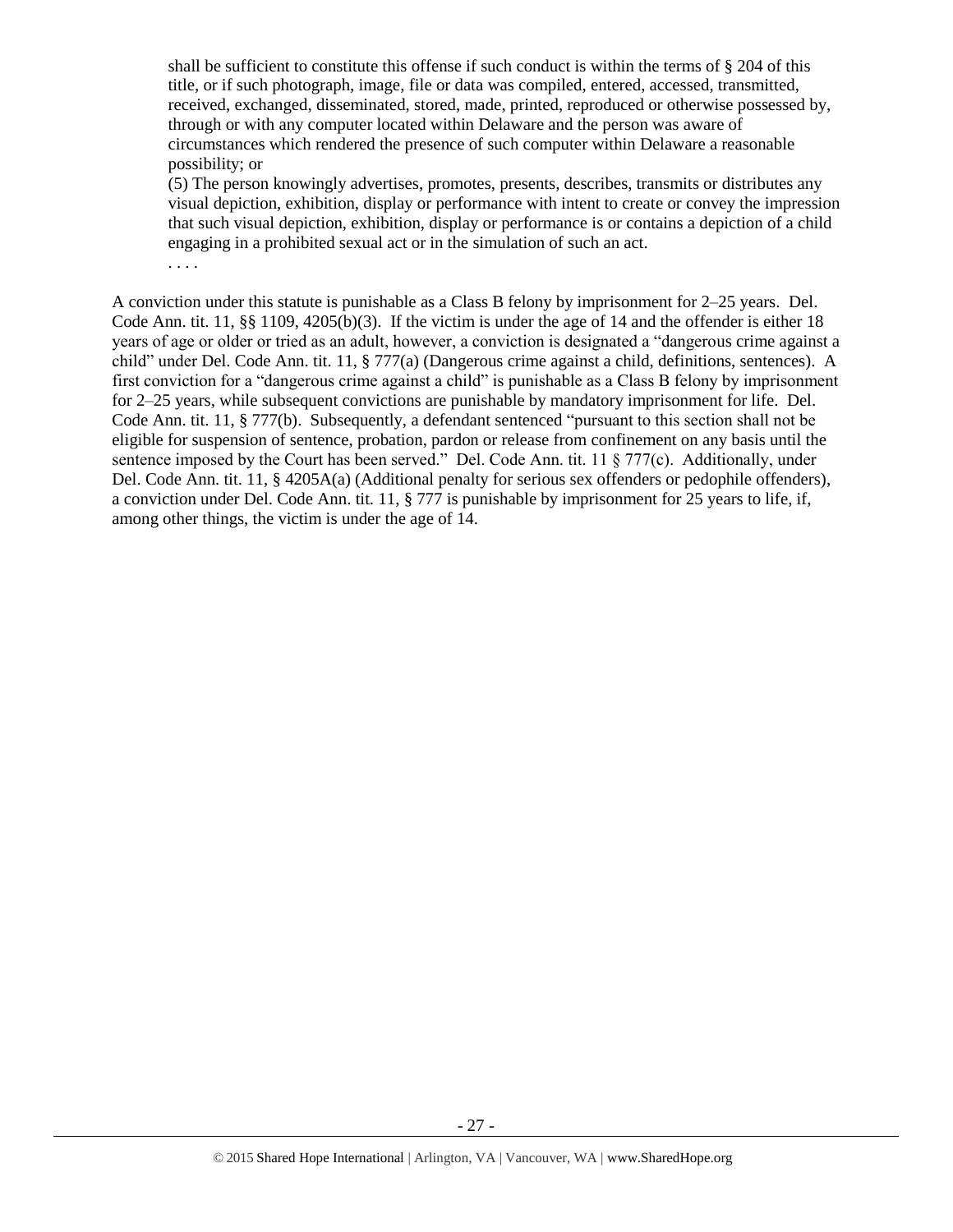> shall be sufficient to constitute this offense if such conduct is within the terms of § 204 of this title, or if such photograph, image, file or data was compiled, entered, accessed, transmitted, received, exchanged, disseminated, stored, made, printed, reproduced or otherwise possessed by, through or with any computer located within Delaware and the person was aware of circumstances which rendered the presence of such computer within Delaware a reasonable possibility; or
>
> (5) The person knowingly advertises, promotes, presents, describes, transmits or distributes any visual depiction, exhibition, display or performance with intent to create or convey the impression that such visual depiction, exhibition, display or performance is or contains a depiction of a child engaging in a prohibited sexual act or in the simulation of such an act.
>
> . . . .

A conviction under this statute is punishable as a Class B felony by imprisonment for 2–25 years. Del. Code Ann. tit. 11, §§ 1109, 4205(b)(3). If the victim is under the age of 14 and the offender is either 18 years of age or older or tried as an adult, however, a conviction is designated a "dangerous crime against a child" under Del. Code Ann. tit. 11, § 777(a) (Dangerous crime against a child, definitions, sentences). A first conviction for a "dangerous crime against a child" is punishable as a Class B felony by imprisonment for 2–25 years, while subsequent convictions are punishable by mandatory imprisonment for life. Del. Code Ann. tit. 11, § 777(b). Subsequently, a defendant sentenced "pursuant to this section shall not be eligible for suspension of sentence, probation, pardon or release from confinement on any basis until the sentence imposed by the Court has been served." Del. Code Ann. tit. 11 § 777(c). Additionally, under Del. Code Ann. tit. 11, § 4205A(a) (Additional penalty for serious sex offenders or pedophile offenders), a conviction under Del. Code Ann. tit. 11, § 777 is punishable by imprisonment for 25 years to life, if, among other things, the victim is under the age of 14.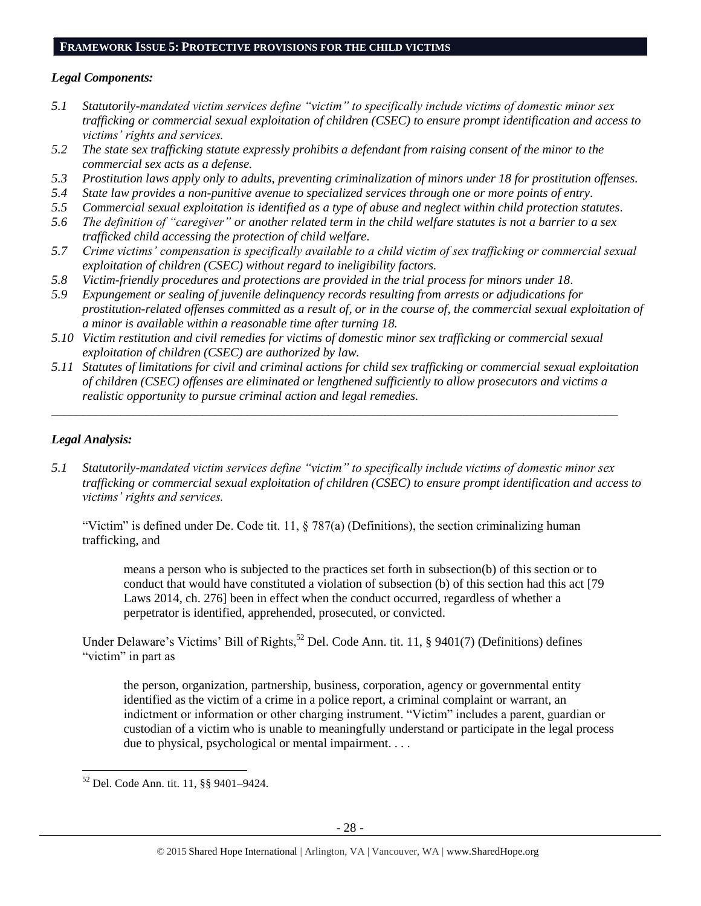## FRAMEWORK ISSUE 5: PROTECTIVE PROVISIONS FOR THE CHILD VICTIMS

### *Legal Components:*

*5.1 Statutorily-mandated victim services define "victim" to specifically include victims of domestic minor sex trafficking or commercial sexual exploitation of children (CSEC) to ensure prompt identification and access to victims' rights and services.*

*5.2 The state sex trafficking statute expressly prohibits a defendant from raising consent of the minor to the commercial sex acts as a defense.*

*5.3 Prostitution laws apply only to adults, preventing criminalization of minors under 18 for prostitution offenses.*

*5.4 State law provides a non-punitive avenue to specialized services through one or more points of entry.*

*5.5 Commercial sexual exploitation is identified as a type of abuse and neglect within child protection statutes.*

*5.6 The definition of "caregiver" or another related term in the child welfare statutes is not a barrier to a sex trafficked child accessing the protection of child welfare.*

*5.7 Crime victims' compensation is specifically available to a child victim of sex trafficking or commercial sexual exploitation of children (CSEC) without regard to ineligibility factors.*

*5.8 Victim-friendly procedures and protections are provided in the trial process for minors under 18.*

*5.9 Expungement or sealing of juvenile delinquency records resulting from arrests or adjudications for prostitution-related offenses committed as a result of, or in the course of, the commercial sexual exploitation of a minor is available within a reasonable time after turning 18.*

*5.10 Victim restitution and civil remedies for victims of domestic minor sex trafficking or commercial sexual exploitation of children (CSEC) are authorized by law.*

*5.11 Statutes of limitations for civil and criminal actions for child sex trafficking or commercial sexual exploitation of children (CSEC) offenses are eliminated or lengthened sufficiently to allow prosecutors and victims a realistic opportunity to pursue criminal action and legal remedies.*

---

### *Legal Analysis:*

*5.1 Statutorily-mandated victim services define "victim" to specifically include victims of domestic minor sex trafficking or commercial sexual exploitation of children (CSEC) to ensure prompt identification and access to victims' rights and services.*

"Victim" is defined under De. Code tit. 11, § 787(a) (Definitions), the section criminalizing human trafficking, and

> means a person who is subjected to the practices set forth in subsection(b) of this section or to conduct that would have constituted a violation of subsection (b) of this section had this act [79 Laws 2014, ch. 276] been in effect when the conduct occurred, regardless of whether a perpetrator is identified, apprehended, prosecuted, or convicted.

Under Delaware's Victims' Bill of Rights,[52] Del. Code Ann. tit. 11, § 9401(7) (Definitions) defines "victim" in part as

> the person, organization, partnership, business, corporation, agency or governmental entity identified as the victim of a crime in a police report, a criminal complaint or warrant, an indictment or information or other charging instrument. "Victim" includes a parent, guardian or custodian of a victim who is unable to meaningfully understand or participate in the legal process due to physical, psychological or mental impairment. . . .

---

[52] Del. Code Ann. tit. 11, §§ 9401–9424.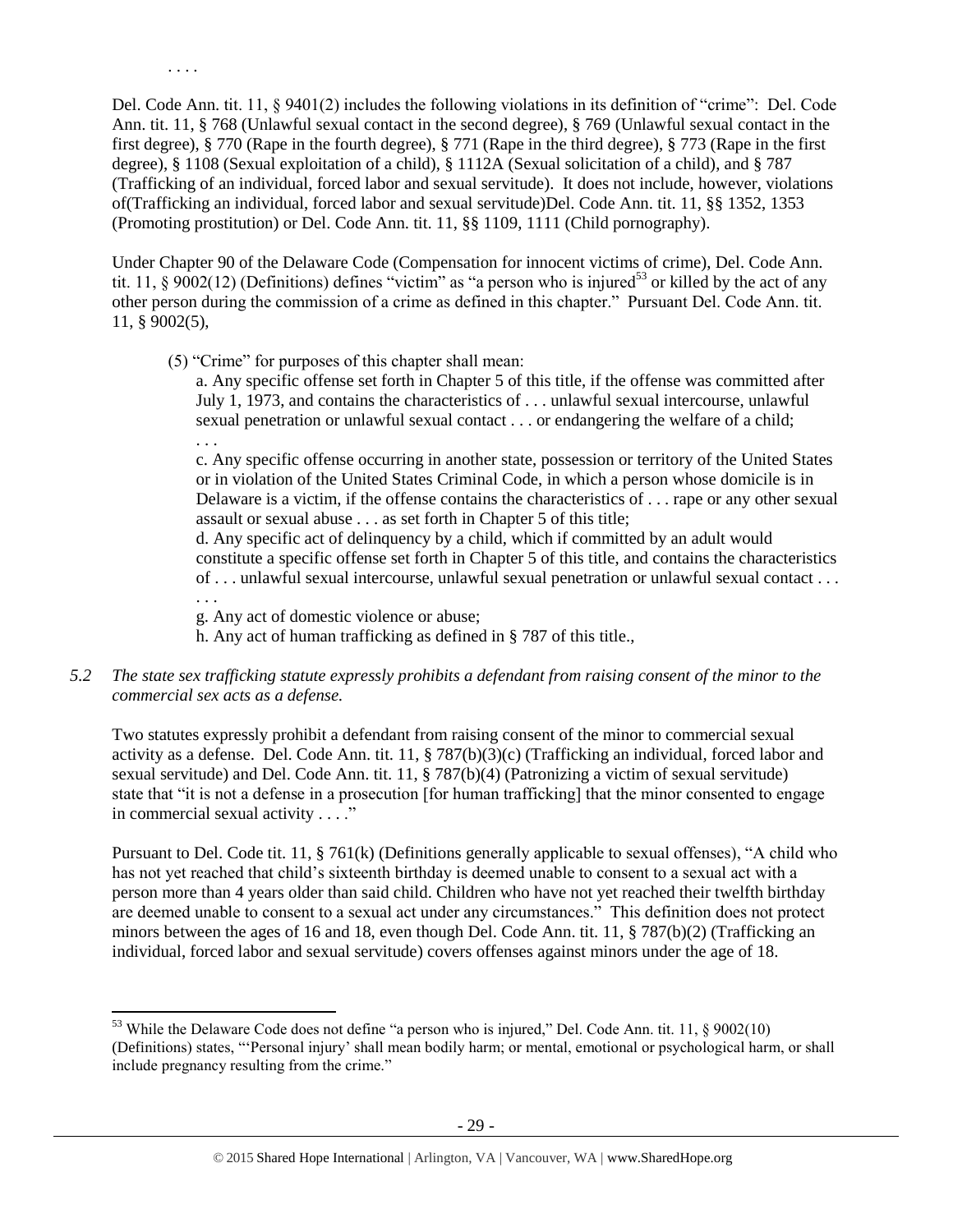. . . .

Del. Code Ann. tit. 11, § 9401(2) includes the following violations in its definition of "crime": Del. Code Ann. tit. 11, § 768 (Unlawful sexual contact in the second degree), § 769 (Unlawful sexual contact in the first degree), § 770 (Rape in the fourth degree), § 771 (Rape in the third degree), § 773 (Rape in the first degree), § 1108 (Sexual exploitation of a child), § 1112A (Sexual solicitation of a child), and § 787 (Trafficking of an individual, forced labor and sexual servitude). It does not include, however, violations of(Trafficking an individual, forced labor and sexual servitude)Del. Code Ann. tit. 11, §§ 1352, 1353 (Promoting prostitution) or Del. Code Ann. tit. 11, §§ 1109, 1111 (Child pornography).

Under Chapter 90 of the Delaware Code (Compensation for innocent victims of crime), Del. Code Ann. tit. 11, § 9002(12) (Definitions) defines "victim" as "a person who is injured[53] or killed by the act of any other person during the commission of a crime as defined in this chapter." Pursuant Del. Code Ann. tit. 11, § 9002(5),

> (5) "Crime" for purposes of this chapter shall mean:
>
> a. Any specific offense set forth in Chapter 5 of this title, if the offense was committed after July 1, 1973, and contains the characteristics of . . . unlawful sexual intercourse, unlawful sexual penetration or unlawful sexual contact . . . or endangering the welfare of a child;
>
> . . .
>
> c. Any specific offense occurring in another state, possession or territory of the United States or in violation of the United States Criminal Code, in which a person whose domicile is in Delaware is a victim, if the offense contains the characteristics of . . . rape or any other sexual assault or sexual abuse . . . as set forth in Chapter 5 of this title;
>
> d. Any specific act of delinquency by a child, which if committed by an adult would constitute a specific offense set forth in Chapter 5 of this title, and contains the characteristics of . . . unlawful sexual intercourse, unlawful sexual penetration or unlawful sexual contact . . .
>
> . . .
>
> g. Any act of domestic violence or abuse;
>
> h. Any act of human trafficking as defined in § 787 of this title.,

*5.2 The state sex trafficking statute expressly prohibits a defendant from raising consent of the minor to the commercial sex acts as a defense.*

Two statutes expressly prohibit a defendant from raising consent of the minor to commercial sexual activity as a defense. Del. Code Ann. tit. 11, § 787(b)(3)(c) (Trafficking an individual, forced labor and sexual servitude) and Del. Code Ann. tit. 11, § 787(b)(4) (Patronizing a victim of sexual servitude) state that "it is not a defense in a prosecution [for human trafficking] that the minor consented to engage in commercial sexual activity . . . ."

Pursuant to Del. Code tit. 11, § 761(k) (Definitions generally applicable to sexual offenses), "A child who has not yet reached that child's sixteenth birthday is deemed unable to consent to a sexual act with a person more than 4 years older than said child. Children who have not yet reached their twelfth birthday are deemed unable to consent to a sexual act under any circumstances." This definition does not protect minors between the ages of 16 and 18, even though Del. Code Ann. tit. 11, § 787(b)(2) (Trafficking an individual, forced labor and sexual servitude) covers offenses against minors under the age of 18.

[53] While the Delaware Code does not define "a person who is injured," Del. Code Ann. tit. 11, § 9002(10) (Definitions) states, "'Personal injury' shall mean bodily harm; or mental, emotional or psychological harm, or shall include pregnancy resulting from the crime."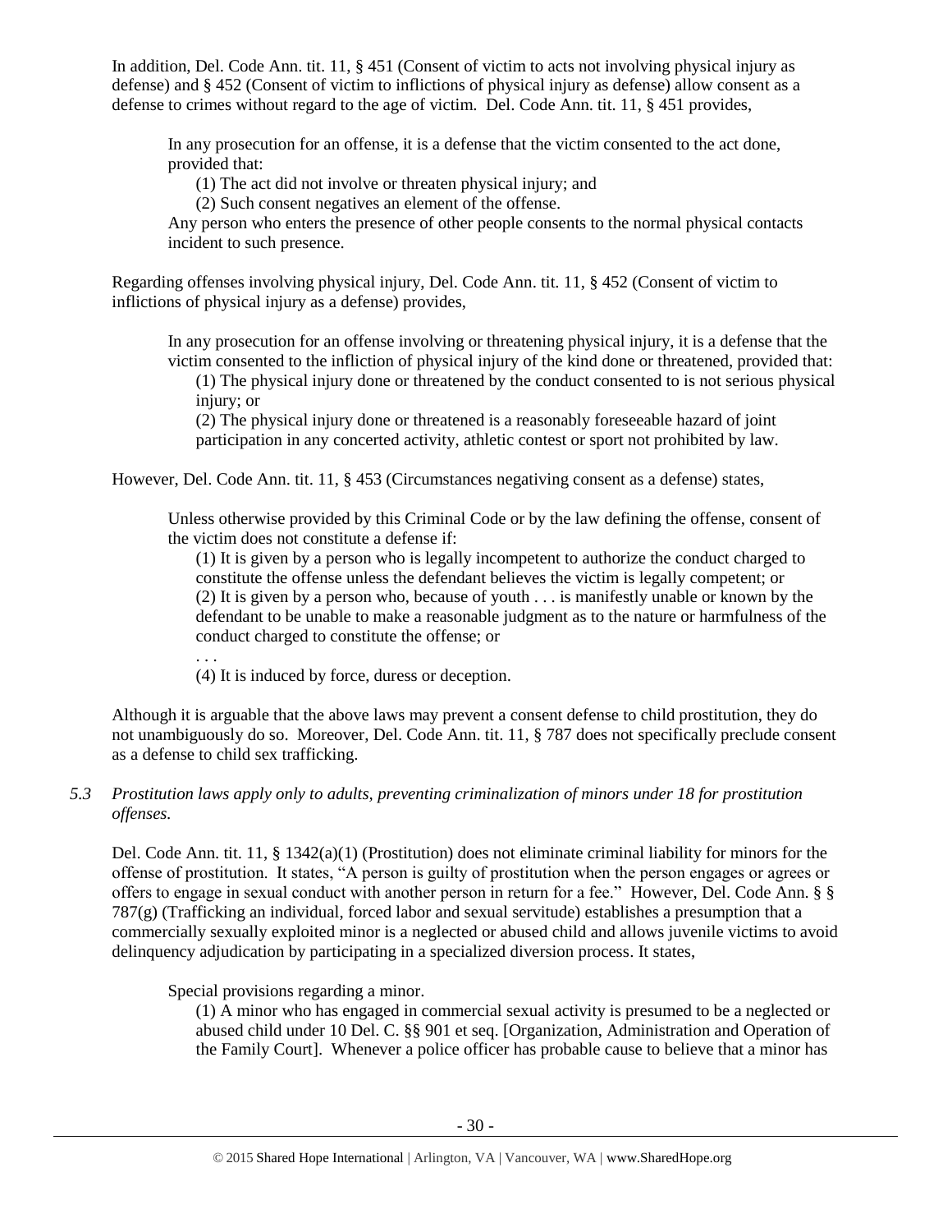In addition, Del. Code Ann. tit. 11, § 451 (Consent of victim to acts not involving physical injury as defense) and § 452 (Consent of victim to inflictions of physical injury as defense) allow consent as a defense to crimes without regard to the age of victim. Del. Code Ann. tit. 11, § 451 provides,

> In any prosecution for an offense, it is a defense that the victim consented to the act done, provided that:
>
> (1) The act did not involve or threaten physical injury; and
>
> (2) Such consent negatives an element of the offense.
>
> Any person who enters the presence of other people consents to the normal physical contacts incident to such presence.

Regarding offenses involving physical injury, Del. Code Ann. tit. 11, § 452 (Consent of victim to inflictions of physical injury as a defense) provides,

> In any prosecution for an offense involving or threatening physical injury, it is a defense that the victim consented to the infliction of physical injury of the kind done or threatened, provided that:
>
> (1) The physical injury done or threatened by the conduct consented to is not serious physical injury; or
>
> (2) The physical injury done or threatened is a reasonably foreseeable hazard of joint participation in any concerted activity, athletic contest or sport not prohibited by law.

However, Del. Code Ann. tit. 11, § 453 (Circumstances negativing consent as a defense) states,

> Unless otherwise provided by this Criminal Code or by the law defining the offense, consent of the victim does not constitute a defense if:
>
> (1) It is given by a person who is legally incompetent to authorize the conduct charged to constitute the offense unless the defendant believes the victim is legally competent; or
>
> (2) It is given by a person who, because of youth . . . is manifestly unable or known by the defendant to be unable to make a reasonable judgment as to the nature or harmfulness of the conduct charged to constitute the offense; or
>
> . . .
>
> (4) It is induced by force, duress or deception.

Although it is arguable that the above laws may prevent a consent defense to child prostitution, they do not unambiguously do so. Moreover, Del. Code Ann. tit. 11, § 787 does not specifically preclude consent as a defense to child sex trafficking.

*5.3 Prostitution laws apply only to adults, preventing criminalization of minors under 18 for prostitution offenses.*

Del. Code Ann. tit. 11, § 1342(a)(1) (Prostitution) does not eliminate criminal liability for minors for the offense of prostitution. It states, "A person is guilty of prostitution when the person engages or agrees or offers to engage in sexual conduct with another person in return for a fee." However, Del. Code Ann. § § 787(g) (Trafficking an individual, forced labor and sexual servitude) establishes a presumption that a commercially sexually exploited minor is a neglected or abused child and allows juvenile victims to avoid delinquency adjudication by participating in a specialized diversion process. It states,

> Special provisions regarding a minor.
>
> (1) A minor who has engaged in commercial sexual activity is presumed to be a neglected or abused child under 10 Del. C. §§ 901 et seq. [Organization, Administration and Operation of the Family Court]. Whenever a police officer has probable cause to believe that a minor has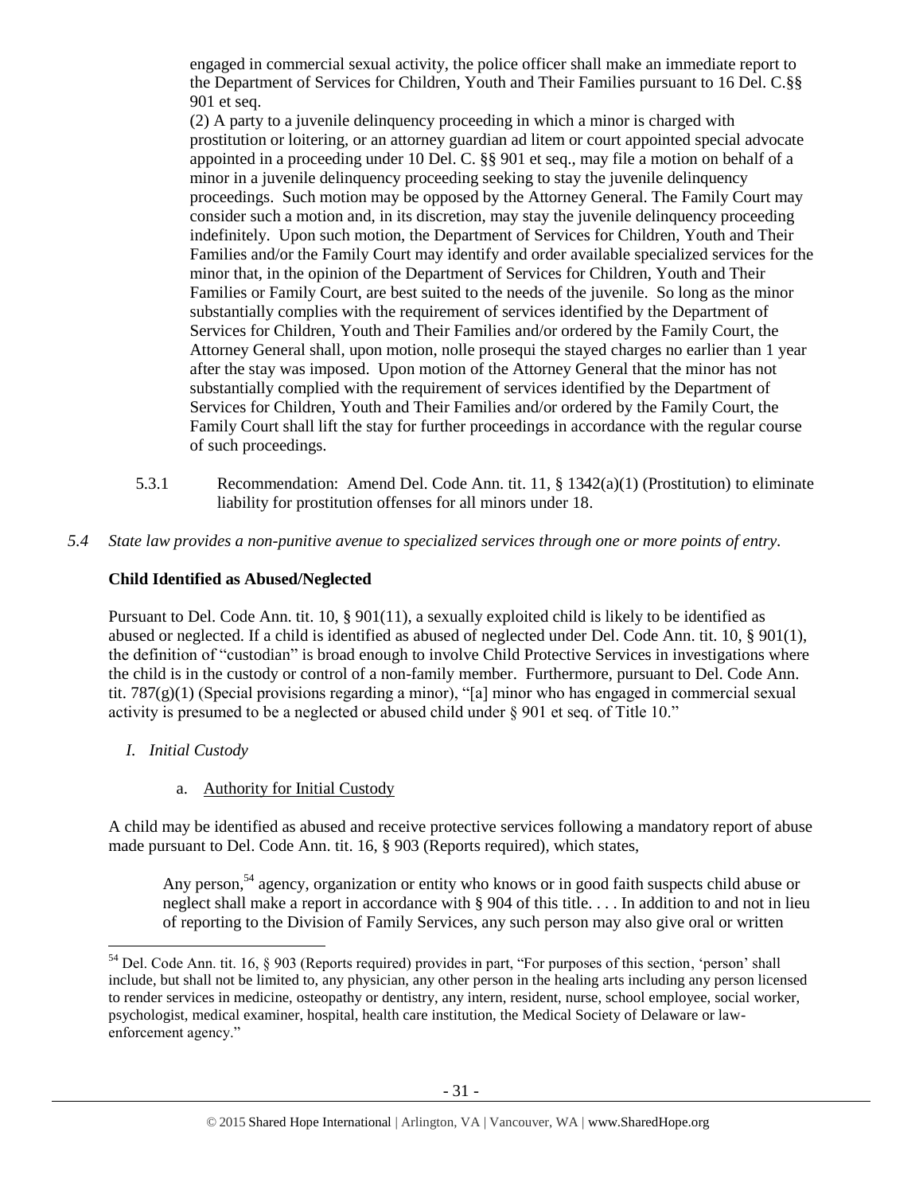engaged in commercial sexual activity, the police officer shall make an immediate report to the Department of Services for Children, Youth and Their Families pursuant to 16 Del. C.§§ 901 et seq.

(2) A party to a juvenile delinquency proceeding in which a minor is charged with prostitution or loitering, or an attorney guardian ad litem or court appointed special advocate appointed in a proceeding under 10 Del. C. §§ 901 et seq., may file a motion on behalf of a minor in a juvenile delinquency proceeding seeking to stay the juvenile delinquency proceedings. Such motion may be opposed by the Attorney General. The Family Court may consider such a motion and, in its discretion, may stay the juvenile delinquency proceeding indefinitely. Upon such motion, the Department of Services for Children, Youth and Their Families and/or the Family Court may identify and order available specialized services for the minor that, in the opinion of the Department of Services for Children, Youth and Their Families or Family Court, are best suited to the needs of the juvenile. So long as the minor substantially complies with the requirement of services identified by the Department of Services for Children, Youth and Their Families and/or ordered by the Family Court, the Attorney General shall, upon motion, nolle prosequi the stayed charges no earlier than 1 year after the stay was imposed. Upon motion of the Attorney General that the minor has not substantially complied with the requirement of services identified by the Department of Services for Children, Youth and Their Families and/or ordered by the Family Court, the Family Court shall lift the stay for further proceedings in accordance with the regular course of such proceedings.

5.3.1 Recommendation: Amend Del. Code Ann. tit. 11, § 1342(a)(1) (Prostitution) to eliminate liability for prostitution offenses for all minors under 18.

*5.4 State law provides a non-punitive avenue to specialized services through one or more points of entry.*

**Child Identified as Abused/Neglected**

Pursuant to Del. Code Ann. tit. 10, § 901(11), a sexually exploited child is likely to be identified as abused or neglected. If a child is identified as abused of neglected under Del. Code Ann. tit. 10, § 901(1), the definition of "custodian" is broad enough to involve Child Protective Services in investigations where the child is in the custody or control of a non-family member. Furthermore, pursuant to Del. Code Ann. tit. 787(g)(1) (Special provisions regarding a minor), "[a] minor who has engaged in commercial sexual activity is presumed to be a neglected or abused child under § 901 et seq. of Title 10."

*I. Initial Custody*

a. Authority for Initial Custody

A child may be identified as abused and receive protective services following a mandatory report of abuse made pursuant to Del. Code Ann. tit. 16, § 903 (Reports required), which states,

Any person,[54] agency, organization or entity who knows or in good faith suspects child abuse or neglect shall make a report in accordance with § 904 of this title. . . . In addition to and not in lieu of reporting to the Division of Family Services, any such person may also give oral or written

[54] Del. Code Ann. tit. 16, § 903 (Reports required) provides in part, "For purposes of this section, 'person' shall include, but shall not be limited to, any physician, any other person in the healing arts including any person licensed to render services in medicine, osteopathy or dentistry, any intern, resident, nurse, school employee, social worker, psychologist, medical examiner, hospital, health care institution, the Medical Society of Delaware or law-enforcement agency."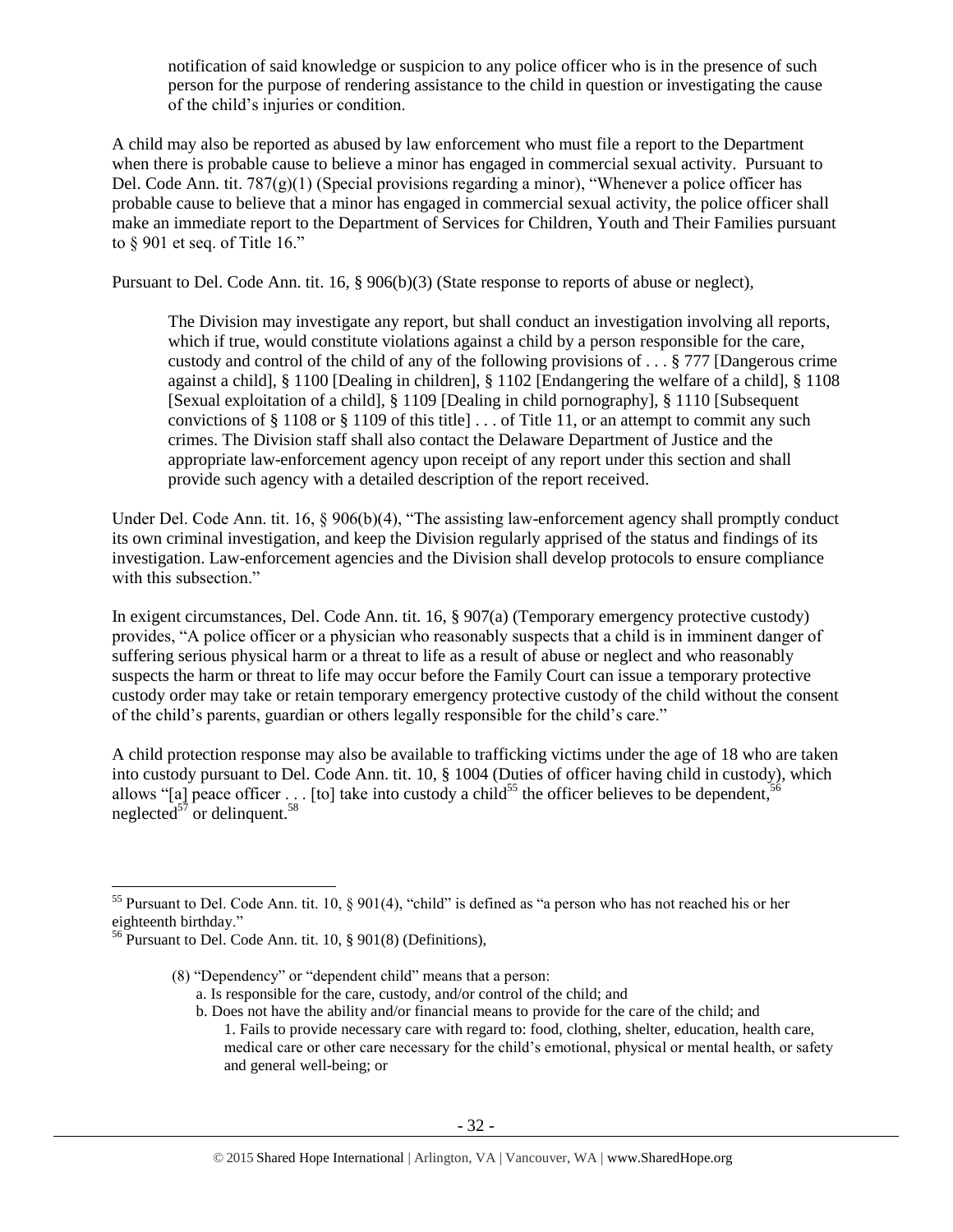notification of said knowledge or suspicion to any police officer who is in the presence of such person for the purpose of rendering assistance to the child in question or investigating the cause of the child's injuries or condition.

A child may also be reported as abused by law enforcement who must file a report to the Department when there is probable cause to believe a minor has engaged in commercial sexual activity. Pursuant to Del. Code Ann. tit. 787(g)(1) (Special provisions regarding a minor), "Whenever a police officer has probable cause to believe that a minor has engaged in commercial sexual activity, the police officer shall make an immediate report to the Department of Services for Children, Youth and Their Families pursuant to § 901 et seq. of Title 16."

Pursuant to Del. Code Ann. tit. 16, § 906(b)(3) (State response to reports of abuse or neglect),

> The Division may investigate any report, but shall conduct an investigation involving all reports, which if true, would constitute violations against a child by a person responsible for the care, custody and control of the child of any of the following provisions of . . . § 777 [Dangerous crime against a child], § 1100 [Dealing in children], § 1102 [Endangering the welfare of a child], § 1108 [Sexual exploitation of a child], § 1109 [Dealing in child pornography], § 1110 [Subsequent convictions of § 1108 or § 1109 of this title] . . . of Title 11, or an attempt to commit any such crimes. The Division staff shall also contact the Delaware Department of Justice and the appropriate law-enforcement agency upon receipt of any report under this section and shall provide such agency with a detailed description of the report received.

Under Del. Code Ann. tit. 16, § 906(b)(4), "The assisting law-enforcement agency shall promptly conduct its own criminal investigation, and keep the Division regularly apprised of the status and findings of its investigation. Law-enforcement agencies and the Division shall develop protocols to ensure compliance with this subsection."

In exigent circumstances, Del. Code Ann. tit. 16, § 907(a) (Temporary emergency protective custody) provides, "A police officer or a physician who reasonably suspects that a child is in imminent danger of suffering serious physical harm or a threat to life as a result of abuse or neglect and who reasonably suspects the harm or threat to life may occur before the Family Court can issue a temporary protective custody order may take or retain temporary emergency protective custody of the child without the consent of the child's parents, guardian or others legally responsible for the child's care."

A child protection response may also be available to trafficking victims under the age of 18 who are taken into custody pursuant to Del. Code Ann. tit. 10, § 1004 (Duties of officer having child in custody), which allows "[a] peace officer . . . [to] take into custody a child[55] the officer believes to be dependent,[56] neglected[57] or delinquent.[58]

---

[55] Pursuant to Del. Code Ann. tit. 10, § 901(4), "child" is defined as "a person who has not reached his or her eighteenth birthday."

[56] Pursuant to Del. Code Ann. tit. 10, § 901(8) (Definitions),

> (8) "Dependency" or "dependent child" means that a person:
> a. Is responsible for the care, custody, and/or control of the child; and
> b. Does not have the ability and/or financial means to provide for the care of the child; and
> 1. Fails to provide necessary care with regard to: food, clothing, shelter, education, health care, medical care or other care necessary for the child's emotional, physical or mental health, or safety and general well-being; or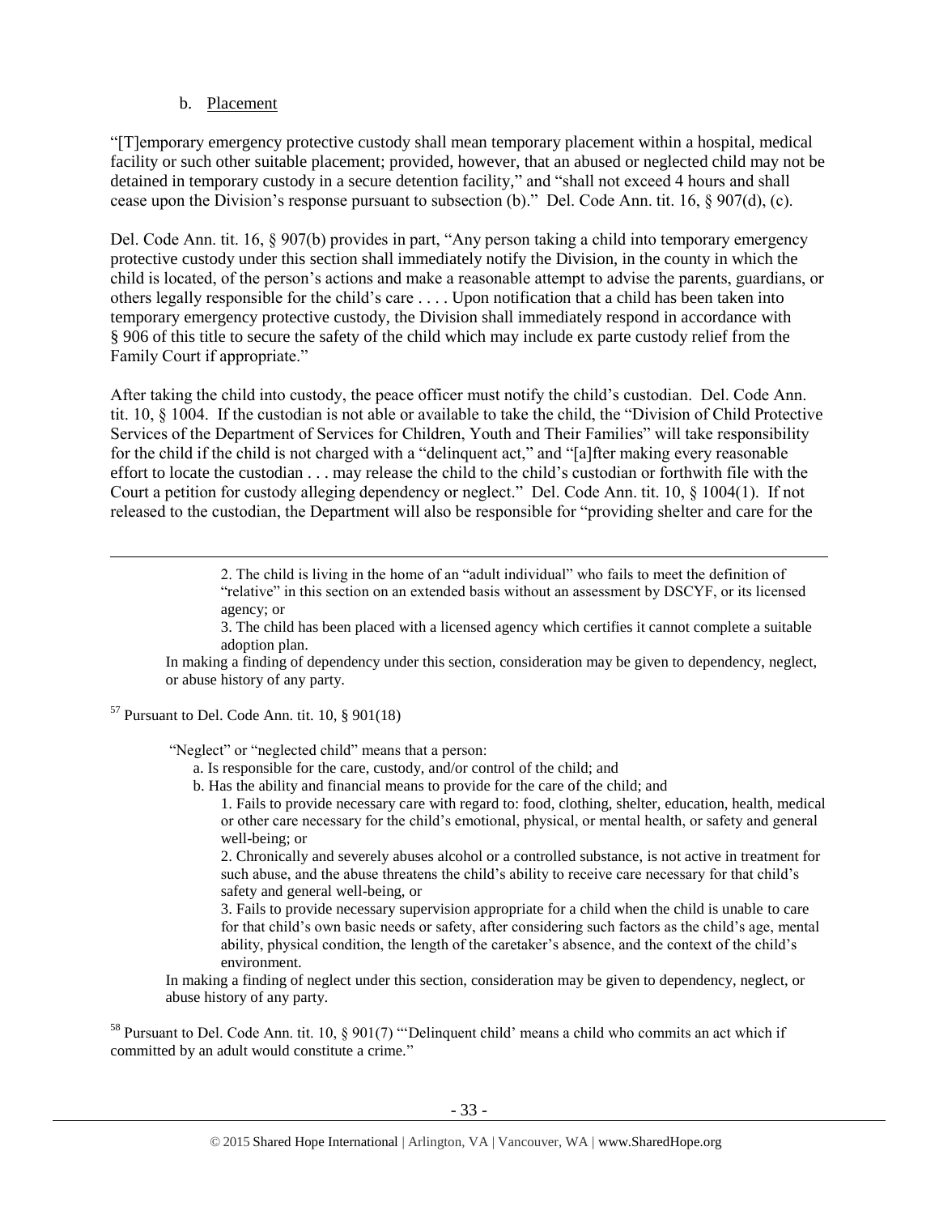b. Placement

"[T]emporary emergency protective custody shall mean temporary placement within a hospital, medical facility or such other suitable placement; provided, however, that an abused or neglected child may not be detained in temporary custody in a secure detention facility," and "shall not exceed 4 hours and shall cease upon the Division's response pursuant to subsection (b)." Del. Code Ann. tit. 16, § 907(d), (c).

Del. Code Ann. tit. 16, § 907(b) provides in part, "Any person taking a child into temporary emergency protective custody under this section shall immediately notify the Division, in the county in which the child is located, of the person's actions and make a reasonable attempt to advise the parents, guardians, or others legally responsible for the child's care . . . . Upon notification that a child has been taken into temporary emergency protective custody, the Division shall immediately respond in accordance with § 906 of this title to secure the safety of the child which may include ex parte custody relief from the Family Court if appropriate."

After taking the child into custody, the peace officer must notify the child's custodian. Del. Code Ann. tit. 10, § 1004. If the custodian is not able or available to take the child, the "Division of Child Protective Services of the Department of Services for Children, Youth and Their Families" will take responsibility for the child if the child is not charged with a "delinquent act," and "[a]fter making every reasonable effort to locate the custodian . . . may release the child to the child's custodian or forthwith file with the Court a petition for custody alleging dependency or neglect." Del. Code Ann. tit. 10, § 1004(1). If not released to the custodian, the Department will also be responsible for "providing shelter and care for the

---

> 2. The child is living in the home of an "adult individual" who fails to meet the definition of "relative" in this section on an extended basis without an assessment by DSCYF, or its licensed agency; or
>
> 3. The child has been placed with a licensed agency which certifies it cannot complete a suitable adoption plan.
>
> In making a finding of dependency under this section, consideration may be given to dependency, neglect, or abuse history of any party.

[57] Pursuant to Del. Code Ann. tit. 10, § 901(18)

> "Neglect" or "neglected child" means that a person:
>
> a. Is responsible for the care, custody, and/or control of the child; and
>
> b. Has the ability and financial means to provide for the care of the child; and
>
> 1. Fails to provide necessary care with regard to: food, clothing, shelter, education, health, medical or other care necessary for the child's emotional, physical, or mental health, or safety and general well-being; or
>
> 2. Chronically and severely abuses alcohol or a controlled substance, is not active in treatment for such abuse, and the abuse threatens the child's ability to receive care necessary for that child's safety and general well-being, or
>
> 3. Fails to provide necessary supervision appropriate for a child when the child is unable to care for that child's own basic needs or safety, after considering such factors as the child's age, mental ability, physical condition, the length of the caretaker's absence, and the context of the child's environment.
>
> In making a finding of neglect under this section, consideration may be given to dependency, neglect, or abuse history of any party.

[58] Pursuant to Del. Code Ann. tit. 10, § 901(7) "'Delinquent child' means a child who commits an act which if committed by an adult would constitute a crime."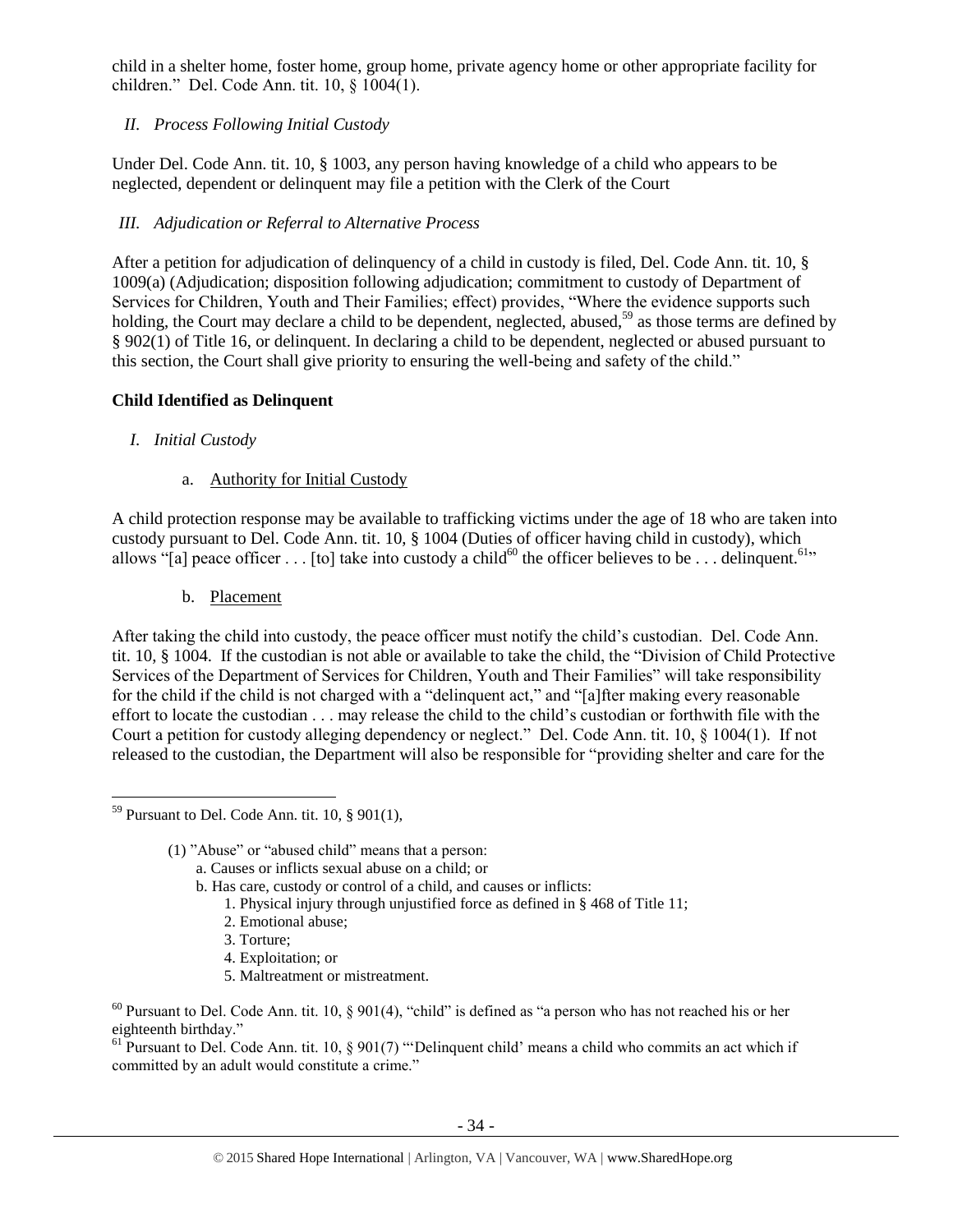child in a shelter home, foster home, group home, private agency home or other appropriate facility for children." Del. Code Ann. tit. 10, § 1004(1).

*II. Process Following Initial Custody*

Under Del. Code Ann. tit. 10, § 1003, any person having knowledge of a child who appears to be neglected, dependent or delinquent may file a petition with the Clerk of the Court

*III. Adjudication or Referral to Alternative Process*

After a petition for adjudication of delinquency of a child in custody is filed, Del. Code Ann. tit. 10, § 1009(a) (Adjudication; disposition following adjudication; commitment to custody of Department of Services for Children, Youth and Their Families; effect) provides, "Where the evidence supports such holding, the Court may declare a child to be dependent, neglected, abused,[59] as those terms are defined by § 902(1) of Title 16, or delinquent. In declaring a child to be dependent, neglected or abused pursuant to this section, the Court shall give priority to ensuring the well-being and safety of the child."

**Child Identified as Delinquent**

*I. Initial Custody*

a. Authority for Initial Custody

A child protection response may be available to trafficking victims under the age of 18 who are taken into custody pursuant to Del. Code Ann. tit. 10, § 1004 (Duties of officer having child in custody), which allows "[a] peace officer . . . [to] take into custody a child[60] the officer believes to be . . . delinquent.[61]"

b. Placement

After taking the child into custody, the peace officer must notify the child's custodian. Del. Code Ann. tit. 10, § 1004. If the custodian is not able or available to take the child, the "Division of Child Protective Services of the Department of Services for Children, Youth and Their Families" will take responsibility for the child if the child is not charged with a "delinquent act," and "[a]fter making every reasonable effort to locate the custodian . . . may release the child to the child's custodian or forthwith file with the Court a petition for custody alleging dependency or neglect." Del. Code Ann. tit. 10, § 1004(1). If not released to the custodian, the Department will also be responsible for "providing shelter and care for the

---

[59] Pursuant to Del. Code Ann. tit. 10, § 901(1),

> (1) "Abuse" or "abused child" means that a person:
> a. Causes or inflicts sexual abuse on a child; or
> b. Has care, custody or control of a child, and causes or inflicts:
> 1. Physical injury through unjustified force as defined in § 468 of Title 11;
> 2. Emotional abuse;
> 3. Torture;
> 4. Exploitation; or
> 5. Maltreatment or mistreatment.

[60] Pursuant to Del. Code Ann. tit. 10, § 901(4), "child" is defined as "a person who has not reached his or her eighteenth birthday."

[61] Pursuant to Del. Code Ann. tit. 10, § 901(7) "'Delinquent child' means a child who commits an act which if committed by an adult would constitute a crime."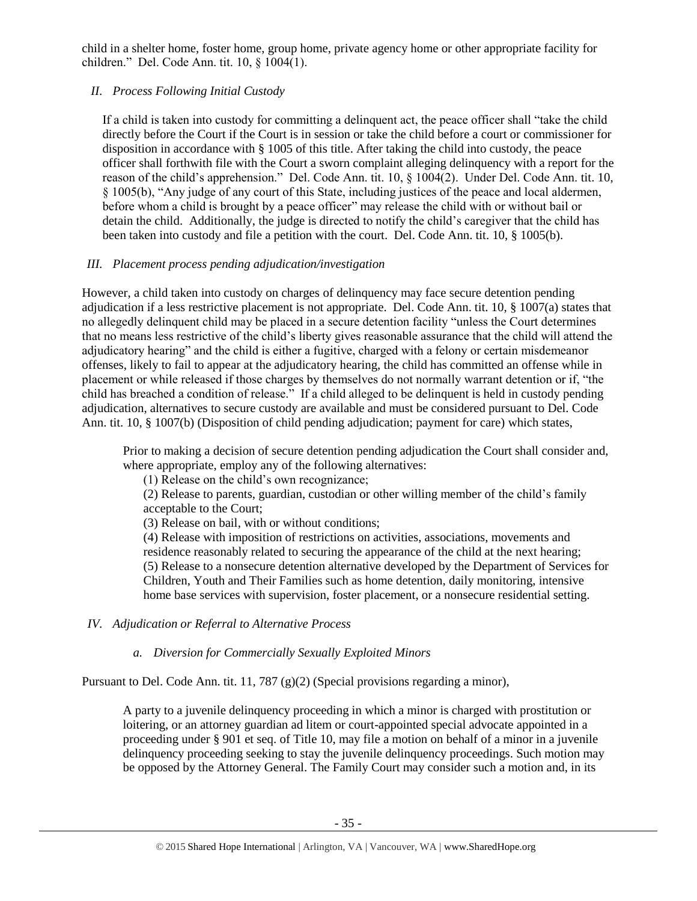child in a shelter home, foster home, group home, private agency home or other appropriate facility for children." Del. Code Ann. tit. 10, § 1004(1).

*II. Process Following Initial Custody*

If a child is taken into custody for committing a delinquent act, the peace officer shall "take the child directly before the Court if the Court is in session or take the child before a court or commissioner for disposition in accordance with § 1005 of this title. After taking the child into custody, the peace officer shall forthwith file with the Court a sworn complaint alleging delinquency with a report for the reason of the child's apprehension." Del. Code Ann. tit. 10, § 1004(2). Under Del. Code Ann. tit. 10, § 1005(b), "Any judge of any court of this State, including justices of the peace and local aldermen, before whom a child is brought by a peace officer" may release the child with or without bail or detain the child. Additionally, the judge is directed to notify the child's caregiver that the child has been taken into custody and file a petition with the court. Del. Code Ann. tit. 10, § 1005(b).

*III. Placement process pending adjudication/investigation*

However, a child taken into custody on charges of delinquency may face secure detention pending adjudication if a less restrictive placement is not appropriate. Del. Code Ann. tit. 10, § 1007(a) states that no allegedly delinquent child may be placed in a secure detention facility "unless the Court determines that no means less restrictive of the child's liberty gives reasonable assurance that the child will attend the adjudicatory hearing" and the child is either a fugitive, charged with a felony or certain misdemeanor offenses, likely to fail to appear at the adjudicatory hearing, the child has committed an offense while in placement or while released if those charges by themselves do not normally warrant detention or if, "the child has breached a condition of release." If a child alleged to be delinquent is held in custody pending adjudication, alternatives to secure custody are available and must be considered pursuant to Del. Code Ann. tit. 10, § 1007(b) (Disposition of child pending adjudication; payment for care) which states,

> Prior to making a decision of secure detention pending adjudication the Court shall consider and, where appropriate, employ any of the following alternatives:
>
> (1) Release on the child's own recognizance;
>
> (2) Release to parents, guardian, custodian or other willing member of the child's family acceptable to the Court;
>
> (3) Release on bail, with or without conditions;
>
> (4) Release with imposition of restrictions on activities, associations, movements and residence reasonably related to securing the appearance of the child at the next hearing;
>
> (5) Release to a nonsecure detention alternative developed by the Department of Services for Children, Youth and Their Families such as home detention, daily monitoring, intensive home base services with supervision, foster placement, or a nonsecure residential setting.

*IV. Adjudication or Referral to Alternative Process*

*a. Diversion for Commercially Sexually Exploited Minors*

Pursuant to Del. Code Ann. tit. 11, 787 (g)(2) (Special provisions regarding a minor),

> A party to a juvenile delinquency proceeding in which a minor is charged with prostitution or loitering, or an attorney guardian ad litem or court-appointed special advocate appointed in a proceeding under § 901 et seq. of Title 10, may file a motion on behalf of a minor in a juvenile delinquency proceeding seeking to stay the juvenile delinquency proceedings. Such motion may be opposed by the Attorney General. The Family Court may consider such a motion and, in its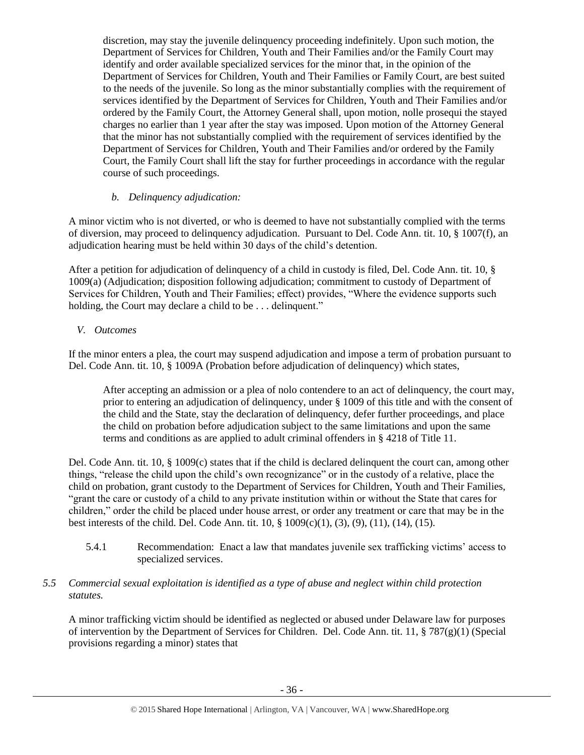discretion, may stay the juvenile delinquency proceeding indefinitely. Upon such motion, the Department of Services for Children, Youth and Their Families and/or the Family Court may identify and order available specialized services for the minor that, in the opinion of the Department of Services for Children, Youth and Their Families or Family Court, are best suited to the needs of the juvenile. So long as the minor substantially complies with the requirement of services identified by the Department of Services for Children, Youth and Their Families and/or ordered by the Family Court, the Attorney General shall, upon motion, nolle prosequi the stayed charges no earlier than 1 year after the stay was imposed. Upon motion of the Attorney General that the minor has not substantially complied with the requirement of services identified by the Department of Services for Children, Youth and Their Families and/or ordered by the Family Court, the Family Court shall lift the stay for further proceedings in accordance with the regular course of such proceedings.

*b. Delinquency adjudication:*

A minor victim who is not diverted, or who is deemed to have not substantially complied with the terms of diversion, may proceed to delinquency adjudication. Pursuant to Del. Code Ann. tit. 10, § 1007(f), an adjudication hearing must be held within 30 days of the child's detention.

After a petition for adjudication of delinquency of a child in custody is filed, Del. Code Ann. tit. 10, § 1009(a) (Adjudication; disposition following adjudication; commitment to custody of Department of Services for Children, Youth and Their Families; effect) provides, "Where the evidence supports such holding, the Court may declare a child to be . . . delinquent."

*V. Outcomes*

If the minor enters a plea, the court may suspend adjudication and impose a term of probation pursuant to Del. Code Ann. tit. 10, § 1009A (Probation before adjudication of delinquency) which states,

> After accepting an admission or a plea of nolo contendere to an act of delinquency, the court may, prior to entering an adjudication of delinquency, under § 1009 of this title and with the consent of the child and the State, stay the declaration of delinquency, defer further proceedings, and place the child on probation before adjudication subject to the same limitations and upon the same terms and conditions as are applied to adult criminal offenders in § 4218 of Title 11.

Del. Code Ann. tit. 10, § 1009(c) states that if the child is declared delinquent the court can, among other things, "release the child upon the child's own recognizance" or in the custody of a relative, place the child on probation, grant custody to the Department of Services for Children, Youth and Their Families, "grant the care or custody of a child to any private institution within or without the State that cares for children," order the child be placed under house arrest, or order any treatment or care that may be in the best interests of the child. Del. Code Ann. tit. 10, § 1009(c)(1), (3), (9), (11), (14), (15).

5.4.1 Recommendation: Enact a law that mandates juvenile sex trafficking victims' access to specialized services.

*5.5 Commercial sexual exploitation is identified as a type of abuse and neglect within child protection statutes.*

A minor trafficking victim should be identified as neglected or abused under Delaware law for purposes of intervention by the Department of Services for Children. Del. Code Ann. tit. 11, § 787(g)(1) (Special provisions regarding a minor) states that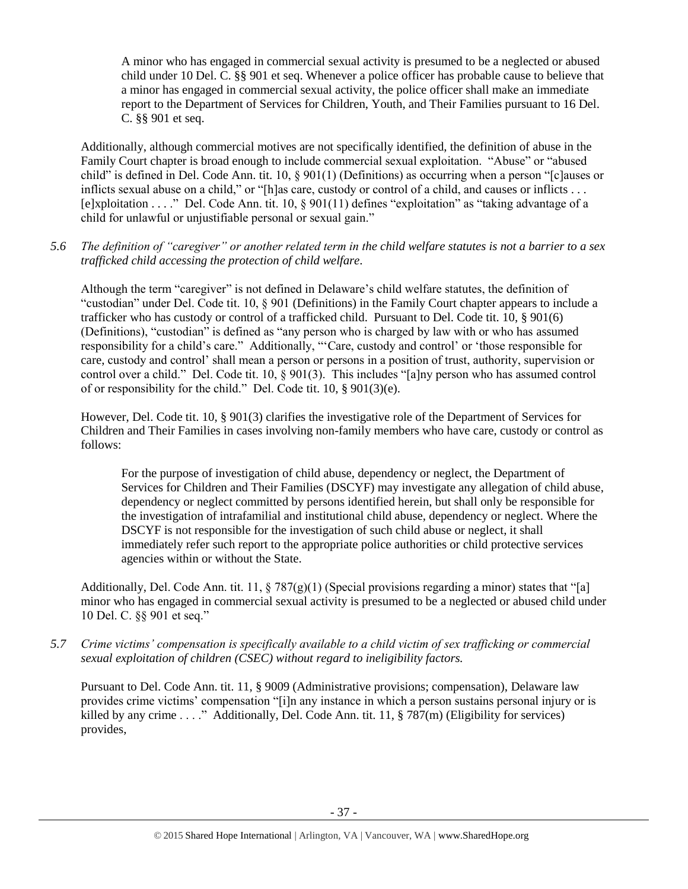> A minor who has engaged in commercial sexual activity is presumed to be a neglected or abused child under 10 Del. C. §§ 901 et seq. Whenever a police officer has probable cause to believe that a minor has engaged in commercial sexual activity, the police officer shall make an immediate report to the Department of Services for Children, Youth, and Their Families pursuant to 16 Del. C. §§ 901 et seq.

Additionally, although commercial motives are not specifically identified, the definition of abuse in the Family Court chapter is broad enough to include commercial sexual exploitation. "Abuse" or "abused child" is defined in Del. Code Ann. tit. 10, § 901(1) (Definitions) as occurring when a person "[c]auses or inflicts sexual abuse on a child," or "[h]as care, custody or control of a child, and causes or inflicts . . . [e]xploitation . . . ." Del. Code Ann. tit. 10, § 901(11) defines "exploitation" as "taking advantage of a child for unlawful or unjustifiable personal or sexual gain."

*5.6 The definition of "caregiver" or another related term in the child welfare statutes is not a barrier to a sex trafficked child accessing the protection of child welfare.*

Although the term "caregiver" is not defined in Delaware's child welfare statutes, the definition of "custodian" under Del. Code tit. 10, § 901 (Definitions) in the Family Court chapter appears to include a trafficker who has custody or control of a trafficked child. Pursuant to Del. Code tit. 10, § 901(6) (Definitions), "custodian" is defined as "any person who is charged by law with or who has assumed responsibility for a child's care." Additionally, "'Care, custody and control' or 'those responsible for care, custody and control' shall mean a person or persons in a position of trust, authority, supervision or control over a child." Del. Code tit. 10, § 901(3). This includes "[a]ny person who has assumed control of or responsibility for the child." Del. Code tit. 10, § 901(3)(e).

However, Del. Code tit. 10, § 901(3) clarifies the investigative role of the Department of Services for Children and Their Families in cases involving non-family members who have care, custody or control as follows:

> For the purpose of investigation of child abuse, dependency or neglect, the Department of Services for Children and Their Families (DSCYF) may investigate any allegation of child abuse, dependency or neglect committed by persons identified herein, but shall only be responsible for the investigation of intrafamilial and institutional child abuse, dependency or neglect. Where the DSCYF is not responsible for the investigation of such child abuse or neglect, it shall immediately refer such report to the appropriate police authorities or child protective services agencies within or without the State.

Additionally, Del. Code Ann. tit. 11, § 787(g)(1) (Special provisions regarding a minor) states that "[a] minor who has engaged in commercial sexual activity is presumed to be a neglected or abused child under 10 Del. C. §§ 901 et seq."

*5.7 Crime victims' compensation is specifically available to a child victim of sex trafficking or commercial sexual exploitation of children (CSEC) without regard to ineligibility factors.*

Pursuant to Del. Code Ann. tit. 11, § 9009 (Administrative provisions; compensation), Delaware law provides crime victims' compensation "[i]n any instance in which a person sustains personal injury or is killed by any crime . . . ." Additionally, Del. Code Ann. tit. 11, § 787(m) (Eligibility for services) provides,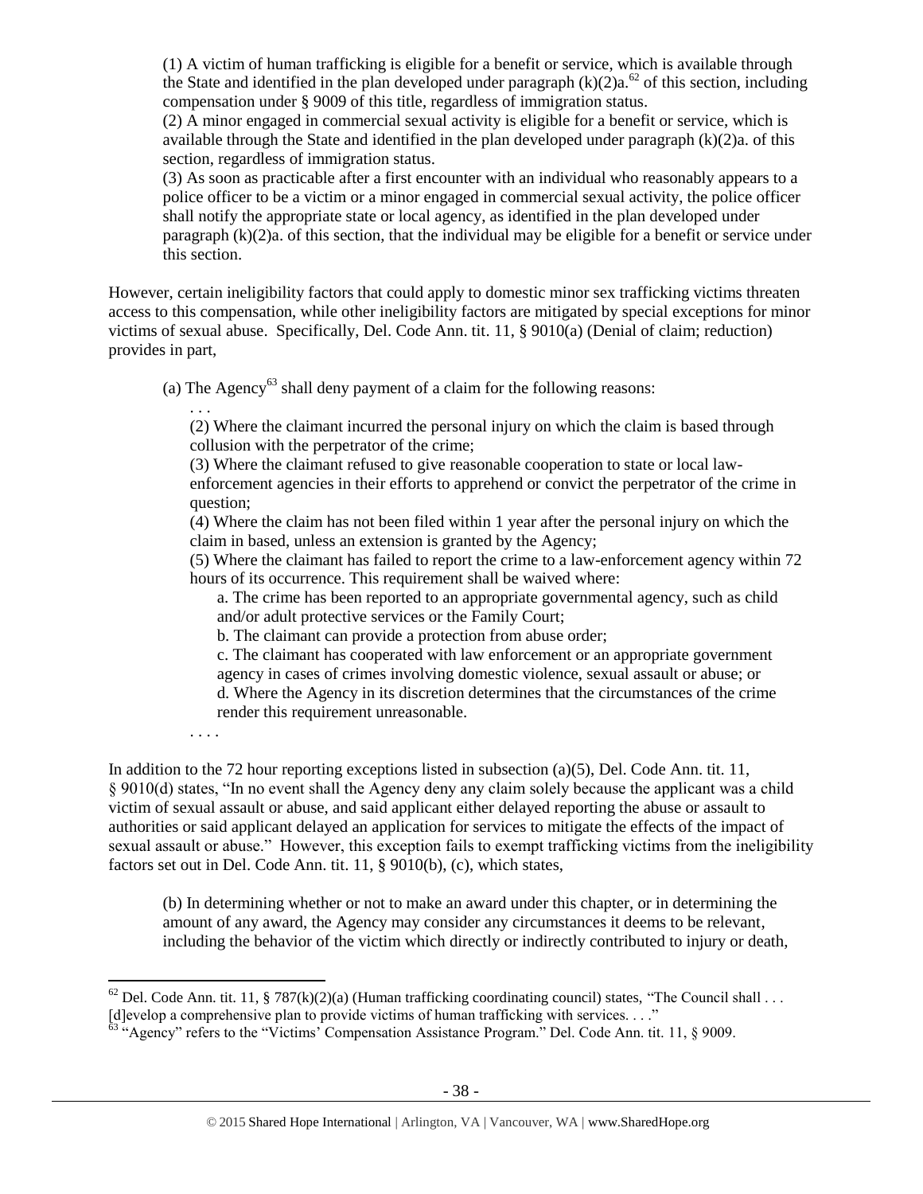(1) A victim of human trafficking is eligible for a benefit or service, which is available through the State and identified in the plan developed under paragraph (k)(2)a.[62] of this section, including compensation under § 9009 of this title, regardless of immigration status.

(2) A minor engaged in commercial sexual activity is eligible for a benefit or service, which is available through the State and identified in the plan developed under paragraph (k)(2)a. of this section, regardless of immigration status.

(3) As soon as practicable after a first encounter with an individual who reasonably appears to a police officer to be a victim or a minor engaged in commercial sexual activity, the police officer shall notify the appropriate state or local agency, as identified in the plan developed under paragraph (k)(2)a. of this section, that the individual may be eligible for a benefit or service under this section.

However, certain ineligibility factors that could apply to domestic minor sex trafficking victims threaten access to this compensation, while other ineligibility factors are mitigated by special exceptions for minor victims of sexual abuse. Specifically, Del. Code Ann. tit. 11, § 9010(a) (Denial of claim; reduction) provides in part,

> (a) The Agency[63] shall deny payment of a claim for the following reasons:
>
> . . .
>
> (2) Where the claimant incurred the personal injury on which the claim is based through collusion with the perpetrator of the crime;
>
> (3) Where the claimant refused to give reasonable cooperation to state or local law-enforcement agencies in their efforts to apprehend or convict the perpetrator of the crime in question;
>
> (4) Where the claim has not been filed within 1 year after the personal injury on which the claim in based, unless an extension is granted by the Agency;
>
> (5) Where the claimant has failed to report the crime to a law-enforcement agency within 72 hours of its occurrence. This requirement shall be waived where:
>
> a. The crime has been reported to an appropriate governmental agency, such as child and/or adult protective services or the Family Court;
>
> b. The claimant can provide a protection from abuse order;
>
> c. The claimant has cooperated with law enforcement or an appropriate government agency in cases of crimes involving domestic violence, sexual assault or abuse; or
>
> d. Where the Agency in its discretion determines that the circumstances of the crime render this requirement unreasonable.
>
> . . . .

In addition to the 72 hour reporting exceptions listed in subsection (a)(5), Del. Code Ann. tit. 11, § 9010(d) states, "In no event shall the Agency deny any claim solely because the applicant was a child victim of sexual assault or abuse, and said applicant either delayed reporting the abuse or assault to authorities or said applicant delayed an application for services to mitigate the effects of the impact of sexual assault or abuse." However, this exception fails to exempt trafficking victims from the ineligibility factors set out in Del. Code Ann. tit. 11, § 9010(b), (c), which states,

> (b) In determining whether or not to make an award under this chapter, or in determining the amount of any award, the Agency may consider any circumstances it deems to be relevant, including the behavior of the victim which directly or indirectly contributed to injury or death,

---

[62] Del. Code Ann. tit. 11, § 787(k)(2)(a) (Human trafficking coordinating council) states, "The Council shall . . . [d]evelop a comprehensive plan to provide victims of human trafficking with services. . . ."

[63] "Agency" refers to the "Victims' Compensation Assistance Program." Del. Code Ann. tit. 11, § 9009.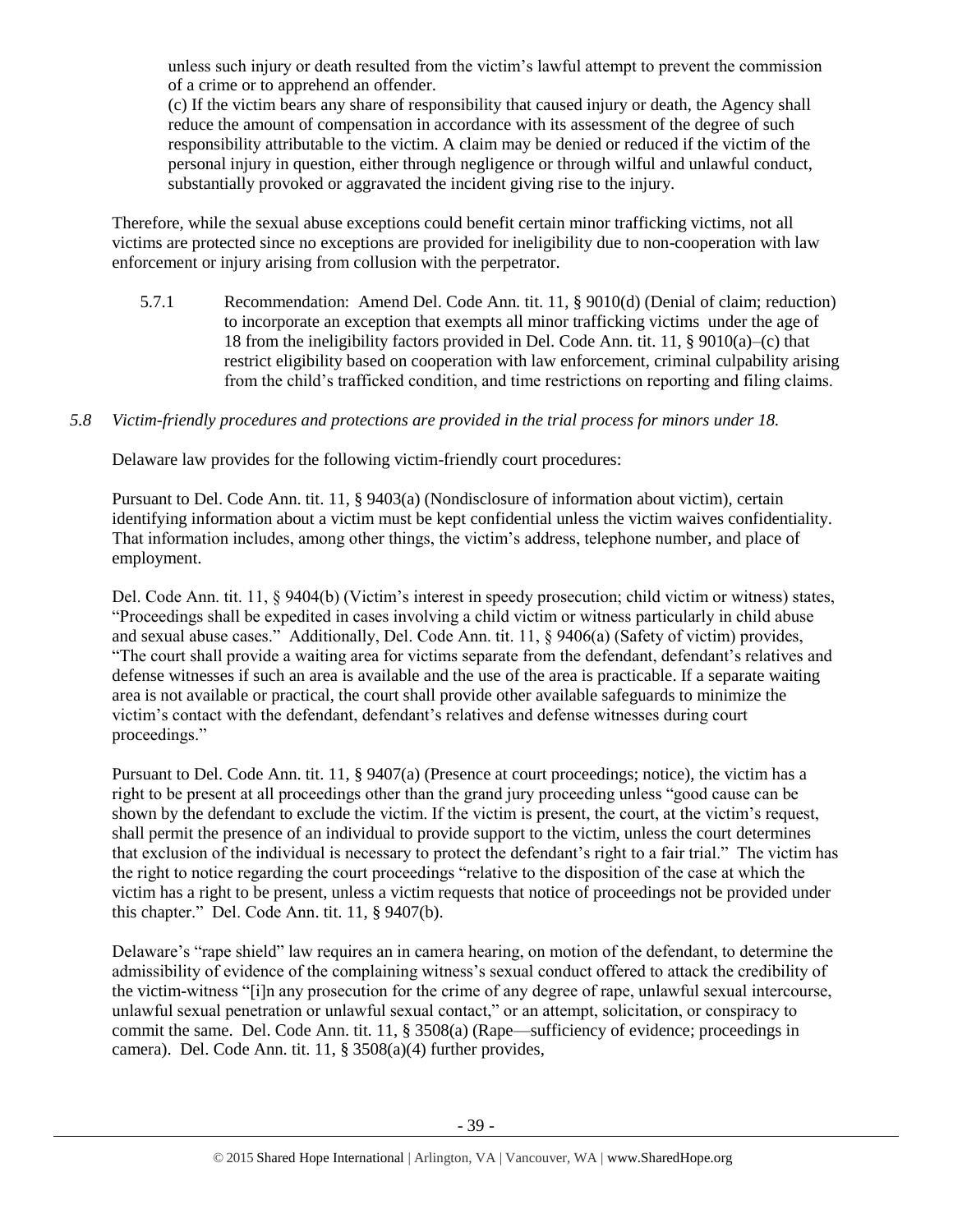unless such injury or death resulted from the victim's lawful attempt to prevent the commission of a crime or to apprehend an offender.

(c) If the victim bears any share of responsibility that caused injury or death, the Agency shall reduce the amount of compensation in accordance with its assessment of the degree of such responsibility attributable to the victim. A claim may be denied or reduced if the victim of the personal injury in question, either through negligence or through wilful and unlawful conduct, substantially provoked or aggravated the incident giving rise to the injury.

Therefore, while the sexual abuse exceptions could benefit certain minor trafficking victims, not all victims are protected since no exceptions are provided for ineligibility due to non-cooperation with law enforcement or injury arising from collusion with the perpetrator.

5.7.1 Recommendation: Amend Del. Code Ann. tit. 11, § 9010(d) (Denial of claim; reduction) to incorporate an exception that exempts all minor trafficking victims under the age of 18 from the ineligibility factors provided in Del. Code Ann. tit. 11, § 9010(a)–(c) that restrict eligibility based on cooperation with law enforcement, criminal culpability arising from the child's trafficked condition, and time restrictions on reporting and filing claims.

*5.8 Victim-friendly procedures and protections are provided in the trial process for minors under 18.*

Delaware law provides for the following victim-friendly court procedures:

Pursuant to Del. Code Ann. tit. 11, § 9403(a) (Nondisclosure of information about victim), certain identifying information about a victim must be kept confidential unless the victim waives confidentiality. That information includes, among other things, the victim's address, telephone number, and place of employment.

Del. Code Ann. tit. 11, § 9404(b) (Victim's interest in speedy prosecution; child victim or witness) states, "Proceedings shall be expedited in cases involving a child victim or witness particularly in child abuse and sexual abuse cases." Additionally, Del. Code Ann. tit. 11, § 9406(a) (Safety of victim) provides, "The court shall provide a waiting area for victims separate from the defendant, defendant's relatives and defense witnesses if such an area is available and the use of the area is practicable. If a separate waiting area is not available or practical, the court shall provide other available safeguards to minimize the victim's contact with the defendant, defendant's relatives and defense witnesses during court proceedings."

Pursuant to Del. Code Ann. tit. 11, § 9407(a) (Presence at court proceedings; notice), the victim has a right to be present at all proceedings other than the grand jury proceeding unless "good cause can be shown by the defendant to exclude the victim. If the victim is present, the court, at the victim's request, shall permit the presence of an individual to provide support to the victim, unless the court determines that exclusion of the individual is necessary to protect the defendant's right to a fair trial." The victim has the right to notice regarding the court proceedings "relative to the disposition of the case at which the victim has a right to be present, unless a victim requests that notice of proceedings not be provided under this chapter." Del. Code Ann. tit. 11, § 9407(b).

Delaware's "rape shield" law requires an in camera hearing, on motion of the defendant, to determine the admissibility of evidence of the complaining witness's sexual conduct offered to attack the credibility of the victim-witness "[i]n any prosecution for the crime of any degree of rape, unlawful sexual intercourse, unlawful sexual penetration or unlawful sexual contact," or an attempt, solicitation, or conspiracy to commit the same. Del. Code Ann. tit. 11, § 3508(a) (Rape—sufficiency of evidence; proceedings in camera). Del. Code Ann. tit. 11, § 3508(a)(4) further provides,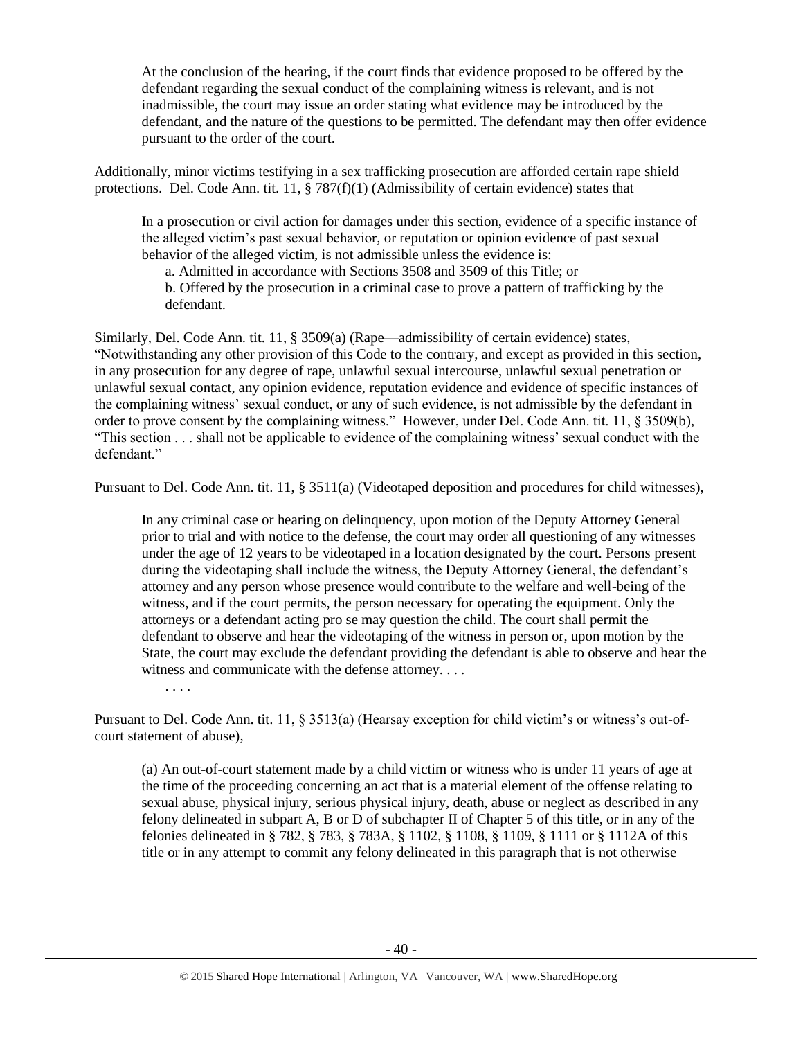> At the conclusion of the hearing, if the court finds that evidence proposed to be offered by the defendant regarding the sexual conduct of the complaining witness is relevant, and is not inadmissible, the court may issue an order stating what evidence may be introduced by the defendant, and the nature of the questions to be permitted. The defendant may then offer evidence pursuant to the order of the court.

Additionally, minor victims testifying in a sex trafficking prosecution are afforded certain rape shield protections. Del. Code Ann. tit. 11, § 787(f)(1) (Admissibility of certain evidence) states that

> In a prosecution or civil action for damages under this section, evidence of a specific instance of the alleged victim's past sexual behavior, or reputation or opinion evidence of past sexual behavior of the alleged victim, is not admissible unless the evidence is:
>
> a. Admitted in accordance with Sections 3508 and 3509 of this Title; or
>
> b. Offered by the prosecution in a criminal case to prove a pattern of trafficking by the defendant.

Similarly, Del. Code Ann. tit. 11, § 3509(a) (Rape—admissibility of certain evidence) states, "Notwithstanding any other provision of this Code to the contrary, and except as provided in this section, in any prosecution for any degree of rape, unlawful sexual intercourse, unlawful sexual penetration or unlawful sexual contact, any opinion evidence, reputation evidence and evidence of specific instances of the complaining witness' sexual conduct, or any of such evidence, is not admissible by the defendant in order to prove consent by the complaining witness." However, under Del. Code Ann. tit. 11, § 3509(b), "This section . . . shall not be applicable to evidence of the complaining witness' sexual conduct with the defendant."

Pursuant to Del. Code Ann. tit. 11, § 3511(a) (Videotaped deposition and procedures for child witnesses),

> In any criminal case or hearing on delinquency, upon motion of the Deputy Attorney General prior to trial and with notice to the defense, the court may order all questioning of any witnesses under the age of 12 years to be videotaped in a location designated by the court. Persons present during the videotaping shall include the witness, the Deputy Attorney General, the defendant's attorney and any person whose presence would contribute to the welfare and well-being of the witness, and if the court permits, the person necessary for operating the equipment. Only the attorneys or a defendant acting pro se may question the child. The court shall permit the defendant to observe and hear the videotaping of the witness in person or, upon motion by the State, the court may exclude the defendant providing the defendant is able to observe and hear the witness and communicate with the defense attorney. . . .
>
> . . . .

Pursuant to Del. Code Ann. tit. 11, § 3513(a) (Hearsay exception for child victim's or witness's out-of-court statement of abuse),

> (a) An out-of-court statement made by a child victim or witness who is under 11 years of age at the time of the proceeding concerning an act that is a material element of the offense relating to sexual abuse, physical injury, serious physical injury, death, abuse or neglect as described in any felony delineated in subpart A, B or D of subchapter II of Chapter 5 of this title, or in any of the felonies delineated in § 782, § 783, § 783A, § 1102, § 1108, § 1109, § 1111 or § 1112A of this title or in any attempt to commit any felony delineated in this paragraph that is not otherwise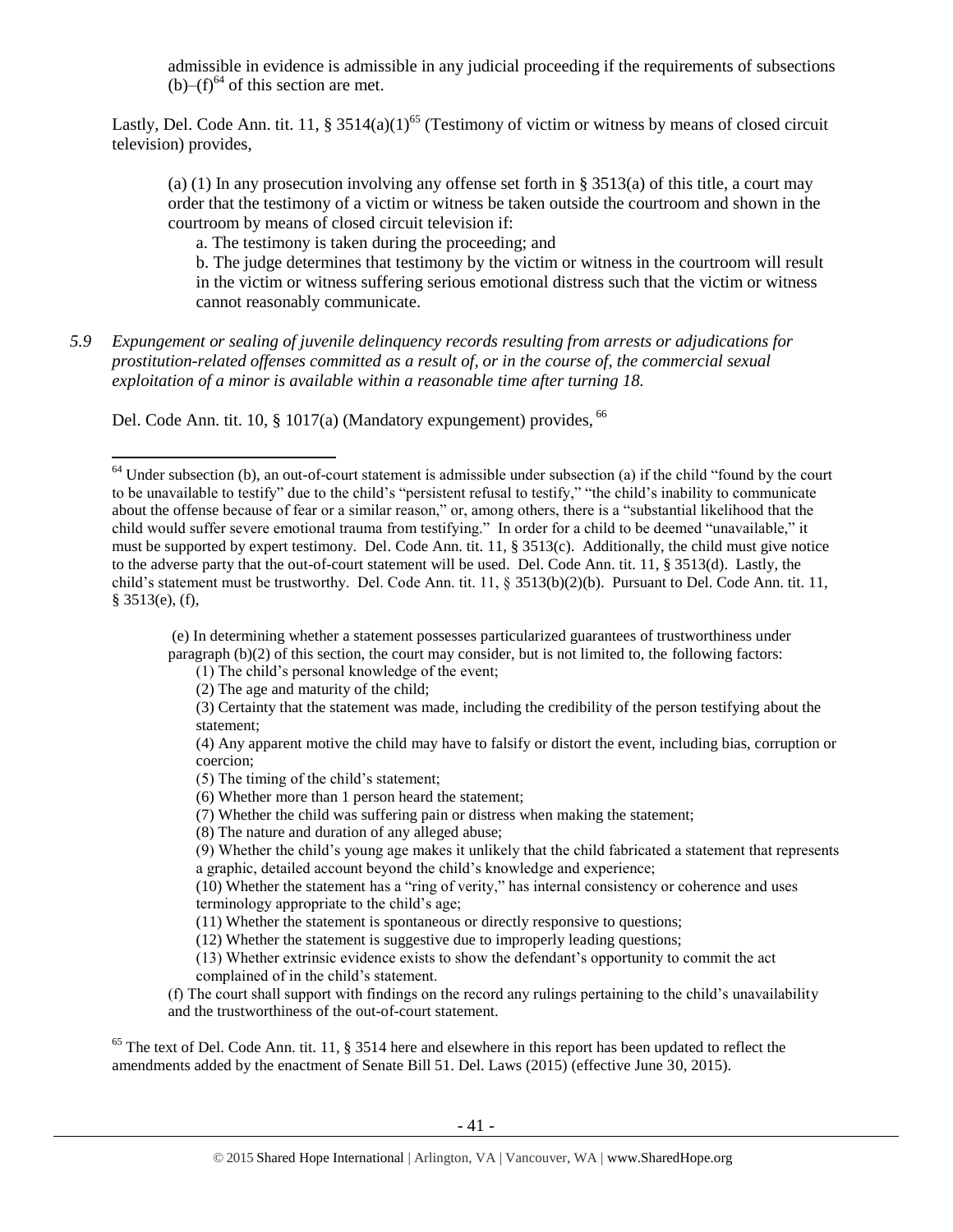admissible in evidence is admissible in any judicial proceeding if the requirements of subsections (b)–(f)[64] of this section are met.

Lastly, Del. Code Ann. tit. 11, § 3514(a)(1)[65] (Testimony of victim or witness by means of closed circuit television) provides,

> (a) (1) In any prosecution involving any offense set forth in § 3513(a) of this title, a court may order that the testimony of a victim or witness be taken outside the courtroom and shown in the courtroom by means of closed circuit television if:
>
> a. The testimony is taken during the proceeding; and
>
> b. The judge determines that testimony by the victim or witness in the courtroom will result in the victim or witness suffering serious emotional distress such that the victim or witness cannot reasonably communicate.

*5.9 Expungement or sealing of juvenile delinquency records resulting from arrests or adjudications for prostitution-related offenses committed as a result of, or in the course of, the commercial sexual exploitation of a minor is available within a reasonable time after turning 18.*

Del. Code Ann. tit. 10, § 1017(a) (Mandatory expungement) provides, [66]

---

[64] Under subsection (b), an out-of-court statement is admissible under subsection (a) if the child "found by the court to be unavailable to testify" due to the child's "persistent refusal to testify," "the child's inability to communicate about the offense because of fear or a similar reason," or, among others, there is a "substantial likelihood that the child would suffer severe emotional trauma from testifying." In order for a child to be deemed "unavailable," it must be supported by expert testimony. Del. Code Ann. tit. 11, § 3513(c). Additionally, the child must give notice to the adverse party that the out-of-court statement will be used. Del. Code Ann. tit. 11, § 3513(d). Lastly, the child's statement must be trustworthy. Del. Code Ann. tit. 11, § 3513(b)(2)(b). Pursuant to Del. Code Ann. tit. 11, § 3513(e), (f),

> (e) In determining whether a statement possesses particularized guarantees of trustworthiness under paragraph (b)(2) of this section, the court may consider, but is not limited to, the following factors:
>
> (1) The child's personal knowledge of the event;
>
> (2) The age and maturity of the child;
>
> (3) Certainty that the statement was made, including the credibility of the person testifying about the statement;
>
> (4) Any apparent motive the child may have to falsify or distort the event, including bias, corruption or coercion;
>
> (5) The timing of the child's statement;
>
> (6) Whether more than 1 person heard the statement;
>
> (7) Whether the child was suffering pain or distress when making the statement;
>
> (8) The nature and duration of any alleged abuse;
>
> (9) Whether the child's young age makes it unlikely that the child fabricated a statement that represents a graphic, detailed account beyond the child's knowledge and experience;
>
> (10) Whether the statement has a "ring of verity," has internal consistency or coherence and uses terminology appropriate to the child's age;
>
> (11) Whether the statement is spontaneous or directly responsive to questions;
>
> (12) Whether the statement is suggestive due to improperly leading questions;
>
> (13) Whether extrinsic evidence exists to show the defendant's opportunity to commit the act complained of in the child's statement.
>
> (f) The court shall support with findings on the record any rulings pertaining to the child's unavailability and the trustworthiness of the out-of-court statement.

[65] The text of Del. Code Ann. tit. 11, § 3514 here and elsewhere in this report has been updated to reflect the amendments added by the enactment of Senate Bill 51. Del. Laws (2015) (effective June 30, 2015).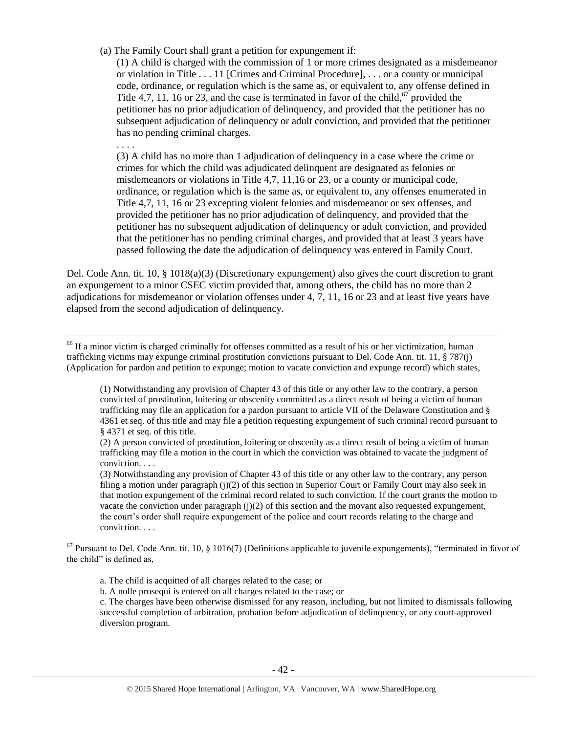(a) The Family Court shall grant a petition for expungement if:

(1) A child is charged with the commission of 1 or more crimes designated as a misdemeanor or violation in Title . . . 11 [Crimes and Criminal Procedure], . . . or a county or municipal code, ordinance, or regulation which is the same as, or equivalent to, any offense defined in Title 4,7, 11, 16 or 23, and the case is terminated in favor of the child,[67] provided the petitioner has no prior adjudication of delinquency, and provided that the petitioner has no subsequent adjudication of delinquency or adult conviction, and provided that the petitioner has no pending criminal charges.

. . . .

(3) A child has no more than 1 adjudication of delinquency in a case where the crime or crimes for which the child was adjudicated delinquent are designated as felonies or misdemeanors or violations in Title 4,7, 11,16 or 23, or a county or municipal code, ordinance, or regulation which is the same as, or equivalent to, any offenses enumerated in Title 4,7, 11, 16 or 23 excepting violent felonies and misdemeanor or sex offenses, and provided the petitioner has no prior adjudication of delinquency, and provided that the petitioner has no subsequent adjudication of delinquency or adult conviction, and provided that the petitioner has no pending criminal charges, and provided that at least 3 years have passed following the date the adjudication of delinquency was entered in Family Court.

Del. Code Ann. tit. 10, § 1018(a)(3) (Discretionary expungement) also gives the court discretion to grant an expungement to a minor CSEC victim provided that, among others, the child has no more than 2 adjudications for misdemeanor or violation offenses under 4, 7, 11, 16 or 23 and at least five years have elapsed from the second adjudication of delinquency.

---

[66] If a minor victim is charged criminally for offenses committed as a result of his or her victimization, human trafficking victims may expunge criminal prostitution convictions pursuant to Del. Code Ann. tit. 11, § 787(j) (Application for pardon and petition to expunge; motion to vacate conviction and expunge record) which states,

> (1) Notwithstanding any provision of Chapter 43 of this title or any other law to the contrary, a person convicted of prostitution, loitering or obscenity committed as a direct result of being a victim of human trafficking may file an application for a pardon pursuant to article VII of the Delaware Constitution and § 4361 et seq. of this title and may file a petition requesting expungement of such criminal record pursuant to § 4371 et seq. of this title.
>
> (2) A person convicted of prostitution, loitering or obscenity as a direct result of being a victim of human trafficking may file a motion in the court in which the conviction was obtained to vacate the judgment of conviction. . . .
>
> (3) Notwithstanding any provision of Chapter 43 of this title or any other law to the contrary, any person filing a motion under paragraph (j)(2) of this section in Superior Court or Family Court may also seek in that motion expungement of the criminal record related to such conviction. If the court grants the motion to vacate the conviction under paragraph (j)(2) of this section and the movant also requested expungement, the court's order shall require expungement of the police and court records relating to the charge and conviction. . . .

[67] Pursuant to Del. Code Ann. tit. 10, § 1016(7) (Definitions applicable to juvenile expungements), "terminated in favor of the child" is defined as,

> a. The child is acquitted of all charges related to the case; or
>
> b. A nolle prosequi is entered on all charges related to the case; or
>
> c. The charges have been otherwise dismissed for any reason, including, but not limited to dismissals following successful completion of arbitration, probation before adjudication of delinquency, or any court-approved diversion program.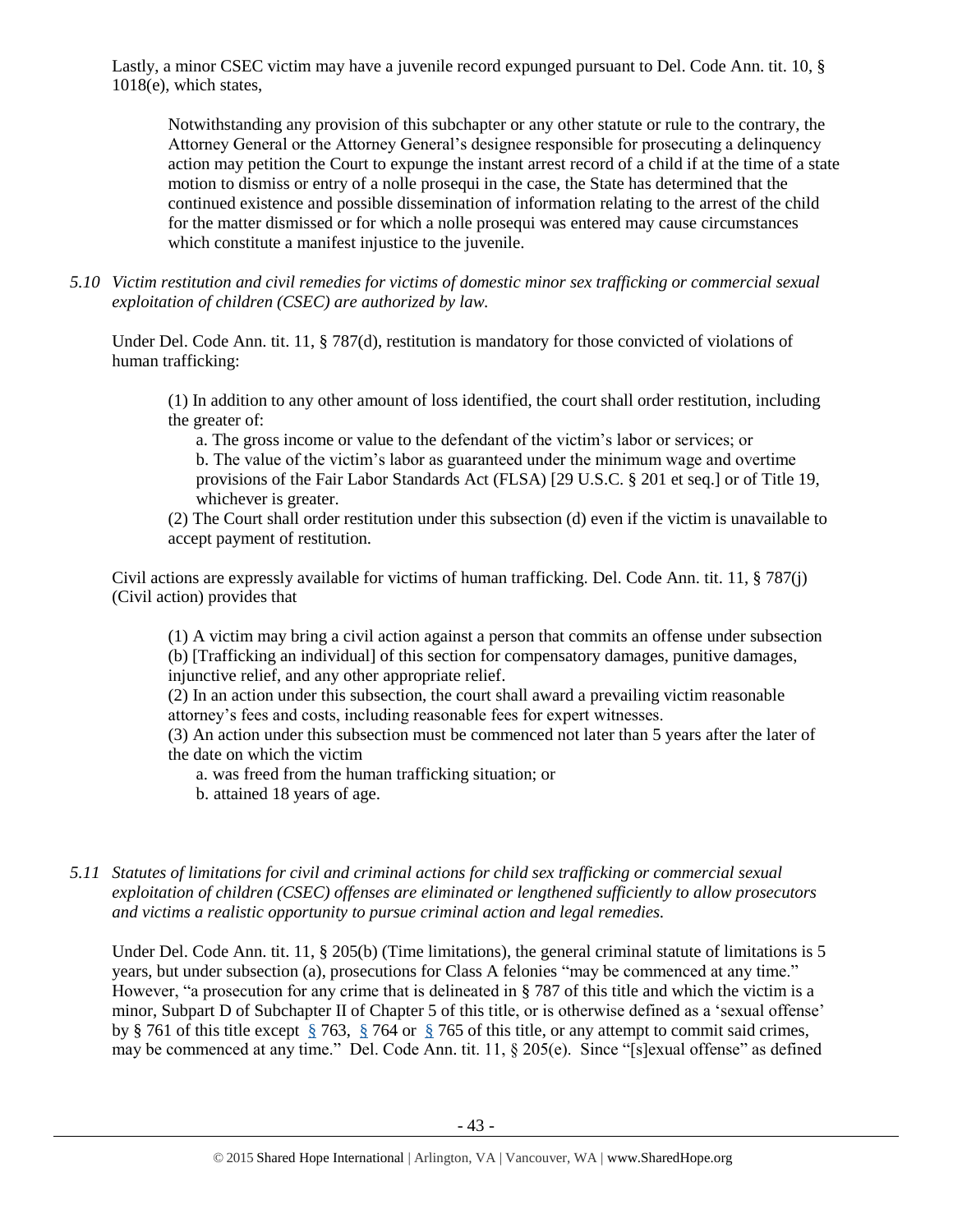Lastly, a minor CSEC victim may have a juvenile record expunged pursuant to Del. Code Ann. tit. 10, § 1018(e), which states,

> Notwithstanding any provision of this subchapter or any other statute or rule to the contrary, the Attorney General or the Attorney General's designee responsible for prosecuting a delinquency action may petition the Court to expunge the instant arrest record of a child if at the time of a state motion to dismiss or entry of a nolle prosequi in the case, the State has determined that the continued existence and possible dissemination of information relating to the arrest of the child for the matter dismissed or for which a nolle prosequi was entered may cause circumstances which constitute a manifest injustice to the juvenile.

*5.10 Victim restitution and civil remedies for victims of domestic minor sex trafficking or commercial sexual exploitation of children (CSEC) are authorized by law.*

Under Del. Code Ann. tit. 11, § 787(d), restitution is mandatory for those convicted of violations of human trafficking:

> (1) In addition to any other amount of loss identified, the court shall order restitution, including the greater of:
>
> a. The gross income or value to the defendant of the victim's labor or services; or
>
> b. The value of the victim's labor as guaranteed under the minimum wage and overtime provisions of the Fair Labor Standards Act (FLSA) [29 U.S.C. § 201 et seq.] or of Title 19, whichever is greater.
>
> (2) The Court shall order restitution under this subsection (d) even if the victim is unavailable to accept payment of restitution.

Civil actions are expressly available for victims of human trafficking. Del. Code Ann. tit. 11, § 787(j) (Civil action) provides that

> (1) A victim may bring a civil action against a person that commits an offense under subsection (b) [Trafficking an individual] of this section for compensatory damages, punitive damages, injunctive relief, and any other appropriate relief.
>
> (2) In an action under this subsection, the court shall award a prevailing victim reasonable attorney's fees and costs, including reasonable fees for expert witnesses.
>
> (3) An action under this subsection must be commenced not later than 5 years after the later of the date on which the victim
>
> a. was freed from the human trafficking situation; or
>
> b. attained 18 years of age.

*5.11 Statutes of limitations for civil and criminal actions for child sex trafficking or commercial sexual exploitation of children (CSEC) offenses are eliminated or lengthened sufficiently to allow prosecutors and victims a realistic opportunity to pursue criminal action and legal remedies.*

Under Del. Code Ann. tit. 11, § 205(b) (Time limitations), the general criminal statute of limitations is 5 years, but under subsection (a), prosecutions for Class A felonies "may be commenced at any time." However, "a prosecution for any crime that is delineated in § 787 of this title and which the victim is a minor, Subpart D of Subchapter II of Chapter 5 of this title, or is otherwise defined as a 'sexual offense' by § 761 of this title except § 763, § 764 or § 765 of this title, or any attempt to commit said crimes, may be commenced at any time." Del. Code Ann. tit. 11, § 205(e). Since "[s]exual offense" as defined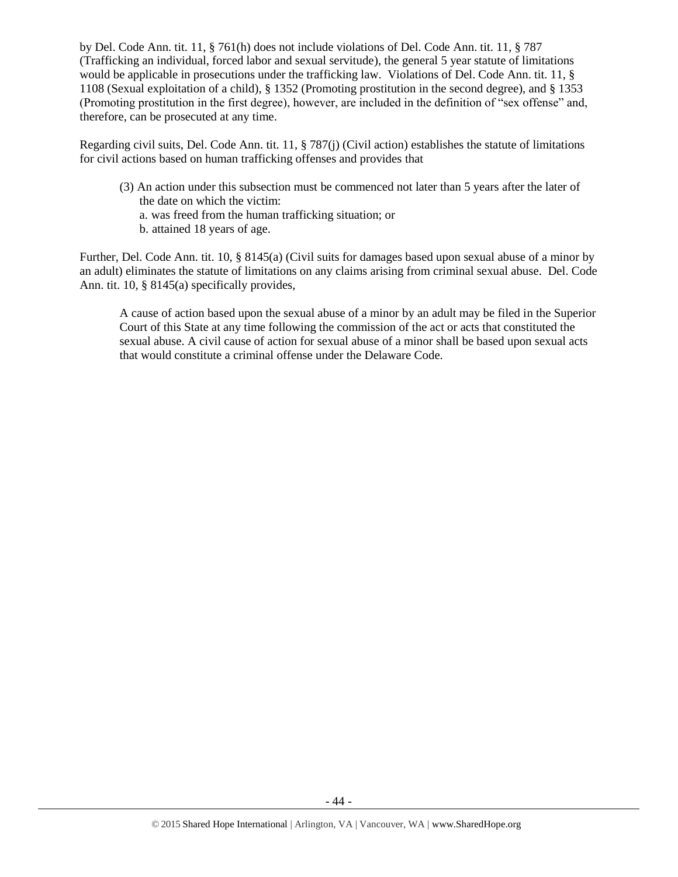by Del. Code Ann. tit. 11, § 761(h) does not include violations of Del. Code Ann. tit. 11, § 787 (Trafficking an individual, forced labor and sexual servitude), the general 5 year statute of limitations would be applicable in prosecutions under the trafficking law. Violations of Del. Code Ann. tit. 11, § 1108 (Sexual exploitation of a child), § 1352 (Promoting prostitution in the second degree), and § 1353 (Promoting prostitution in the first degree), however, are included in the definition of "sex offense" and, therefore, can be prosecuted at any time.

Regarding civil suits, Del. Code Ann. tit. 11, § 787(j) (Civil action) establishes the statute of limitations for civil actions based on human trafficking offenses and provides that

> (3) An action under this subsection must be commenced not later than 5 years after the later of the date on which the victim:
> a. was freed from the human trafficking situation; or
> b. attained 18 years of age.

Further, Del. Code Ann. tit. 10, § 8145(a) (Civil suits for damages based upon sexual abuse of a minor by an adult) eliminates the statute of limitations on any claims arising from criminal sexual abuse. Del. Code Ann. tit. 10, § 8145(a) specifically provides,

> A cause of action based upon the sexual abuse of a minor by an adult may be filed in the Superior Court of this State at any time following the commission of the act or acts that constituted the sexual abuse. A civil cause of action for sexual abuse of a minor shall be based upon sexual acts that would constitute a criminal offense under the Delaware Code.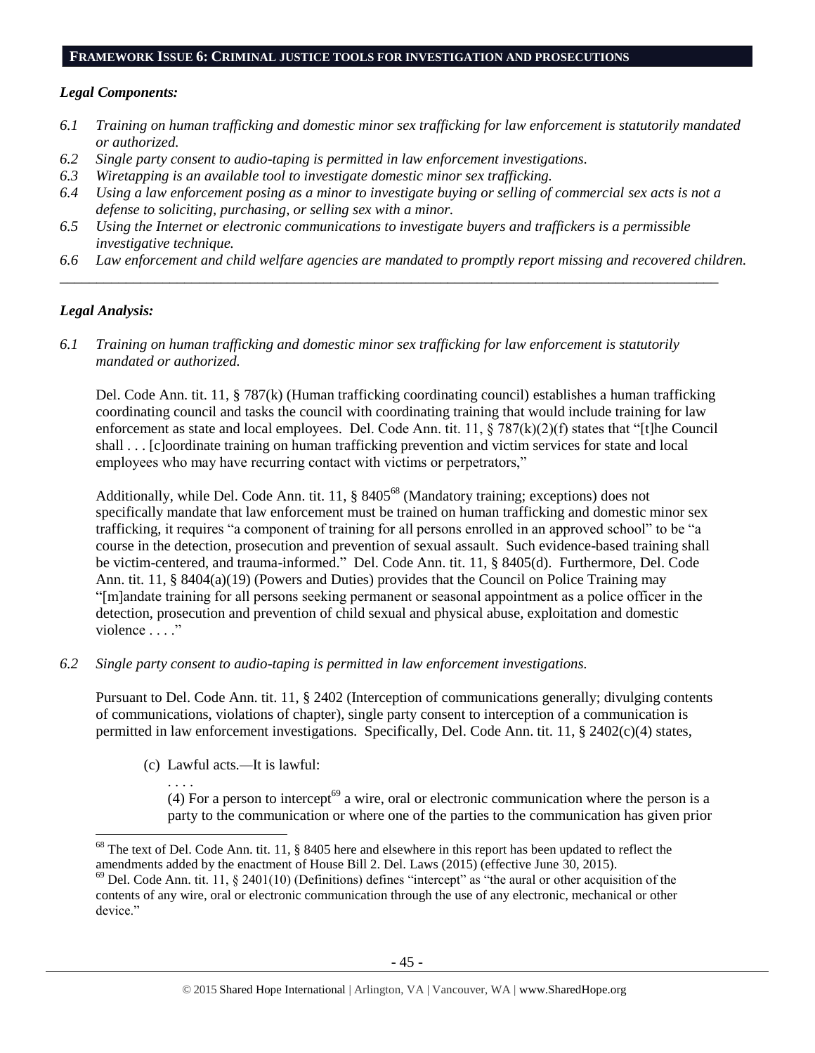## FRAMEWORK ISSUE 6: CRIMINAL JUSTICE TOOLS FOR INVESTIGATION AND PROSECUTIONS

### *Legal Components:*

*6.1 Training on human trafficking and domestic minor sex trafficking for law enforcement is statutorily mandated or authorized.*

*6.2 Single party consent to audio-taping is permitted in law enforcement investigations.*

*6.3 Wiretapping is an available tool to investigate domestic minor sex trafficking.*

*6.4 Using a law enforcement posing as a minor to investigate buying or selling of commercial sex acts is not a defense to soliciting, purchasing, or selling sex with a minor.*

*6.5 Using the Internet or electronic communications to investigate buyers and traffickers is a permissible investigative technique.*

*6.6 Law enforcement and child welfare agencies are mandated to promptly report missing and recovered children.*

---

### *Legal Analysis:*

*6.1 Training on human trafficking and domestic minor sex trafficking for law enforcement is statutorily mandated or authorized.*

Del. Code Ann. tit. 11, § 787(k) (Human trafficking coordinating council) establishes a human trafficking coordinating council and tasks the council with coordinating training that would include training for law enforcement as state and local employees. Del. Code Ann. tit. 11, § 787(k)(2)(f) states that "[t]he Council shall . . . [c]oordinate training on human trafficking prevention and victim services for state and local employees who may have recurring contact with victims or perpetrators,"

Additionally, while Del. Code Ann. tit. 11, § 8405[68] (Mandatory training; exceptions) does not specifically mandate that law enforcement must be trained on human trafficking and domestic minor sex trafficking, it requires "a component of training for all persons enrolled in an approved school" to be "a course in the detection, prosecution and prevention of sexual assault. Such evidence-based training shall be victim-centered, and trauma-informed." Del. Code Ann. tit. 11, § 8405(d). Furthermore, Del. Code Ann. tit. 11, § 8404(a)(19) (Powers and Duties) provides that the Council on Police Training may "[m]andate training for all persons seeking permanent or seasonal appointment as a police officer in the detection, prosecution and prevention of child sexual and physical abuse, exploitation and domestic violence . . . ."

*6.2 Single party consent to audio-taping is permitted in law enforcement investigations.*

Pursuant to Del. Code Ann. tit. 11, § 2402 (Interception of communications generally; divulging contents of communications, violations of chapter), single party consent to interception of a communication is permitted in law enforcement investigations. Specifically, Del. Code Ann. tit. 11, § 2402(c)(4) states,

> (c) Lawful acts.—It is lawful:
>
> . . . .
>
> (4) For a person to intercept[69] a wire, oral or electronic communication where the person is a party to the communication or where one of the parties to the communication has given prior

---

[68] The text of Del. Code Ann. tit. 11, § 8405 here and elsewhere in this report has been updated to reflect the amendments added by the enactment of House Bill 2. Del. Laws (2015) (effective June 30, 2015).

[69] Del. Code Ann. tit. 11, § 2401(10) (Definitions) defines "intercept" as "the aural or other acquisition of the contents of any wire, oral or electronic communication through the use of any electronic, mechanical or other device."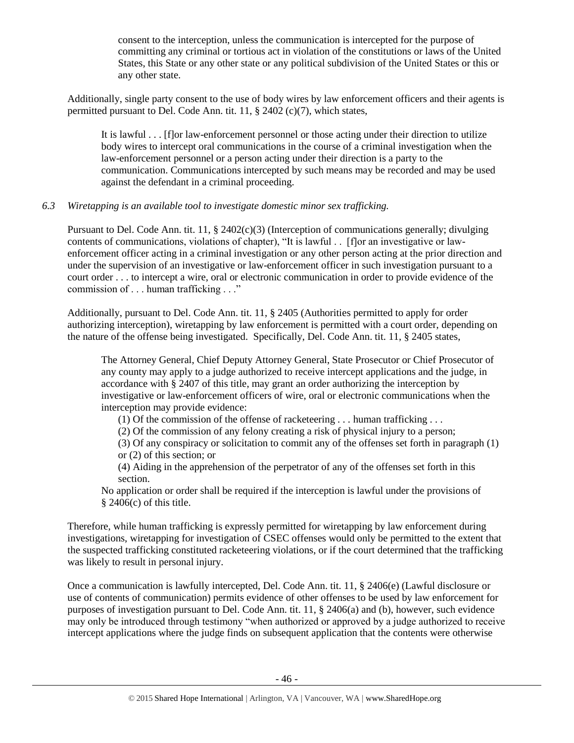> consent to the interception, unless the communication is intercepted for the purpose of committing any criminal or tortious act in violation of the constitutions or laws of the United States, this State or any other state or any political subdivision of the United States or this or any other state.

Additionally, single party consent to the use of body wires by law enforcement officers and their agents is permitted pursuant to Del. Code Ann. tit. 11, § 2402 (c)(7), which states,

> It is lawful . . . [f]or law-enforcement personnel or those acting under their direction to utilize body wires to intercept oral communications in the course of a criminal investigation when the law-enforcement personnel or a person acting under their direction is a party to the communication. Communications intercepted by such means may be recorded and may be used against the defendant in a criminal proceeding.

*6.3 Wiretapping is an available tool to investigate domestic minor sex trafficking.*

Pursuant to Del. Code Ann. tit. 11, § 2402(c)(3) (Interception of communications generally; divulging contents of communications, violations of chapter), "It is lawful . . [f]or an investigative or law-enforcement officer acting in a criminal investigation or any other person acting at the prior direction and under the supervision of an investigative or law-enforcement officer in such investigation pursuant to a court order . . . to intercept a wire, oral or electronic communication in order to provide evidence of the commission of . . . human trafficking . . ."

Additionally, pursuant to Del. Code Ann. tit. 11, § 2405 (Authorities permitted to apply for order authorizing interception), wiretapping by law enforcement is permitted with a court order, depending on the nature of the offense being investigated. Specifically, Del. Code Ann. tit. 11, § 2405 states,

> The Attorney General, Chief Deputy Attorney General, State Prosecutor or Chief Prosecutor of any county may apply to a judge authorized to receive intercept applications and the judge, in accordance with § 2407 of this title, may grant an order authorizing the interception by investigative or law-enforcement officers of wire, oral or electronic communications when the interception may provide evidence:
>
> (1) Of the commission of the offense of racketeering . . . human trafficking . . .
>
> (2) Of the commission of any felony creating a risk of physical injury to a person;
>
> (3) Of any conspiracy or solicitation to commit any of the offenses set forth in paragraph (1) or (2) of this section; or
>
> (4) Aiding in the apprehension of the perpetrator of any of the offenses set forth in this section.
>
> No application or order shall be required if the interception is lawful under the provisions of § 2406(c) of this title.

Therefore, while human trafficking is expressly permitted for wiretapping by law enforcement during investigations, wiretapping for investigation of CSEC offenses would only be permitted to the extent that the suspected trafficking constituted racketeering violations, or if the court determined that the trafficking was likely to result in personal injury.

Once a communication is lawfully intercepted, Del. Code Ann. tit. 11, § 2406(e) (Lawful disclosure or use of contents of communication) permits evidence of other offenses to be used by law enforcement for purposes of investigation pursuant to Del. Code Ann. tit. 11, § 2406(a) and (b), however, such evidence may only be introduced through testimony "when authorized or approved by a judge authorized to receive intercept applications where the judge finds on subsequent application that the contents were otherwise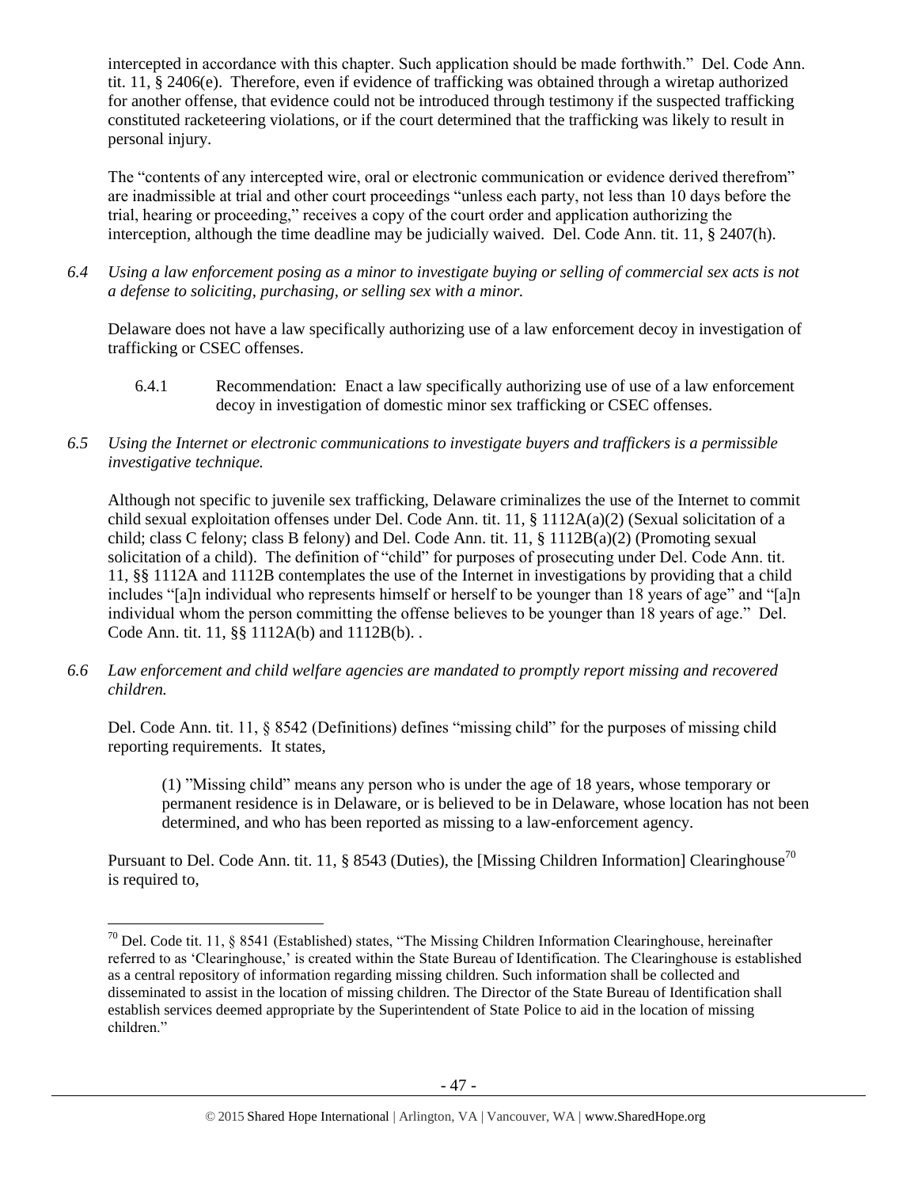intercepted in accordance with this chapter. Such application should be made forthwith." Del. Code Ann. tit. 11, § 2406(e). Therefore, even if evidence of trafficking was obtained through a wiretap authorized for another offense, that evidence could not be introduced through testimony if the suspected trafficking constituted racketeering violations, or if the court determined that the trafficking was likely to result in personal injury.

The "contents of any intercepted wire, oral or electronic communication or evidence derived therefrom" are inadmissible at trial and other court proceedings "unless each party, not less than 10 days before the trial, hearing or proceeding," receives a copy of the court order and application authorizing the interception, although the time deadline may be judicially waived. Del. Code Ann. tit. 11, § 2407(h).

*6.4 Using a law enforcement posing as a minor to investigate buying or selling of commercial sex acts is not a defense to soliciting, purchasing, or selling sex with a minor.*

Delaware does not have a law specifically authorizing use of a law enforcement decoy in investigation of trafficking or CSEC offenses.

6.4.1 Recommendation: Enact a law specifically authorizing use of use of a law enforcement decoy in investigation of domestic minor sex trafficking or CSEC offenses.

*6.5 Using the Internet or electronic communications to investigate buyers and traffickers is a permissible investigative technique.*

Although not specific to juvenile sex trafficking, Delaware criminalizes the use of the Internet to commit child sexual exploitation offenses under Del. Code Ann. tit. 11, § 1112A(a)(2) (Sexual solicitation of a child; class C felony; class B felony) and Del. Code Ann. tit. 11, § 1112B(a)(2) (Promoting sexual solicitation of a child). The definition of "child" for purposes of prosecuting under Del. Code Ann. tit. 11, §§ 1112A and 1112B contemplates the use of the Internet in investigations by providing that a child includes "[a]n individual who represents himself or herself to be younger than 18 years of age" and "[a]n individual whom the person committing the offense believes to be younger than 18 years of age." Del. Code Ann. tit. 11, §§ 1112A(b) and 1112B(b). .

*6.6 Law enforcement and child welfare agencies are mandated to promptly report missing and recovered children.*

Del. Code Ann. tit. 11, § 8542 (Definitions) defines "missing child" for the purposes of missing child reporting requirements. It states,

> (1) "Missing child" means any person who is under the age of 18 years, whose temporary or permanent residence is in Delaware, or is believed to be in Delaware, whose location has not been determined, and who has been reported as missing to a law-enforcement agency.

Pursuant to Del. Code Ann. tit. 11, § 8543 (Duties), the [Missing Children Information] Clearinghouse[70] is required to,

---

[70] Del. Code tit. 11, § 8541 (Established) states, "The Missing Children Information Clearinghouse, hereinafter referred to as 'Clearinghouse,' is created within the State Bureau of Identification. The Clearinghouse is established as a central repository of information regarding missing children. Such information shall be collected and disseminated to assist in the location of missing children. The Director of the State Bureau of Identification shall establish services deemed appropriate by the Superintendent of State Police to aid in the location of missing children."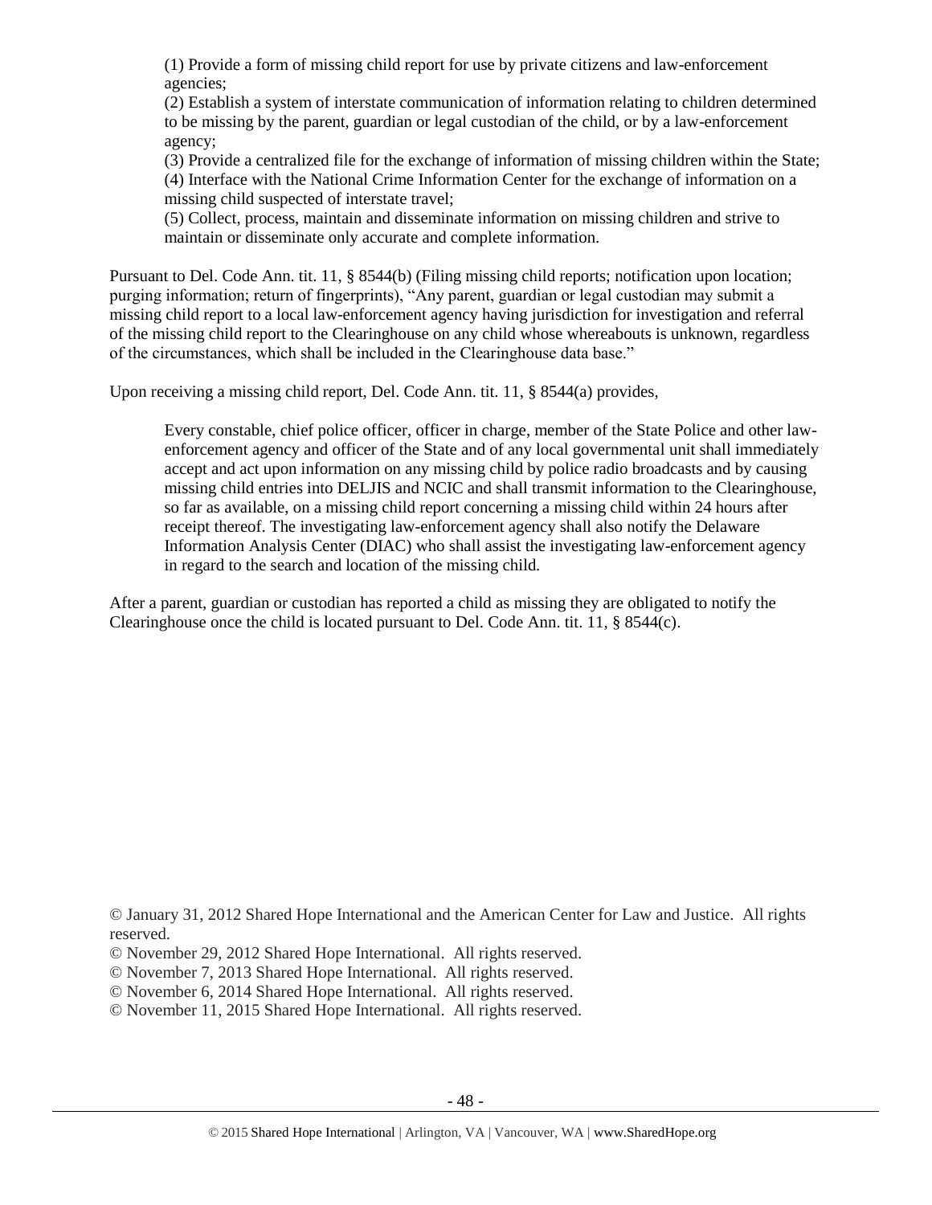(1) Provide a form of missing child report for use by private citizens and law-enforcement agencies;
(2) Establish a system of interstate communication of information relating to children determined to be missing by the parent, guardian or legal custodian of the child, or by a law-enforcement agency;
(3) Provide a centralized file for the exchange of information of missing children within the State;
(4) Interface with the National Crime Information Center for the exchange of information on a missing child suspected of interstate travel;
(5) Collect, process, maintain and disseminate information on missing children and strive to maintain or disseminate only accurate and complete information.

Pursuant to Del. Code Ann. tit. 11, § 8544(b) (Filing missing child reports; notification upon location; purging information; return of fingerprints), "Any parent, guardian or legal custodian may submit a missing child report to a local law-enforcement agency having jurisdiction for investigation and referral of the missing child report to the Clearinghouse on any child whose whereabouts is unknown, regardless of the circumstances, which shall be included in the Clearinghouse data base."

Upon receiving a missing child report, Del. Code Ann. tit. 11, § 8544(a) provides,

> Every constable, chief police officer, officer in charge, member of the State Police and other law-enforcement agency and officer of the State and of any local governmental unit shall immediately accept and act upon information on any missing child by police radio broadcasts and by causing missing child entries into DELJIS and NCIC and shall transmit information to the Clearinghouse, so far as available, on a missing child report concerning a missing child within 24 hours after receipt thereof. The investigating law-enforcement agency shall also notify the Delaware Information Analysis Center (DIAC) who shall assist the investigating law-enforcement agency in regard to the search and location of the missing child.

After a parent, guardian or custodian has reported a child as missing they are obligated to notify the Clearinghouse once the child is located pursuant to Del. Code Ann. tit. 11, § 8544(c).

© January 31, 2012 Shared Hope International and the American Center for Law and Justice. All rights reserved.
© November 29, 2012 Shared Hope International. All rights reserved.
© November 7, 2013 Shared Hope International. All rights reserved.
© November 6, 2014 Shared Hope International. All rights reserved.
© November 11, 2015 Shared Hope International. All rights reserved.